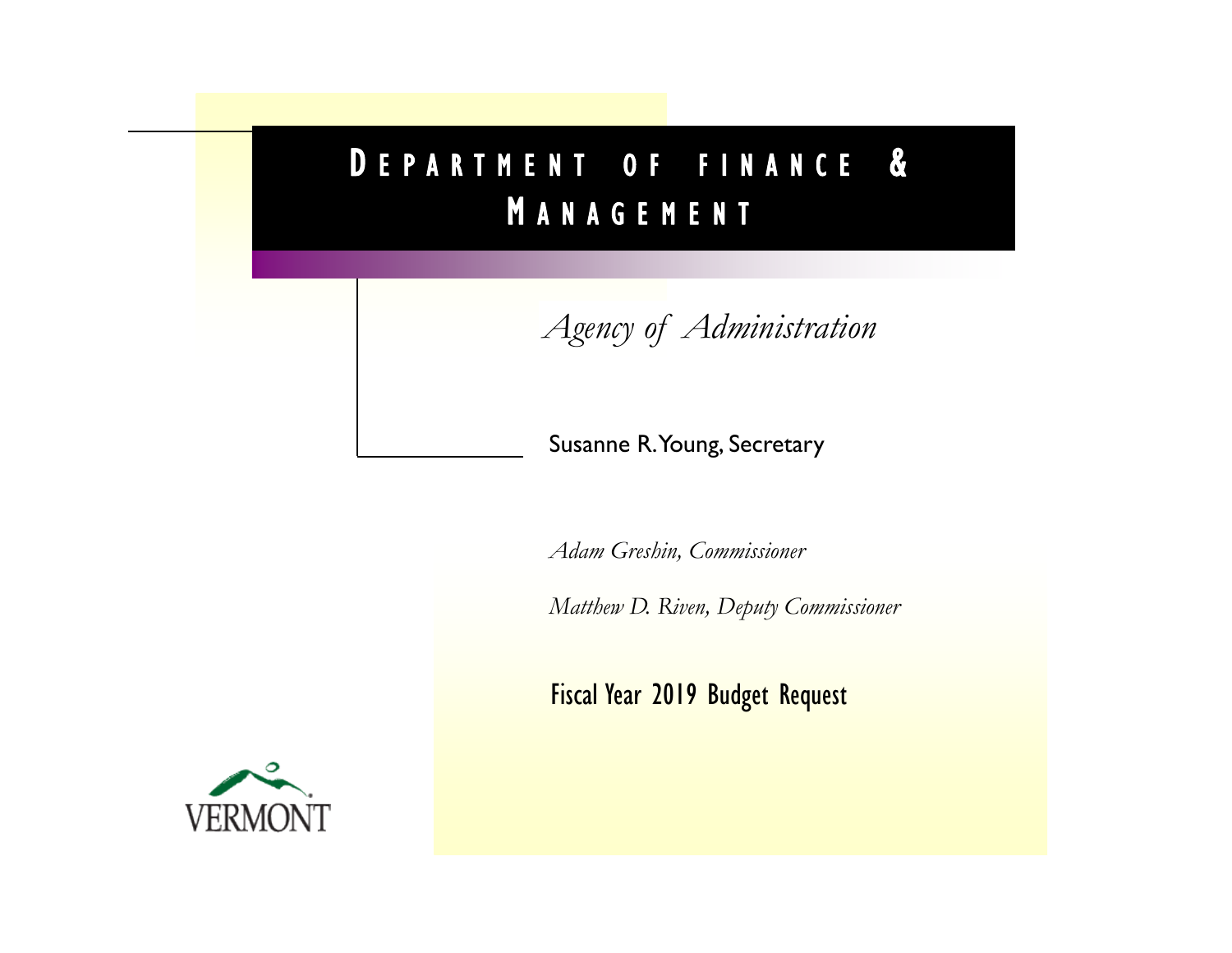# Department of Finance & Management

*Agency of Administration*

Susanne R. Young, Secretary

*Adam Greshin, Commissioner*

*Matthew D. Riven, Deputy Commissioner*

Fiscal Year 2019 Budget Request

VERMONT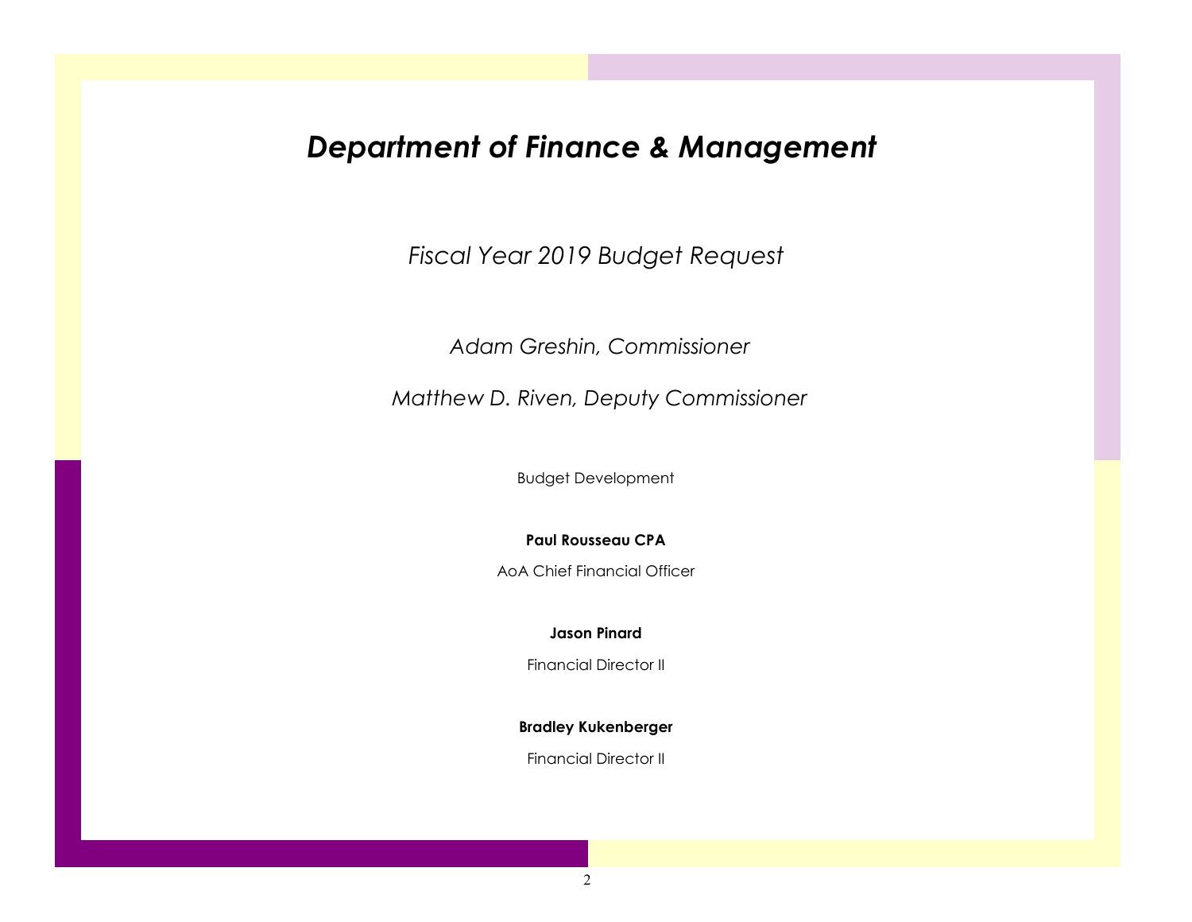# *Department of Finance & Management*

*Fiscal Year 2019 Budget Request*

*Adam Greshin, Commissioner*

*Matthew D. Riven, Deputy Commissioner*

Budget Development

**Paul Rousseau CPA**

AoA Chief Financial Officer

**Jason Pinard**

Financial Director II

**Bradley Kukenberger**

Financial Director II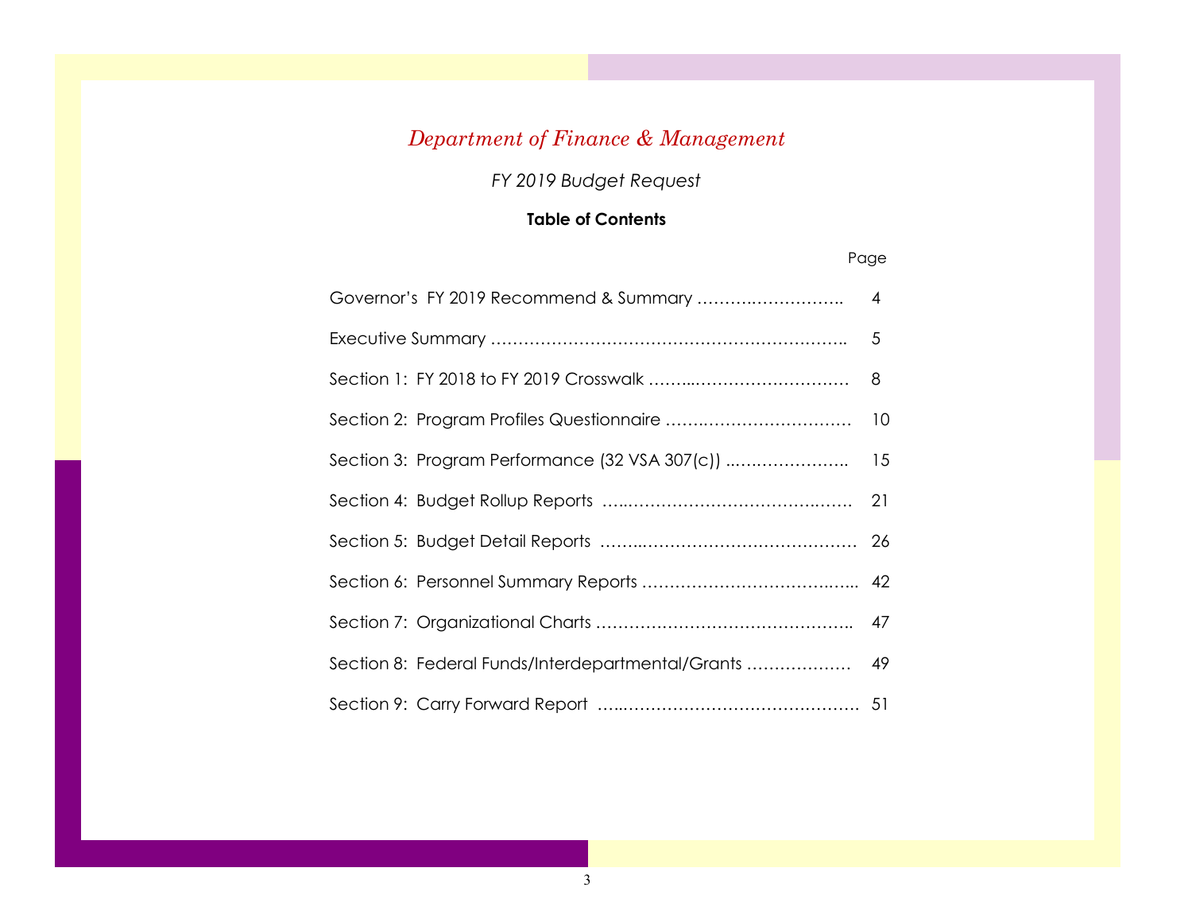# *Department of Finance & Management*

*FY 2019 Budget Request*

**Table of Contents**

| | Page |
|---|---|
| Governor's FY 2019 Recommend & Summary ……….…………….. | 4 |
| Executive Summary …………………………………………………….. | 5 |
| Section 1: FY 2018 to FY 2019 Crosswalk ……..………………………. | 8 |
| Section 2: Program Profiles Questionnaire …….………………………. | 10 |
| Section 3: Program Performance (32 VSA 307(c)) ..………………….. | 15 |
| Section 4: Budget Rollup Reports …..………………………….……. | 21 |
| Section 5: Budget Detail Reports ……..…………………………………. | 26 |
| Section 6: Personnel Summary Reports ……………………………..….. | 42 |
| Section 7: Organizational Charts ……………………………………….. | 47 |
| Section 8: Federal Funds/Interdepartmental/Grants ……………… | 49 |
| Section 9: Carry Forward Report …..……………………………………. | 51 |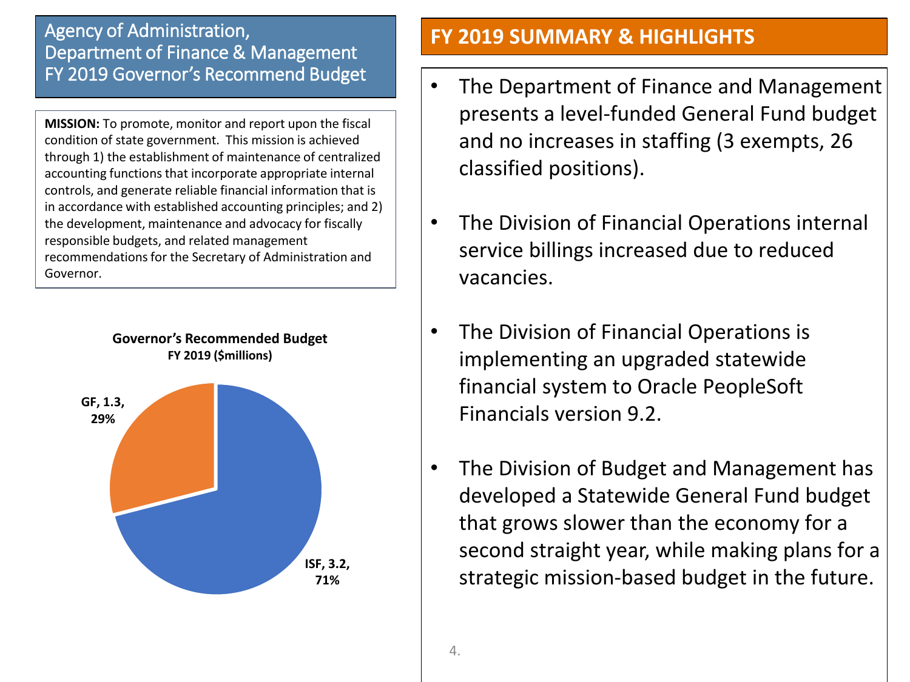# Agency of Administration, Department of Finance & Management FY 2019 Governor's Recommend Budget

**MISSION:** To promote, monitor and report upon the fiscal condition of state government. This mission is achieved through 1) the establishment of maintenance of centralized accounting functions that incorporate appropriate internal controls, and generate reliable financial information that is in accordance with established accounting principles; and 2) the development, maintenance and advocacy for fiscally responsible budgets, and related management recommendations for the Secretary of Administration and Governor.

**Governor's Recommended Budget**
**FY 2019 ($millions)**

| Fund | $millions | Share |
| --- | --- | --- |
| GF | 1.3 | 29% |
| ISF | 3.2 | 71% |

## FY 2019 SUMMARY & HIGHLIGHTS

- The Department of Finance and Management presents a level-funded General Fund budget and no increases in staffing (3 exempts, 26 classified positions).
- The Division of Financial Operations internal service billings increased due to reduced vacancies.
- The Division of Financial Operations is implementing an upgraded statewide financial system to Oracle PeopleSoft Financials version 9.2.
- The Division of Budget and Management has developed a Statewide General Fund budget that grows slower than the economy for a second straight year, while making plans for a strategic mission-based budget in the future.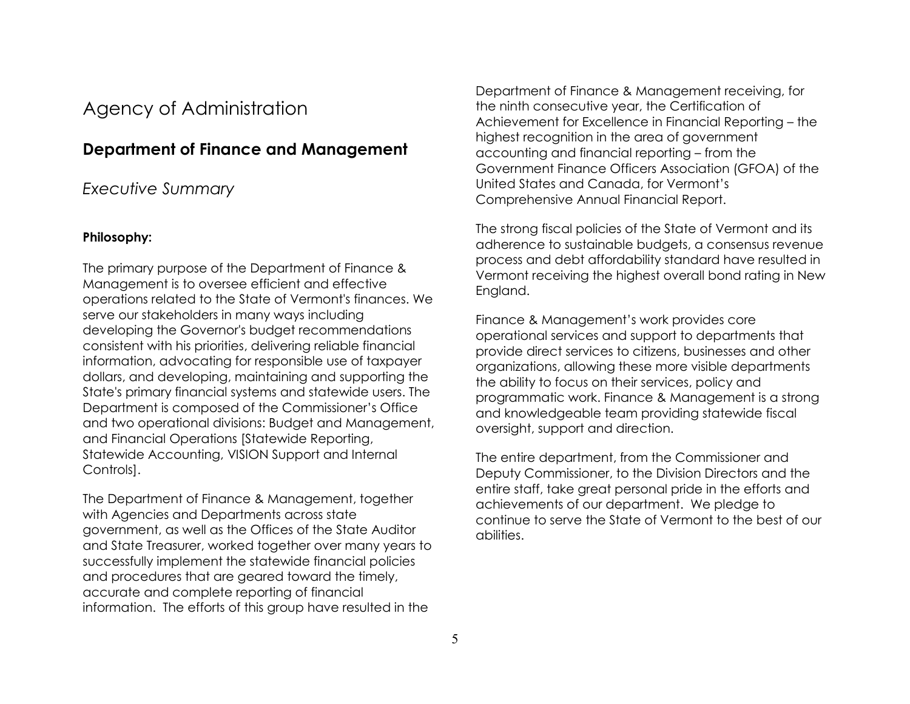# Agency of Administration

## Department of Finance and Management

*Executive Summary*

**Philosophy:**

The primary purpose of the Department of Finance & Management is to oversee efficient and effective operations related to the State of Vermont's finances. We serve our stakeholders in many ways including developing the Governor's budget recommendations consistent with his priorities, delivering reliable financial information, advocating for responsible use of taxpayer dollars, and developing, maintaining and supporting the State's primary financial systems and statewide users. The Department is composed of the Commissioner's Office and two operational divisions: Budget and Management, and Financial Operations [Statewide Reporting, Statewide Accounting, VISION Support and Internal Controls].

The Department of Finance & Management, together with Agencies and Departments across state government, as well as the Offices of the State Auditor and State Treasurer, worked together over many years to successfully implement the statewide financial policies and procedures that are geared toward the timely, accurate and complete reporting of financial information. The efforts of this group have resulted in the Department of Finance & Management receiving, for the ninth consecutive year, the Certification of Achievement for Excellence in Financial Reporting – the highest recognition in the area of government accounting and financial reporting – from the Government Finance Officers Association (GFOA) of the United States and Canada, for Vermont's Comprehensive Annual Financial Report.

The strong fiscal policies of the State of Vermont and its adherence to sustainable budgets, a consensus revenue process and debt affordability standard have resulted in Vermont receiving the highest overall bond rating in New England.

Finance & Management's work provides core operational services and support to departments that provide direct services to citizens, businesses and other organizations, allowing these more visible departments the ability to focus on their services, policy and programmatic work. Finance & Management is a strong and knowledgeable team providing statewide fiscal oversight, support and direction.

The entire department, from the Commissioner and Deputy Commissioner, to the Division Directors and the entire staff, take great personal pride in the efforts and achievements of our department. We pledge to continue to serve the State of Vermont to the best of our abilities.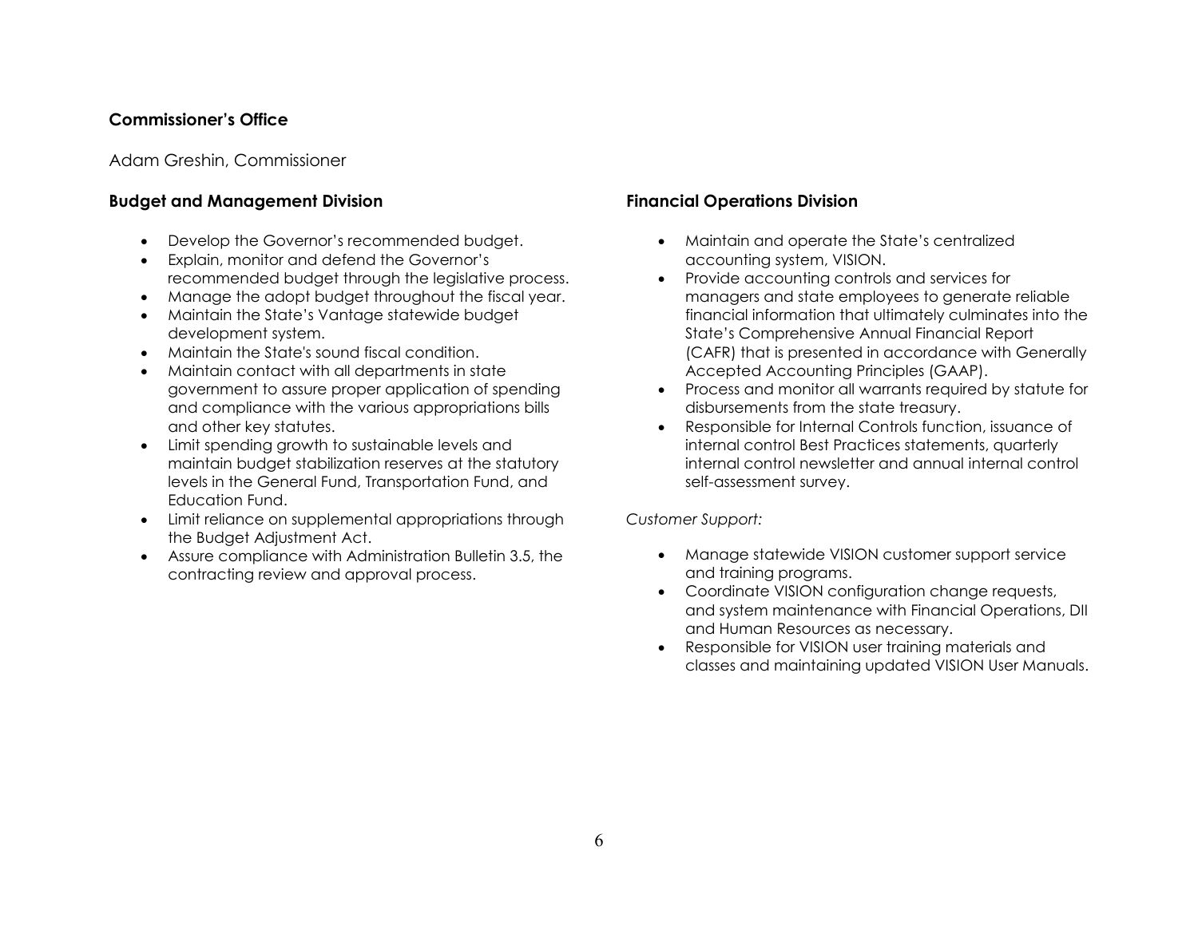**Commissioner's Office**

Adam Greshin, Commissioner

### Budget and Management Division

- Develop the Governor's recommended budget.
- Explain, monitor and defend the Governor's recommended budget through the legislative process.
- Manage the adopt budget throughout the fiscal year.
- Maintain the State's Vantage statewide budget development system.
- Maintain the State's sound fiscal condition.
- Maintain contact with all departments in state government to assure proper application of spending and compliance with the various appropriations bills and other key statutes.
- Limit spending growth to sustainable levels and maintain budget stabilization reserves at the statutory levels in the General Fund, Transportation Fund, and Education Fund.
- Limit reliance on supplemental appropriations through the Budget Adjustment Act.
- Assure compliance with Administration Bulletin 3.5, the contracting review and approval process.

### Financial Operations Division

- Maintain and operate the State's centralized accounting system, VISION.
- Provide accounting controls and services for managers and state employees to generate reliable financial information that ultimately culminates into the State's Comprehensive Annual Financial Report (CAFR) that is presented in accordance with Generally Accepted Accounting Principles (GAAP).
- Process and monitor all warrants required by statute for disbursements from the state treasury.
- Responsible for Internal Controls function, issuance of internal control Best Practices statements, quarterly internal control newsletter and annual internal control self-assessment survey.

*Customer Support:*

- Manage statewide VISION customer support service and training programs.
- Coordinate VISION configuration change requests, and system maintenance with Financial Operations, DII and Human Resources as necessary.
- Responsible for VISION user training materials and classes and maintaining updated VISION User Manuals.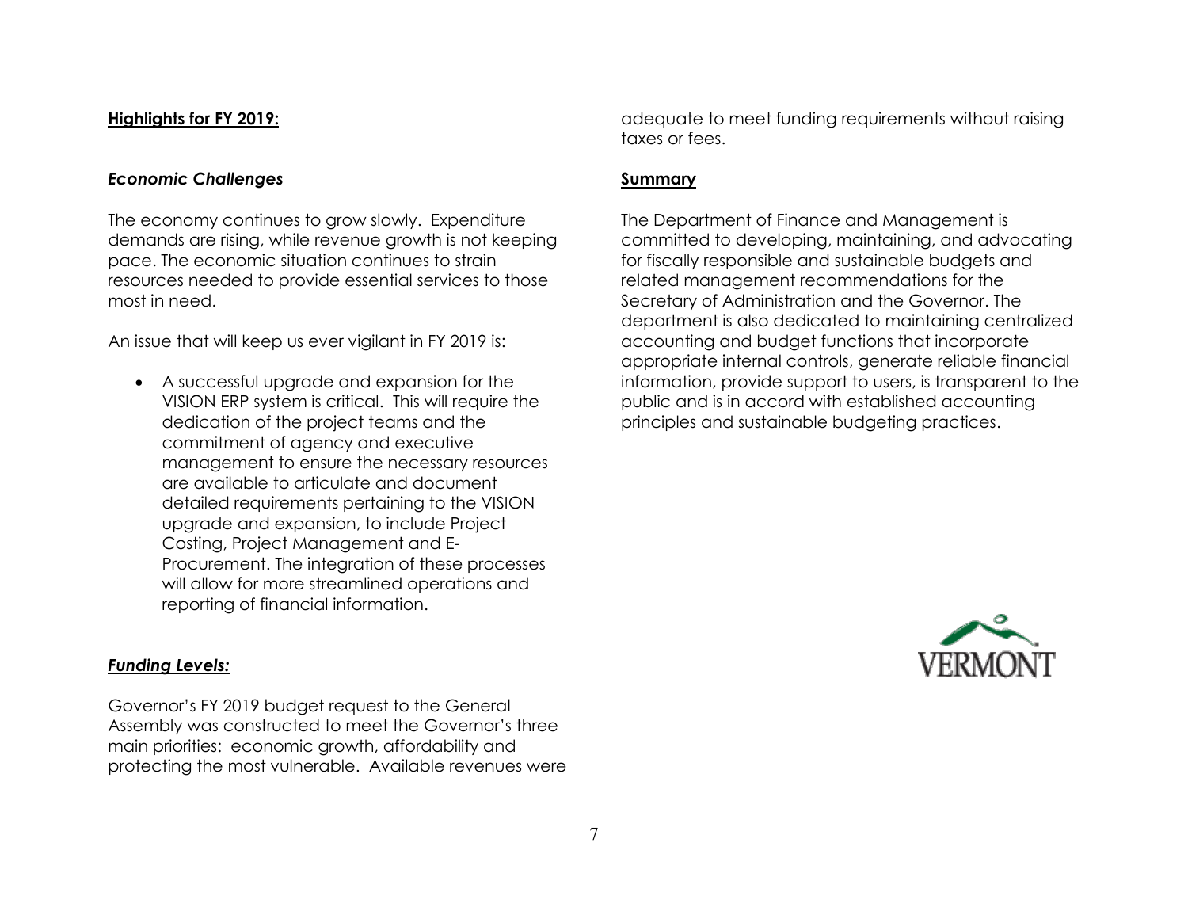**Highlights for FY 2019:**

***Economic Challenges***

The economy continues to grow slowly. Expenditure demands are rising, while revenue growth is not keeping pace. The economic situation continues to strain resources needed to provide essential services to those most in need.

An issue that will keep us ever vigilant in FY 2019 is:

- A successful upgrade and expansion for the VISION ERP system is critical. This will require the dedication of the project teams and the commitment of agency and executive management to ensure the necessary resources are available to articulate and document detailed requirements pertaining to the VISION upgrade and expansion, to include Project Costing, Project Management and E-Procurement. The integration of these processes will allow for more streamlined operations and reporting of financial information.

***Funding Levels:***

Governor's FY 2019 budget request to the General Assembly was constructed to meet the Governor's three main priorities: economic growth, affordability and protecting the most vulnerable. Available revenues were adequate to meet funding requirements without raising taxes or fees.

**Summary**

The Department of Finance and Management is committed to developing, maintaining, and advocating for fiscally responsible and sustainable budgets and related management recommendations for the Secretary of Administration and the Governor. The department is also dedicated to maintaining centralized accounting and budget functions that incorporate appropriate internal controls, generate reliable financial information, provide support to users, is transparent to the public and is in accord with established accounting principles and sustainable budgeting practices.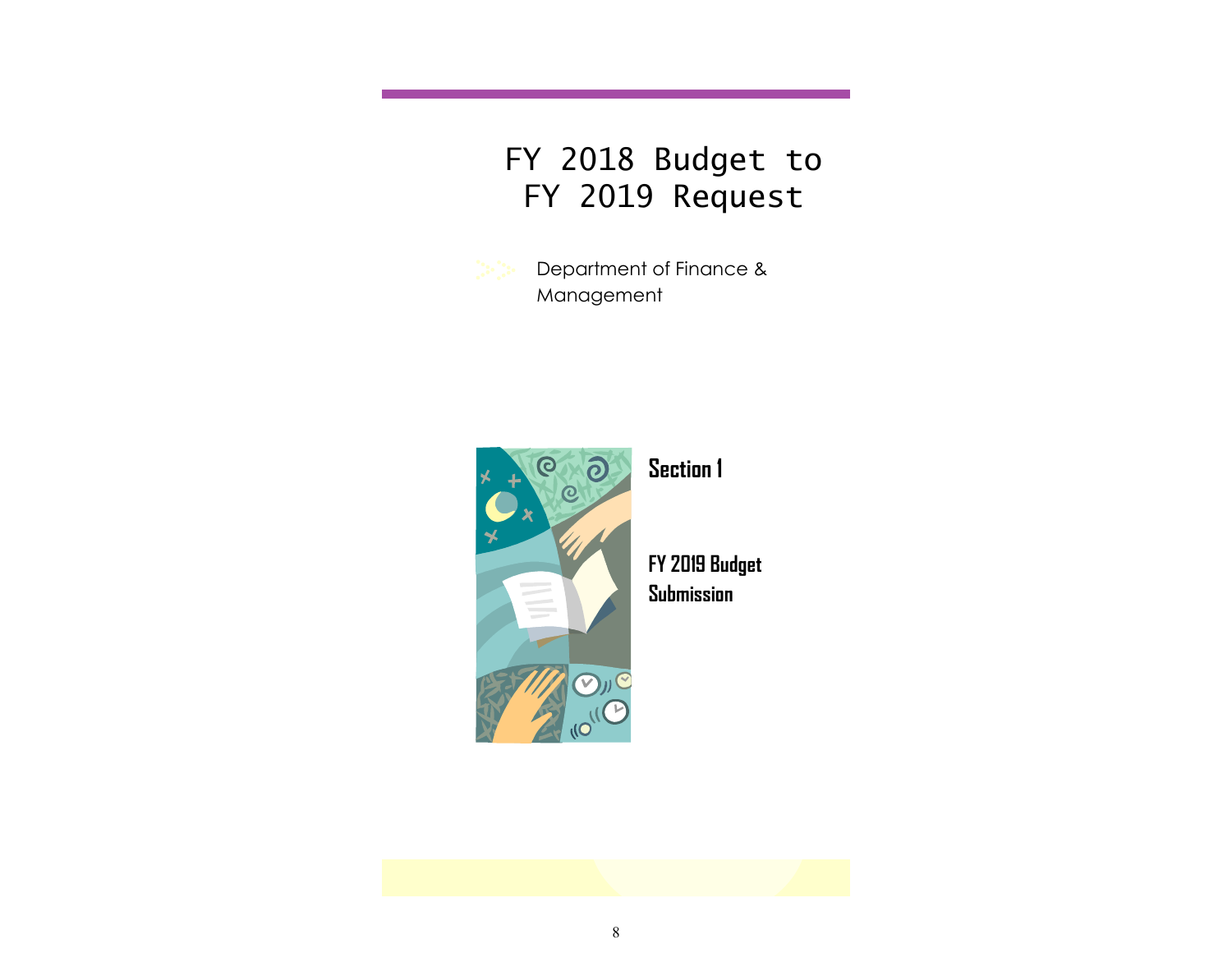# FY 2018 Budget to FY 2019 Request

Department of Finance & Management

## Section 1

**FY 2019 Budget Submission**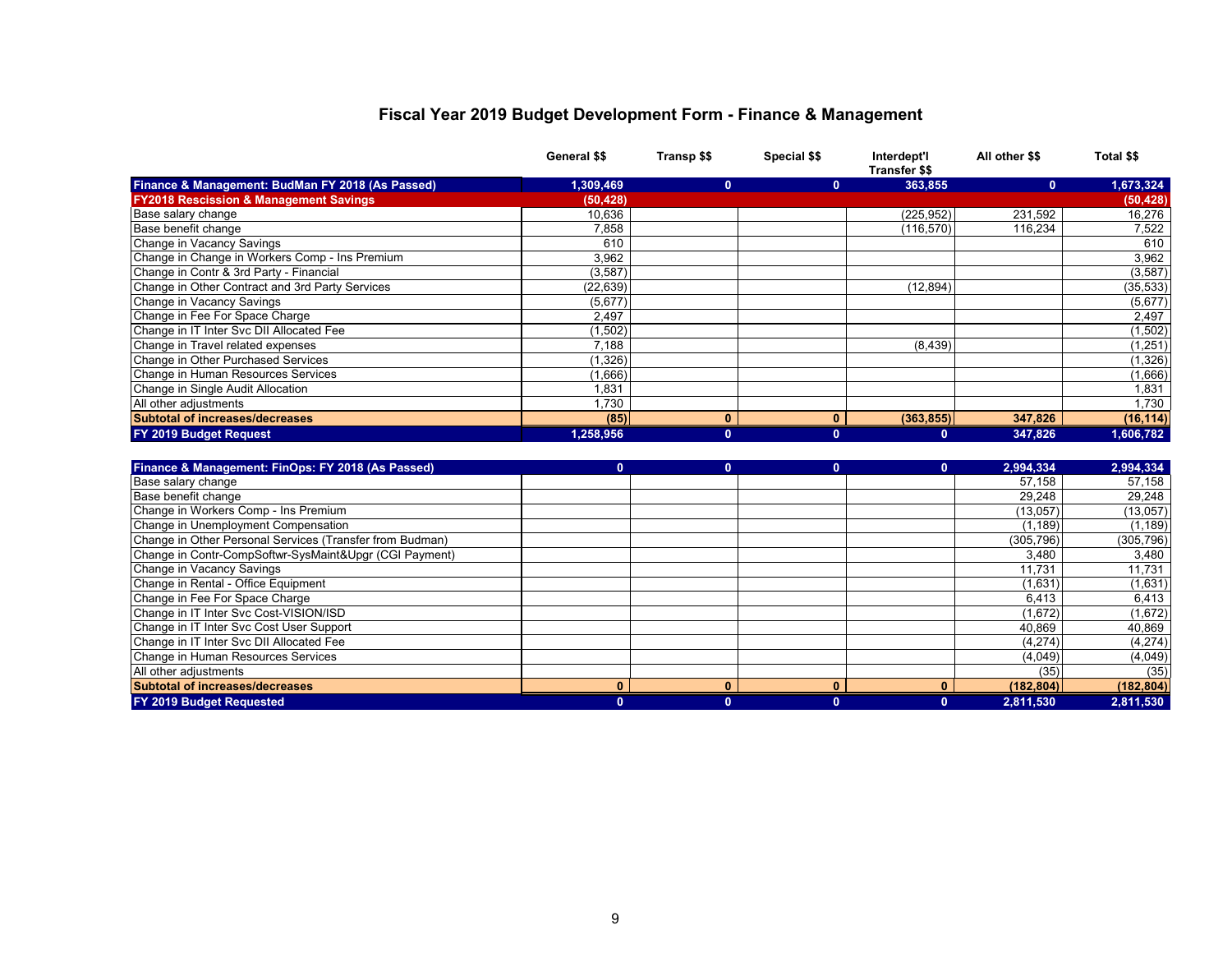# Fiscal Year 2019 Budget Development Form - Finance & Management

| | General $$ | Transp $$ | Special $$ | Interdept'l Transfer $$ | All other $$ | Total $$ |
|---|---|---|---|---|---|---|
| **Finance & Management: BudMan FY 2018 (As Passed)** | **1,309,469** | **0** | **0** | **363,855** | **0** | **1,673,324** |
| **FY2018 Rescission & Management Savings** | **(50,428)** | | | | | **(50,428)** |
| Base salary change | 10,636 | | | (225,952) | 231,592 | 16,276 |
| Base benefit change | 7,858 | | | (116,570) | 116,234 | 7,522 |
| Change in Vacancy Savings | 610 | | | | | 610 |
| Change in Change in Workers Comp - Ins Premium | 3,962 | | | | | 3,962 |
| Change in Contr & 3rd Party - Financial | (3,587) | | | | | (3,587) |
| Change in Other Contract and 3rd Party Services | (22,639) | | | (12,894) | | (35,533) |
| Change in Vacancy Savings | (5,677) | | | | | (5,677) |
| Change in Fee For Space Charge | 2,497 | | | | | 2,497 |
| Change in IT Inter Svc DII Allocated Fee | (1,502) | | | | | (1,502) |
| Change in Travel related expenses | 7,188 | | | (8,439) | | (1,251) |
| Change in Other Purchased Services | (1,326) | | | | | (1,326) |
| Change in Human Resources Services | (1,666) | | | | | (1,666) |
| Change in Single Audit Allocation | 1,831 | | | | | 1,831 |
| All other adjustments | 1,730 | | | | | 1,730 |
| **Subtotal of increases/decreases** | **(85)** | **0** | **0** | **(363,855)** | **347,826** | **(16,114)** |
| **FY 2019 Budget Request** | **1,258,956** | **0** | **0** | **0** | **347,826** | **1,606,782** |

| | General $$ | Transp $$ | Special $$ | Interdept'l Transfer $$ | All other $$ | Total $$ |
|---|---|---|---|---|---|---|
| **Finance & Management: FinOps: FY 2018 (As Passed)** | **0** | **0** | **0** | **0** | **2,994,334** | **2,994,334** |
| Base salary change | | | | | 57,158 | 57,158 |
| Base benefit change | | | | | 29,248 | 29,248 |
| Change in Workers Comp - Ins Premium | | | | | (13,057) | (13,057) |
| Change in Unemployment Compensation | | | | | (1,189) | (1,189) |
| Change in Other Personal Services (Transfer from Budman) | | | | | (305,796) | (305,796) |
| Change in Contr-CompSoftwr-SysMaint&Upgr (CGI Payment) | | | | | 3,480 | 3,480 |
| Change in Vacancy Savings | | | | | 11,731 | 11,731 |
| Change in Rental - Office Equipment | | | | | (1,631) | (1,631) |
| Change in Fee For Space Charge | | | | | 6,413 | 6,413 |
| Change in IT Inter Svc Cost-VISION/ISD | | | | | (1,672) | (1,672) |
| Change in IT Inter Svc Cost User Support | | | | | 40,869 | 40,869 |
| Change in IT Inter Svc DII Allocated Fee | | | | | (4,274) | (4,274) |
| Change in Human Resources Services | | | | | (4,049) | (4,049) |
| All other adjustments | | | | | (35) | (35) |
| **Subtotal of increases/decreases** | **0** | **0** | **0** | **0** | **(182,804)** | **(182,804)** |
| **FY 2019 Budget Requested** | **0** | **0** | **0** | **0** | **2,811,530** | **2,811,530** |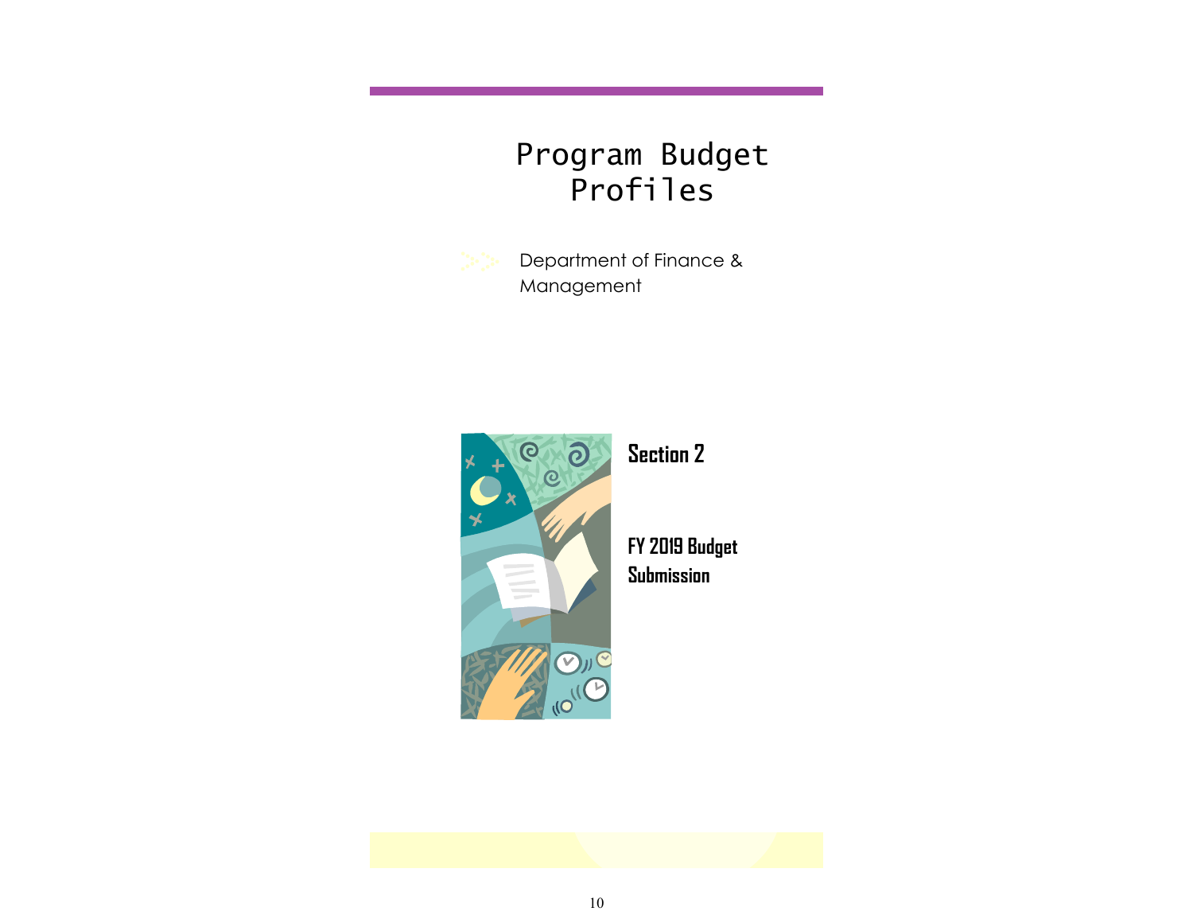# Program Budget Profiles

Department of Finance & Management

**Section 2**

**FY 2019 Budget Submission**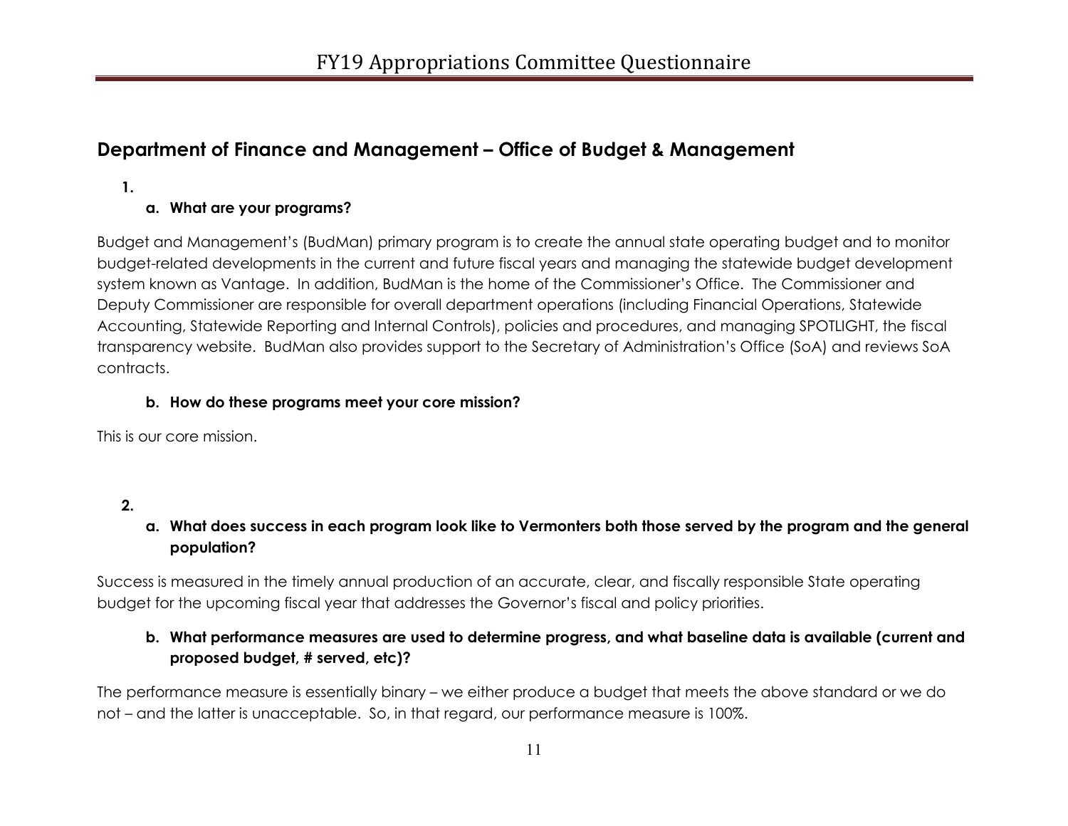## Department of Finance and Management – Office of Budget & Management

1.

**a. What are your programs?**

Budget and Management's (BudMan) primary program is to create the annual state operating budget and to monitor budget-related developments in the current and future fiscal years and managing the statewide budget development system known as Vantage. In addition, BudMan is the home of the Commissioner's Office. The Commissioner and Deputy Commissioner are responsible for overall department operations (including Financial Operations, Statewide Accounting, Statewide Reporting and Internal Controls), policies and procedures, and managing SPOTLIGHT, the fiscal transparency website. BudMan also provides support to the Secretary of Administration's Office (SoA) and reviews SoA contracts.

**b. How do these programs meet your core mission?**

This is our core mission.

2.

**a. What does success in each program look like to Vermonters both those served by the program and the general population?**

Success is measured in the timely annual production of an accurate, clear, and fiscally responsible State operating budget for the upcoming fiscal year that addresses the Governor's fiscal and policy priorities.

**b. What performance measures are used to determine progress, and what baseline data is available (current and proposed budget, # served, etc)?**

The performance measure is essentially binary – we either produce a budget that meets the above standard or we do not – and the latter is unacceptable. So, in that regard, our performance measure is 100%.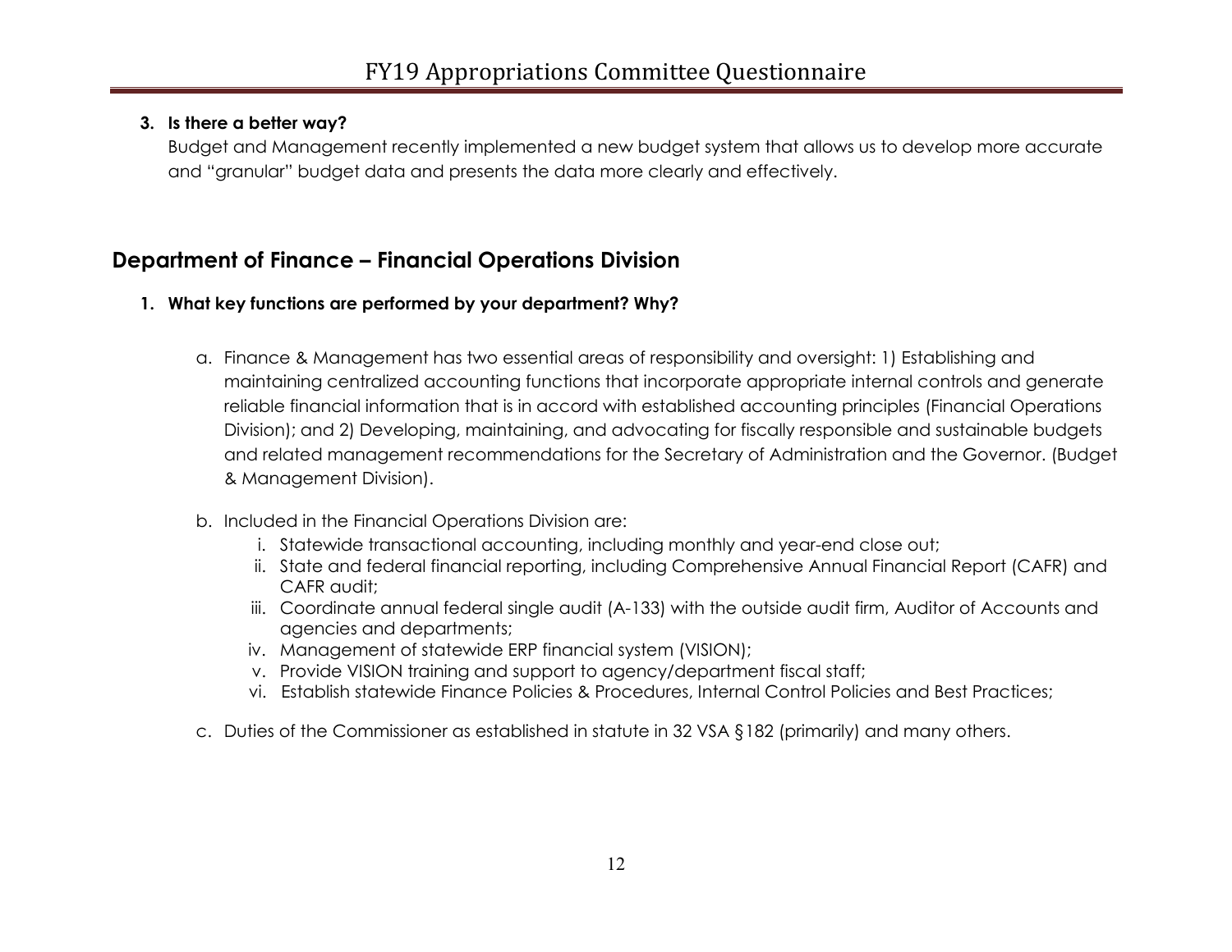3. **Is there a better way?**
   Budget and Management recently implemented a new budget system that allows us to develop more accurate and "granular" budget data and presents the data more clearly and effectively.

## Department of Finance – Financial Operations Division

1. **What key functions are performed by your department? Why?**

   a. Finance & Management has two essential areas of responsibility and oversight: 1) Establishing and maintaining centralized accounting functions that incorporate appropriate internal controls and generate reliable financial information that is in accord with established accounting principles (Financial Operations Division); and 2) Developing, maintaining, and advocating for fiscally responsible and sustainable budgets and related management recommendations for the Secretary of Administration and the Governor. (Budget & Management Division).

   b. Included in the Financial Operations Division are:
      i. Statewide transactional accounting, including monthly and year-end close out;
      ii. State and federal financial reporting, including Comprehensive Annual Financial Report (CAFR) and CAFR audit;
      iii. Coordinate annual federal single audit (A-133) with the outside audit firm, Auditor of Accounts and agencies and departments;
      iv. Management of statewide ERP financial system (VISION);
      v. Provide VISION training and support to agency/department fiscal staff;
      vi. Establish statewide Finance Policies & Procedures, Internal Control Policies and Best Practices;

   c. Duties of the Commissioner as established in statute in 32 VSA §182 (primarily) and many others.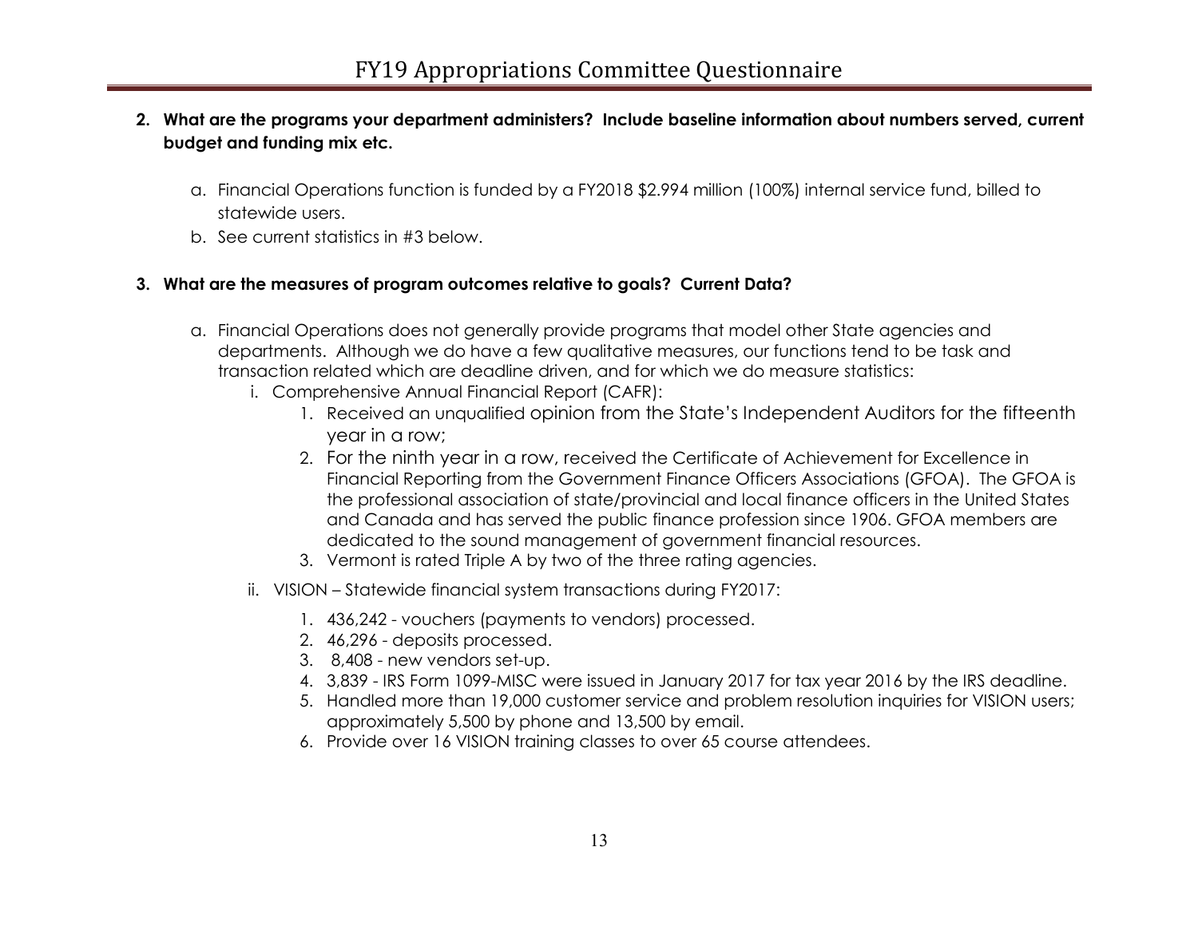2. **What are the programs your department administers? Include baseline information about numbers served, current budget and funding mix etc.**

   a. Financial Operations function is funded by a FY2018 $2.994 million (100%) internal service fund, billed to statewide users.
   b. See current statistics in #3 below.

3. **What are the measures of program outcomes relative to goals? Current Data?**

   a. Financial Operations does not generally provide programs that model other State agencies and departments. Although we do have a few qualitative measures, our functions tend to be task and transaction related which are deadline driven, and for which we do measure statistics:
      i. Comprehensive Annual Financial Report (CAFR):
         1. Received an unqualified opinion from the State's Independent Auditors for the fifteenth year in a row;
         2. For the ninth year in a row, received the Certificate of Achievement for Excellence in Financial Reporting from the Government Finance Officers Associations (GFOA). The GFOA is the professional association of state/provincial and local finance officers in the United States and Canada and has served the public finance profession since 1906. GFOA members are dedicated to the sound management of government financial resources.
         3. Vermont is rated Triple A by two of the three rating agencies.
      ii. VISION – Statewide financial system transactions during FY2017:
         1. 436,242 - vouchers (payments to vendors) processed.
         2. 46,296 - deposits processed.
         3. 8,408 - new vendors set-up.
         4. 3,839 - IRS Form 1099-MISC were issued in January 2017 for tax year 2016 by the IRS deadline.
         5. Handled more than 19,000 customer service and problem resolution inquiries for VISION users; approximately 5,500 by phone and 13,500 by email.
         6. Provide over 16 VISION training classes to over 65 course attendees.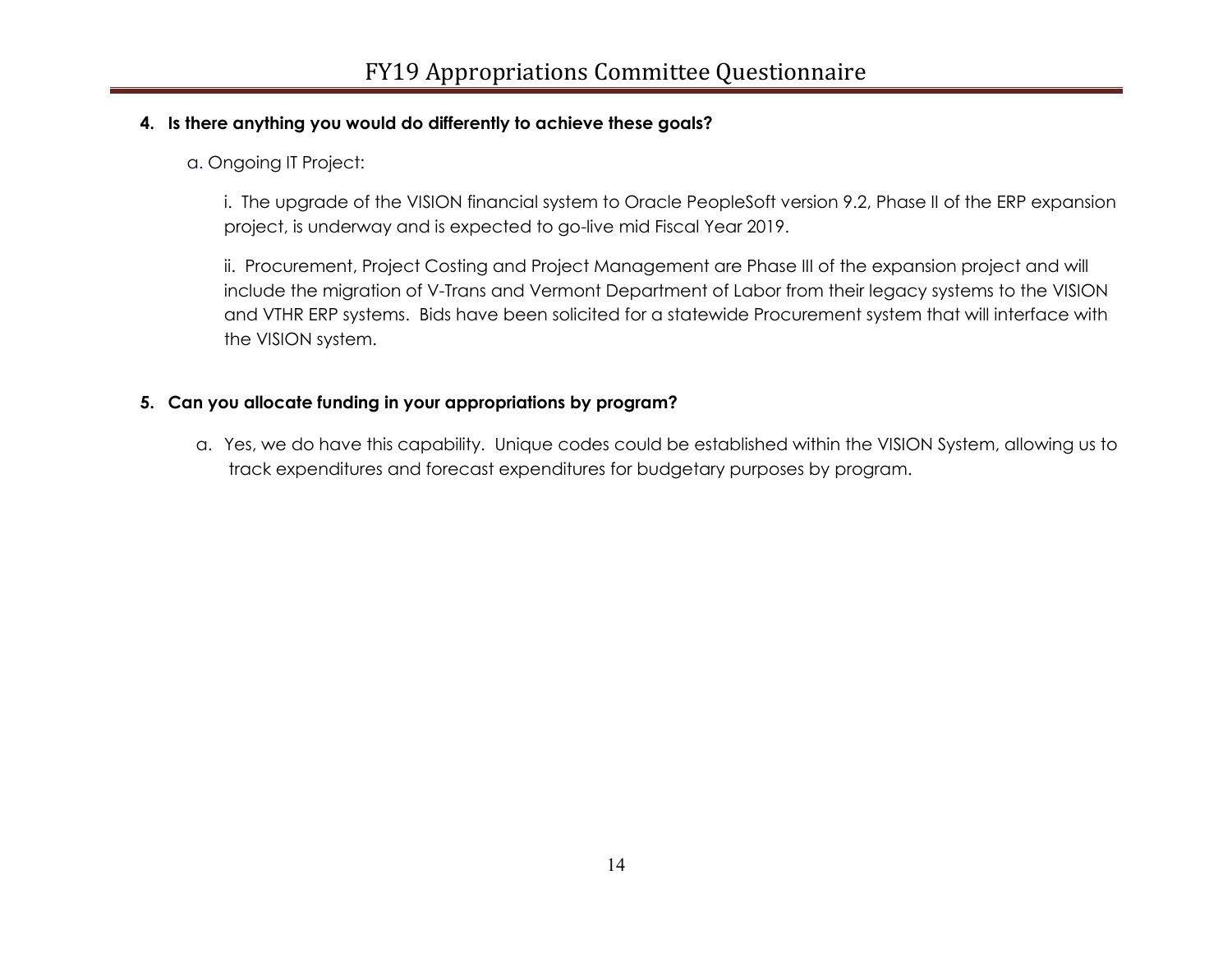**4. Is there anything you would do differently to achieve these goals?**

a. Ongoing IT Project:

i. The upgrade of the VISION financial system to Oracle PeopleSoft version 9.2, Phase II of the ERP expansion project, is underway and is expected to go-live mid Fiscal Year 2019.

ii. Procurement, Project Costing and Project Management are Phase III of the expansion project and will include the migration of V-Trans and Vermont Department of Labor from their legacy systems to the VISION and VTHR ERP systems. Bids have been solicited for a statewide Procurement system that will interface with the VISION system.

**5. Can you allocate funding in your appropriations by program?**

a. Yes, we do have this capability. Unique codes could be established within the VISION System, allowing us to track expenditures and forecast expenditures for budgetary purposes by program.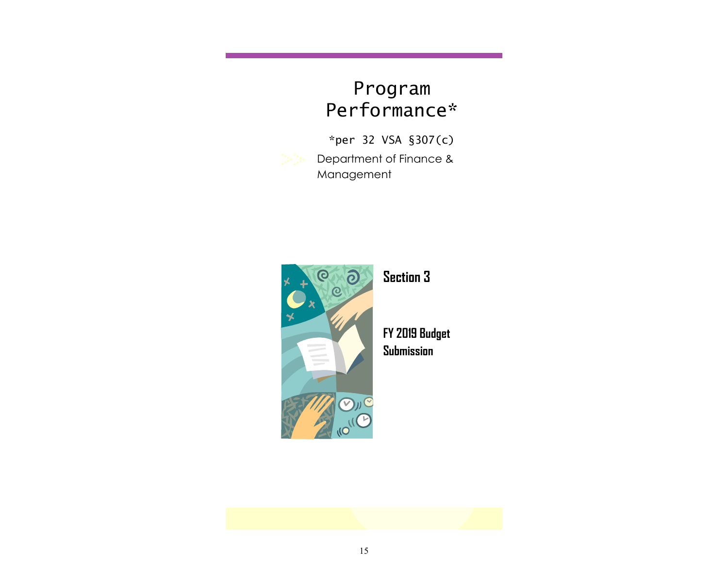# Program Performance*

*per 32 VSA §307(c)

Department of Finance & Management

**Section 3**

**FY 2019 Budget Submission**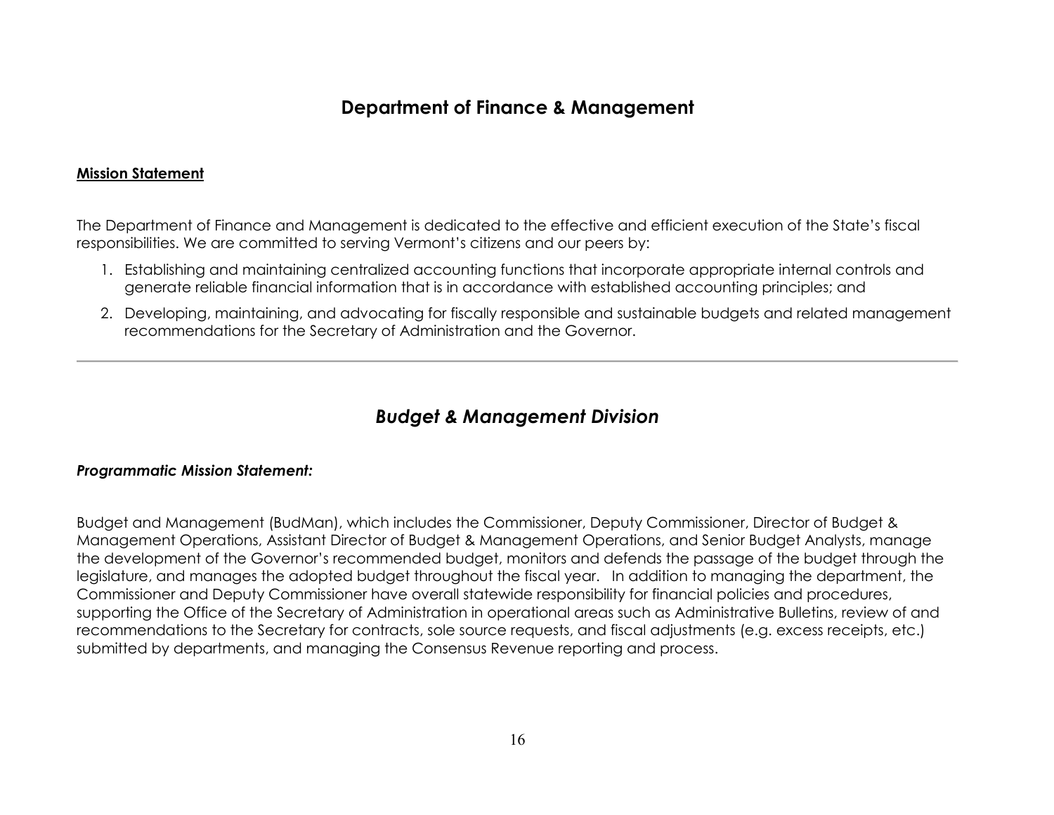# Department of Finance & Management

**Mission Statement**

The Department of Finance and Management is dedicated to the effective and efficient execution of the State's fiscal responsibilities. We are committed to serving Vermont's citizens and our peers by:

1. Establishing and maintaining centralized accounting functions that incorporate appropriate internal controls and generate reliable financial information that is in accordance with established accounting principles; and
2. Developing, maintaining, and advocating for fiscally responsible and sustainable budgets and related management recommendations for the Secretary of Administration and the Governor.

---

## *Budget & Management Division*

***Programmatic Mission Statement:***

Budget and Management (BudMan), which includes the Commissioner, Deputy Commissioner, Director of Budget & Management Operations, Assistant Director of Budget & Management Operations, and Senior Budget Analysts, manage the development of the Governor's recommended budget, monitors and defends the passage of the budget through the legislature, and manages the adopted budget throughout the fiscal year. In addition to managing the department, the Commissioner and Deputy Commissioner have overall statewide responsibility for financial policies and procedures, supporting the Office of the Secretary of Administration in operational areas such as Administrative Bulletins, review of and recommendations to the Secretary for contracts, sole source requests, and fiscal adjustments (e.g. excess receipts, etc.) submitted by departments, and managing the Consensus Revenue reporting and process.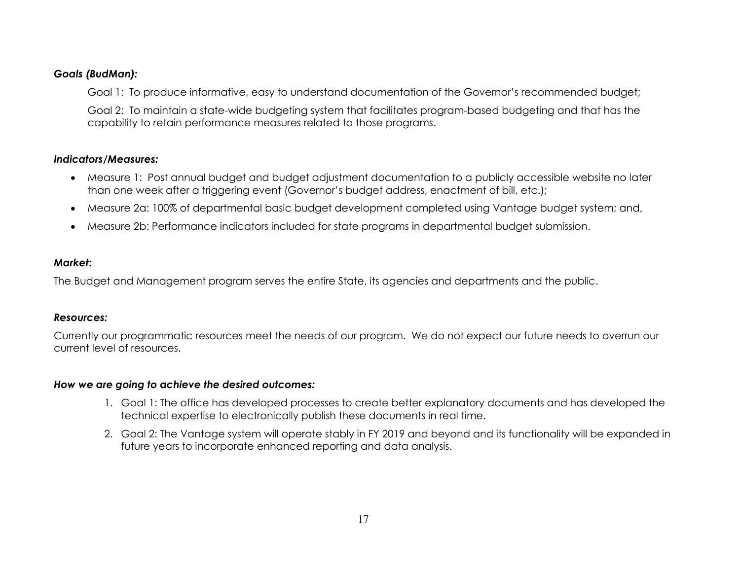***Goals (BudMan):***

Goal 1: To produce informative, easy to understand documentation of the Governor's recommended budget;

Goal 2: To maintain a state-wide budgeting system that facilitates program-based budgeting and that has the capability to retain performance measures related to those programs.

***Indicators/Measures:***

- Measure 1: Post annual budget and budget adjustment documentation to a publicly accessible website no later than one week after a triggering event (Governor's budget address, enactment of bill, etc.);
- Measure 2a: 100% of departmental basic budget development completed using Vantage budget system; and,
- Measure 2b: Performance indicators included for state programs in departmental budget submission.

***Market*:**

The Budget and Management program serves the entire State, its agencies and departments and the public.

***Resources:***

Currently our programmatic resources meet the needs of our program. We do not expect our future needs to overrun our current level of resources.

***How we are going to achieve the desired outcomes:***

1. Goal 1: The office has developed processes to create better explanatory documents and has developed the technical expertise to electronically publish these documents in real time.
2. Goal 2: The Vantage system will operate stably in FY 2019 and beyond and its functionality will be expanded in future years to incorporate enhanced reporting and data analysis.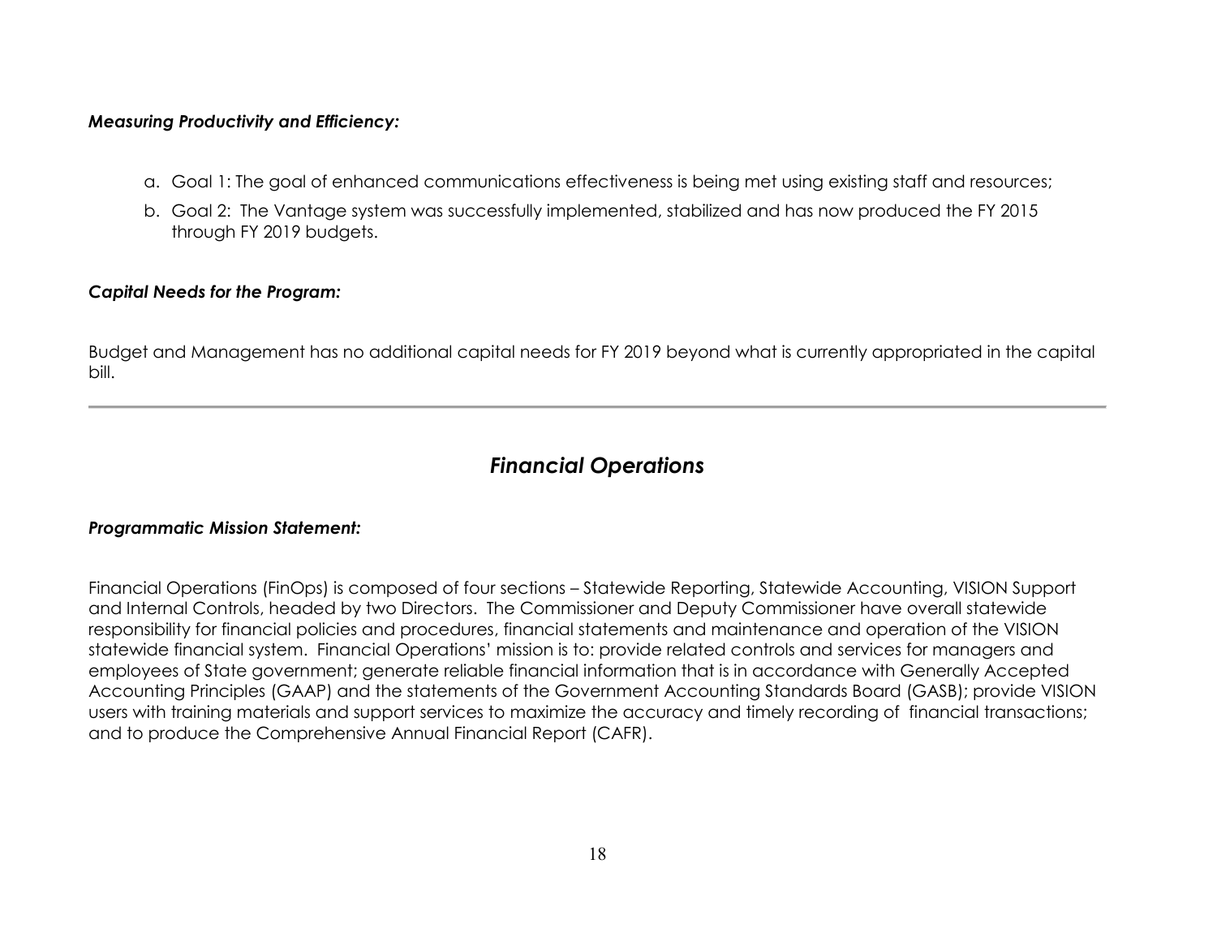***Measuring Productivity and Efficiency:***

a. Goal 1: The goal of enhanced communications effectiveness is being met using existing staff and resources;
b. Goal 2: The Vantage system was successfully implemented, stabilized and has now produced the FY 2015 through FY 2019 budgets.

***Capital Needs for the Program:***

Budget and Management has no additional capital needs for FY 2019 beyond what is currently appropriated in the capital bill.

---

## *Financial Operations*

***Programmatic Mission Statement:***

Financial Operations (FinOps) is composed of four sections – Statewide Reporting, Statewide Accounting, VISION Support and Internal Controls, headed by two Directors. The Commissioner and Deputy Commissioner have overall statewide responsibility for financial policies and procedures, financial statements and maintenance and operation of the VISION statewide financial system. Financial Operations' mission is to: provide related controls and services for managers and employees of State government; generate reliable financial information that is in accordance with Generally Accepted Accounting Principles (GAAP) and the statements of the Government Accounting Standards Board (GASB); provide VISION users with training materials and support services to maximize the accuracy and timely recording of financial transactions; and to produce the Comprehensive Annual Financial Report (CAFR).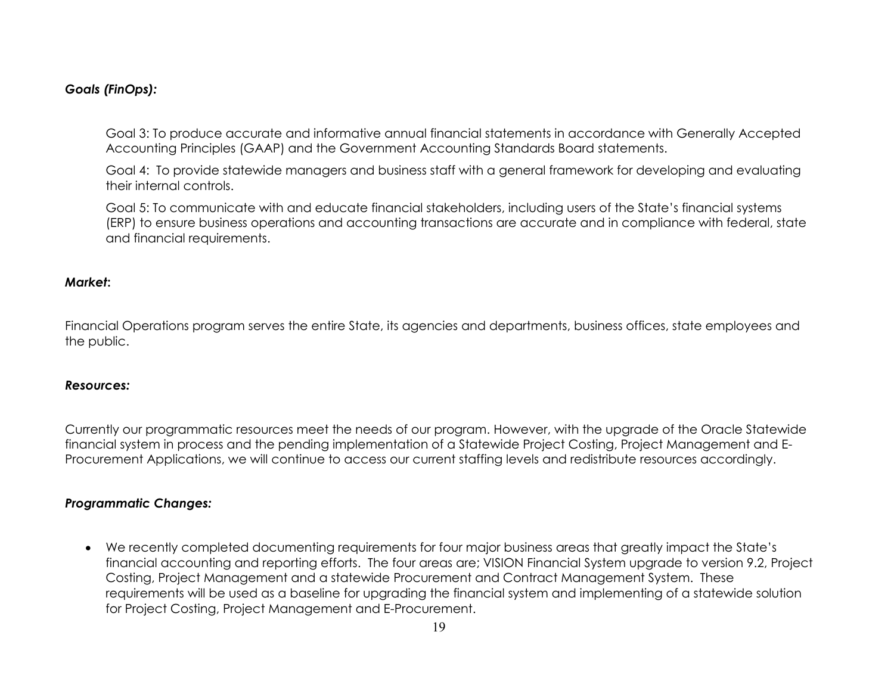***Goals (FinOps):***

Goal 3: To produce accurate and informative annual financial statements in accordance with Generally Accepted Accounting Principles (GAAP) and the Government Accounting Standards Board statements.

Goal 4: To provide statewide managers and business staff with a general framework for developing and evaluating their internal controls.

Goal 5: To communicate with and educate financial stakeholders, including users of the State's financial systems (ERP) to ensure business operations and accounting transactions are accurate and in compliance with federal, state and financial requirements.

***Market*:**

Financial Operations program serves the entire State, its agencies and departments, business offices, state employees and the public.

***Resources:***

Currently our programmatic resources meet the needs of our program. However, with the upgrade of the Oracle Statewide financial system in process and the pending implementation of a Statewide Project Costing, Project Management and E-Procurement Applications, we will continue to access our current staffing levels and redistribute resources accordingly.

***Programmatic Changes:***

- We recently completed documenting requirements for four major business areas that greatly impact the State's financial accounting and reporting efforts. The four areas are; VISION Financial System upgrade to version 9.2, Project Costing, Project Management and a statewide Procurement and Contract Management System. These requirements will be used as a baseline for upgrading the financial system and implementing of a statewide solution for Project Costing, Project Management and E-Procurement.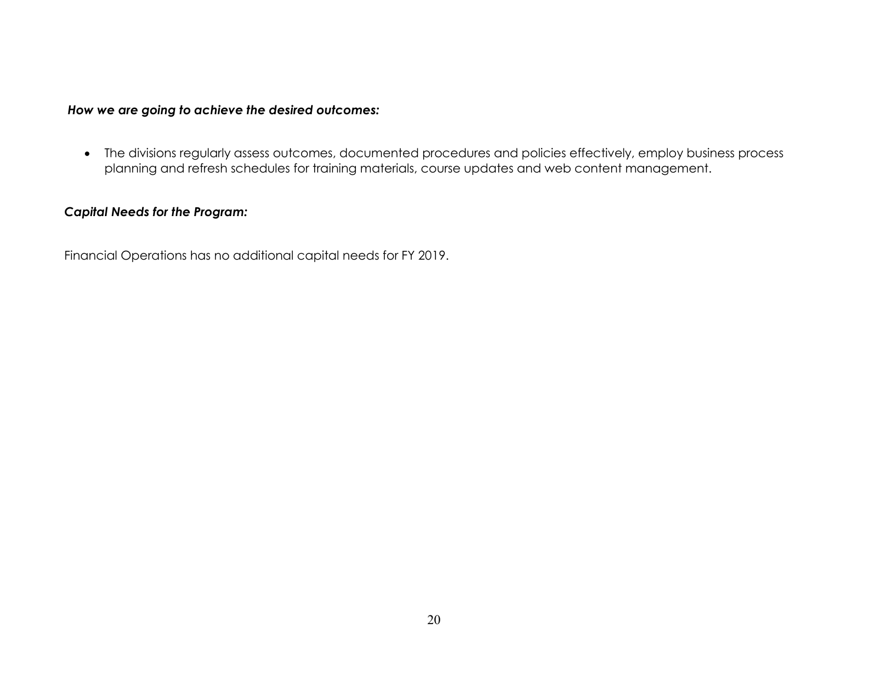***How we are going to achieve the desired outcomes:***

- The divisions regularly assess outcomes, documented procedures and policies effectively, employ business process planning and refresh schedules for training materials, course updates and web content management.

***Capital Needs for the Program:***

Financial Operations has no additional capital needs for FY 2019.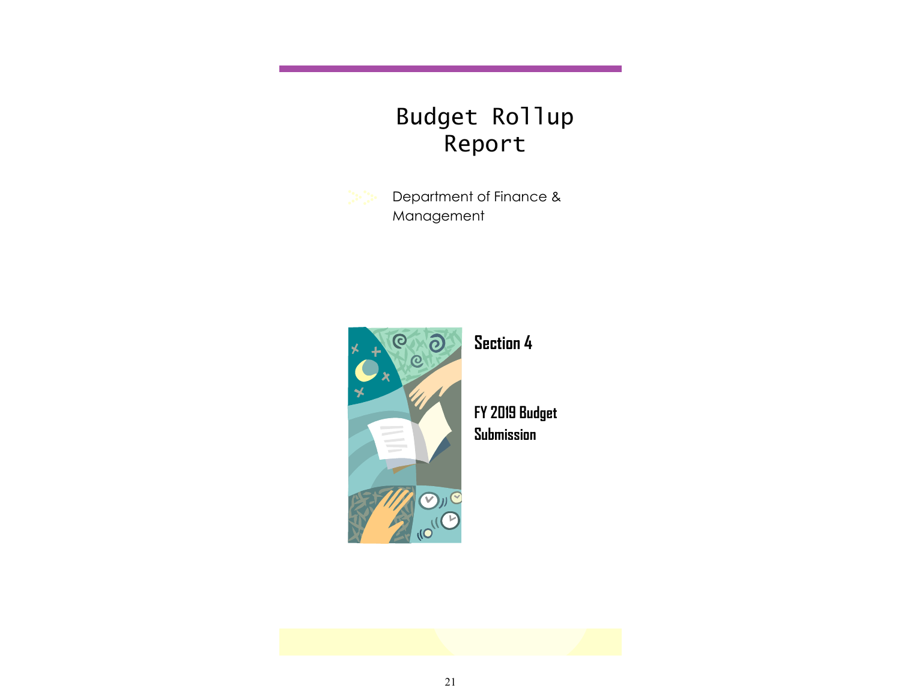# Budget Rollup Report

Department of Finance & Management

**Section 4**

**FY 2019 Budget Submission**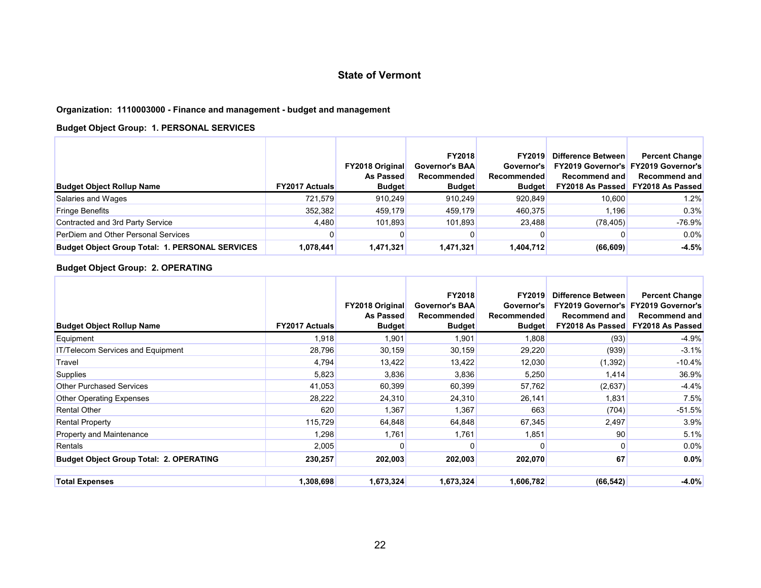## State of Vermont

**Organization: 1110003000 - Finance and management - budget and management**

**Budget Object Group: 1. PERSONAL SERVICES**

| Budget Object Rollup Name | FY2017 Actuals | FY2018 Original As Passed Budget | FY2018 Governor's BAA Recommended Budget | FY2019 Governor's Recommended Budget | Difference Between FY2019 Governor's Recommend and FY2018 As Passed | Percent Change FY2019 Governor's Recommend and FY2018 As Passed |
|---|---|---|---|---|---|---|
| Salaries and Wages | 721,579 | 910,249 | 910,249 | 920,849 | 10,600 | 1.2% |
| Fringe Benefits | 352,382 | 459,179 | 459,179 | 460,375 | 1,196 | 0.3% |
| Contracted and 3rd Party Service | 4,480 | 101,893 | 101,893 | 23,488 | (78,405) | -76.9% |
| PerDiem and Other Personal Services | 0 | 0 | 0 | 0 | 0 | 0.0% |
| **Budget Object Group Total: 1. PERSONAL SERVICES** | **1,078,441** | **1,471,321** | **1,471,321** | **1,404,712** | **(66,609)** | **-4.5%** |

**Budget Object Group: 2. OPERATING**

| Budget Object Rollup Name | FY2017 Actuals | FY2018 Original As Passed Budget | FY2018 Governor's BAA Recommended Budget | FY2019 Governor's Recommended Budget | Difference Between FY2019 Governor's Recommend and FY2018 As Passed | Percent Change FY2019 Governor's Recommend and FY2018 As Passed |
|---|---|---|---|---|---|---|
| Equipment | 1,918 | 1,901 | 1,901 | 1,808 | (93) | -4.9% |
| IT/Telecom Services and Equipment | 28,796 | 30,159 | 30,159 | 29,220 | (939) | -3.1% |
| Travel | 4,794 | 13,422 | 13,422 | 12,030 | (1,392) | -10.4% |
| Supplies | 5,823 | 3,836 | 3,836 | 5,250 | 1,414 | 36.9% |
| Other Purchased Services | 41,053 | 60,399 | 60,399 | 57,762 | (2,637) | -4.4% |
| Other Operating Expenses | 28,222 | 24,310 | 24,310 | 26,141 | 1,831 | 7.5% |
| Rental Other | 620 | 1,367 | 1,367 | 663 | (704) | -51.5% |
| Rental Property | 115,729 | 64,848 | 64,848 | 67,345 | 2,497 | 3.9% |
| Property and Maintenance | 1,298 | 1,761 | 1,761 | 1,851 | 90 | 5.1% |
| Rentals | 2,005 | 0 | 0 | 0 | 0 | 0.0% |
| **Budget Object Group Total: 2. OPERATING** | **230,257** | **202,003** | **202,003** | **202,070** | **67** | **0.0%** |

| | | | | | | |
|---|---|---|---|---|---|---|
| **Total Expenses** | **1,308,698** | **1,673,324** | **1,673,324** | **1,606,782** | **(66,542)** | **-4.0%** |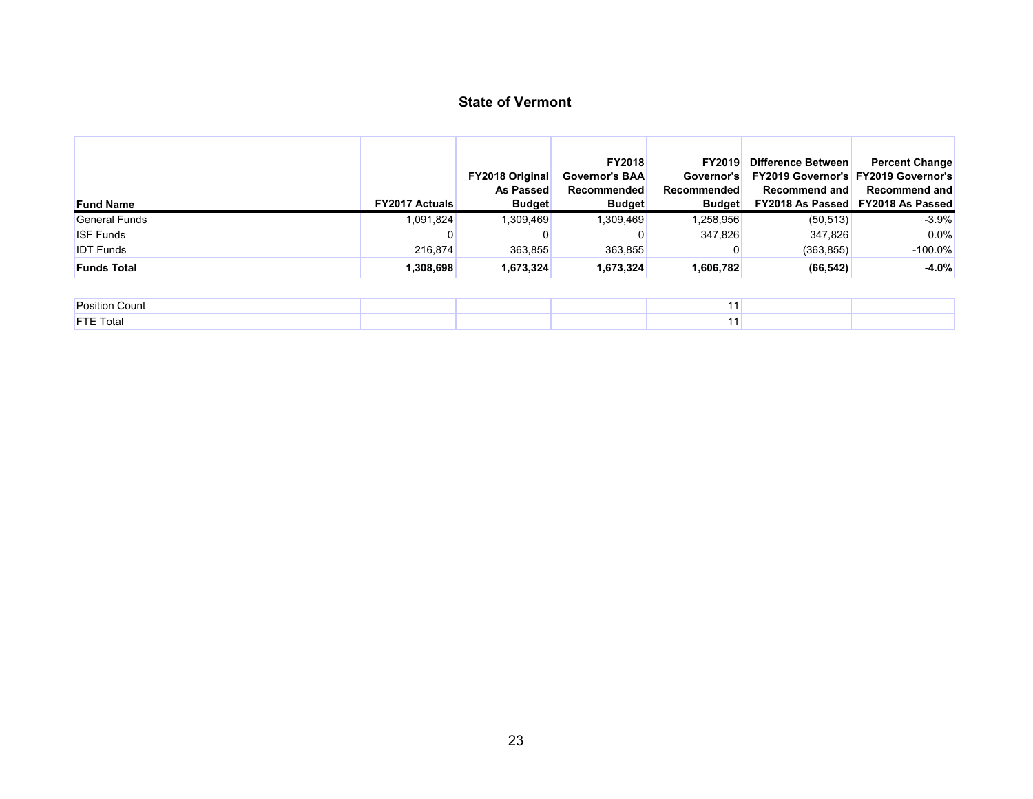## State of Vermont

| Fund Name | FY2017 Actuals | FY2018 Original As Passed Budget | FY2018 Governor's BAA Recommended Budget | FY2019 Governor's Recommended Budget | Difference Between FY2019 Governor's Recommend and FY2018 As Passed | Percent Change FY2019 Governor's Recommend and FY2018 As Passed |
|---|---|---|---|---|---|---|
| General Funds | 1,091,824 | 1,309,469 | 1,309,469 | 1,258,956 | (50,513) | -3.9% |
| ISF Funds | 0 | 0 | 0 | 347,826 | 347,826 | 0.0% |
| IDT Funds | 216,874 | 363,855 | 363,855 | 0 | (363,855) | -100.0% |
| **Funds Total** | **1,308,698** | **1,673,324** | **1,673,324** | **1,606,782** | **(66,542)** | **-4.0%** |

| | | | | | | |
|---|---|---|---|---|---|---|
| Position Count | | | | 11 | | |
| FTE Total | | | | 11 | | |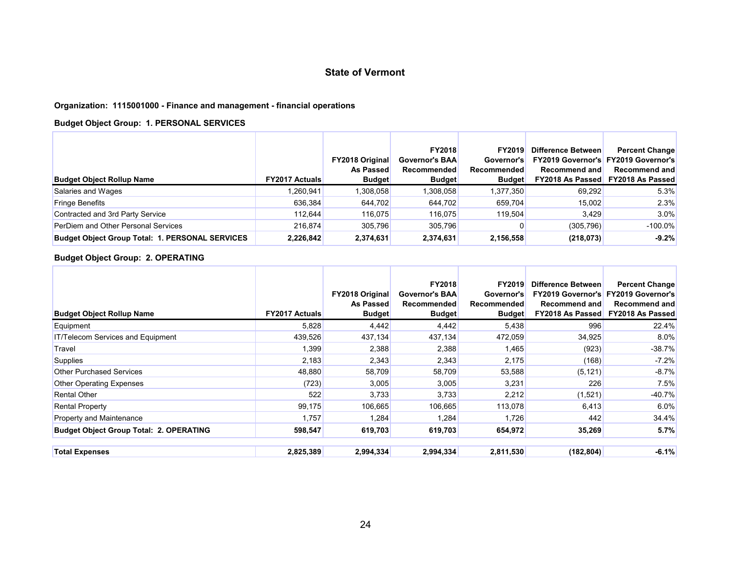## State of Vermont

**Organization: 1115001000 - Finance and management - financial operations**

**Budget Object Group: 1. PERSONAL SERVICES**

| Budget Object Rollup Name | FY2017 Actuals | FY2018 Original As Passed Budget | FY2018 Governor's BAA Recommended Budget | FY2019 Governor's Recommended Budget | Difference Between FY2019 Governor's Recommend and FY2018 As Passed | Percent Change FY2019 Governor's Recommend and FY2018 As Passed |
|---|---|---|---|---|---|---|
| Salaries and Wages | 1,260,941 | 1,308,058 | 1,308,058 | 1,377,350 | 69,292 | 5.3% |
| Fringe Benefits | 636,384 | 644,702 | 644,702 | 659,704 | 15,002 | 2.3% |
| Contracted and 3rd Party Service | 112,644 | 116,075 | 116,075 | 119,504 | 3,429 | 3.0% |
| PerDiem and Other Personal Services | 216,874 | 305,796 | 305,796 | 0 | (305,796) | -100.0% |
| **Budget Object Group Total: 1. PERSONAL SERVICES** | **2,226,842** | **2,374,631** | **2,374,631** | **2,156,558** | **(218,073)** | **-9.2%** |

**Budget Object Group: 2. OPERATING**

| Budget Object Rollup Name | FY2017 Actuals | FY2018 Original As Passed Budget | FY2018 Governor's BAA Recommended Budget | FY2019 Governor's Recommended Budget | Difference Between FY2019 Governor's Recommend and FY2018 As Passed | Percent Change FY2019 Governor's Recommend and FY2018 As Passed |
|---|---|---|---|---|---|---|
| Equipment | 5,828 | 4,442 | 4,442 | 5,438 | 996 | 22.4% |
| IT/Telecom Services and Equipment | 439,526 | 437,134 | 437,134 | 472,059 | 34,925 | 8.0% |
| Travel | 1,399 | 2,388 | 2,388 | 1,465 | (923) | -38.7% |
| Supplies | 2,183 | 2,343 | 2,343 | 2,175 | (168) | -7.2% |
| Other Purchased Services | 48,880 | 58,709 | 58,709 | 53,588 | (5,121) | -8.7% |
| Other Operating Expenses | (723) | 3,005 | 3,005 | 3,231 | 226 | 7.5% |
| Rental Other | 522 | 3,733 | 3,733 | 2,212 | (1,521) | -40.7% |
| Rental Property | 99,175 | 106,665 | 106,665 | 113,078 | 6,413 | 6.0% |
| Property and Maintenance | 1,757 | 1,284 | 1,284 | 1,726 | 442 | 34.4% |
| **Budget Object Group Total: 2. OPERATING** | **598,547** | **619,703** | **619,703** | **654,972** | **35,269** | **5.7%** |
| **Total Expenses** | **2,825,389** | **2,994,334** | **2,994,334** | **2,811,530** | **(182,804)** | **-6.1%** |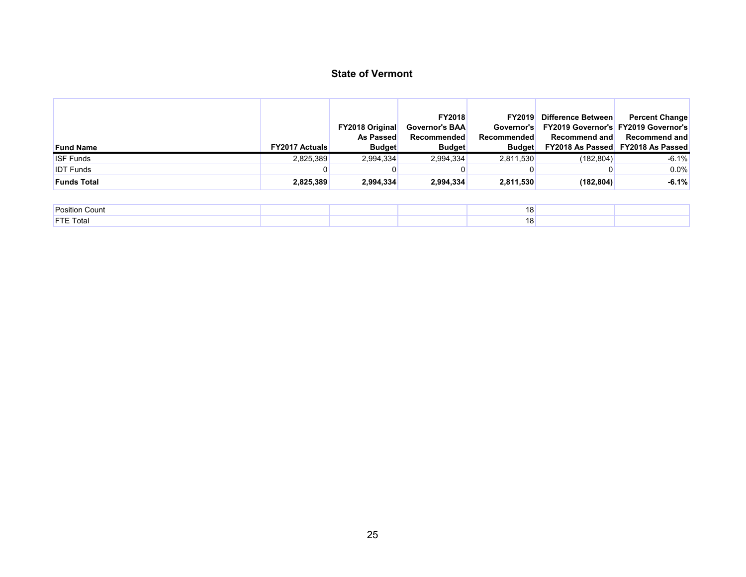## State of Vermont

| Fund Name | FY2017 Actuals | FY2018 Original As Passed Budget | FY2018 Governor's BAA Recommended Budget | FY2019 Governor's Recommended Budget | Difference Between FY2019 Governor's Recommend and FY2018 As Passed | Percent Change FY2019 Governor's Recommend and FY2018 As Passed |
|---|---|---|---|---|---|---|
| ISF Funds | 2,825,389 | 2,994,334 | 2,994,334 | 2,811,530 | (182,804) | -6.1% |
| IDT Funds | 0 | 0 | 0 | 0 | 0 | 0.0% |
| **Funds Total** | **2,825,389** | **2,994,334** | **2,994,334** | **2,811,530** | **(182,804)** | **-6.1%** |

| | | | | | | |
|---|---|---|---|---|---|---|
| Position Count | | | | 18 | | |
| FTE Total | | | | 18 | | |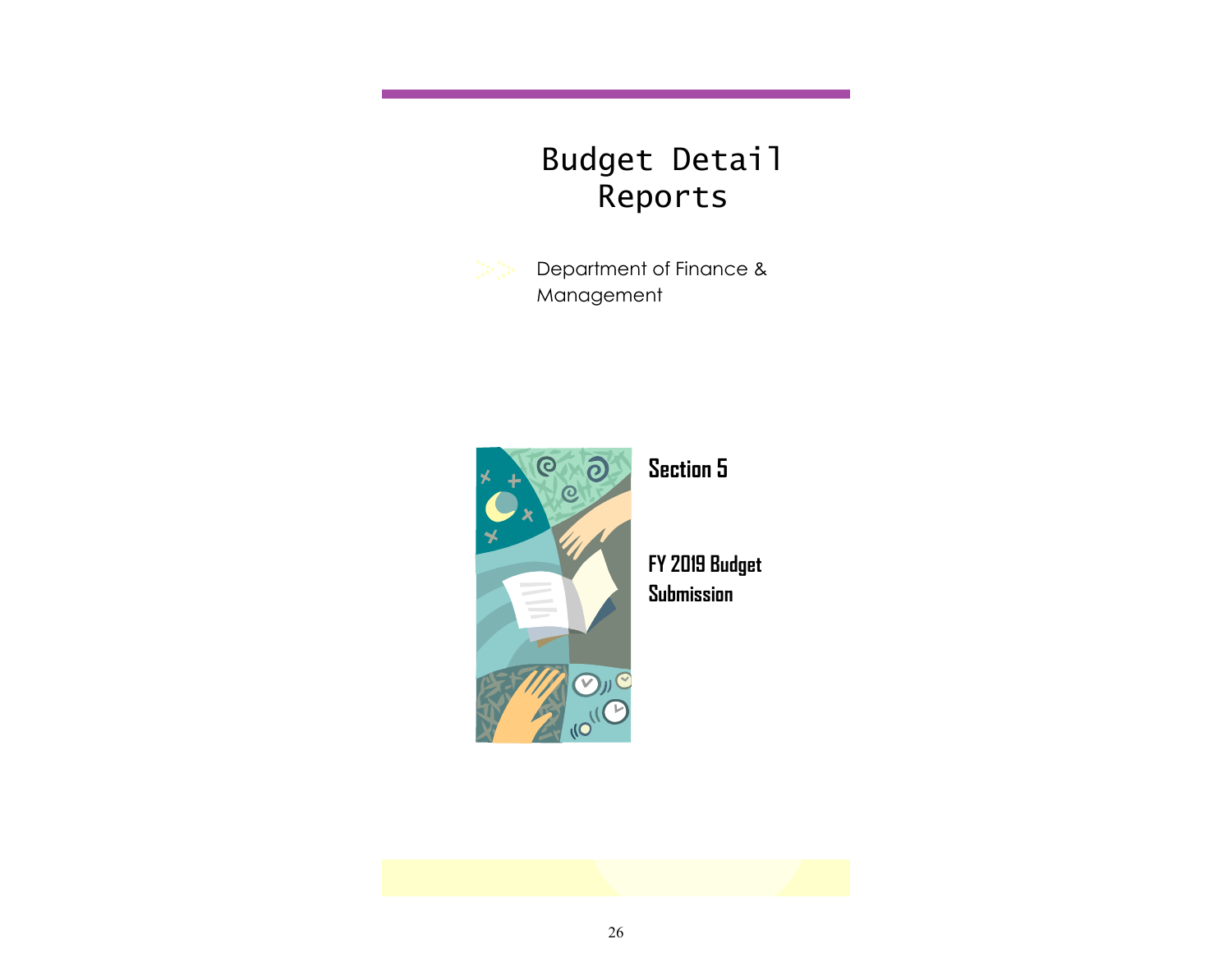# Budget Detail Reports

Department of Finance & Management

## Section 5

## FY 2019 Budget Submission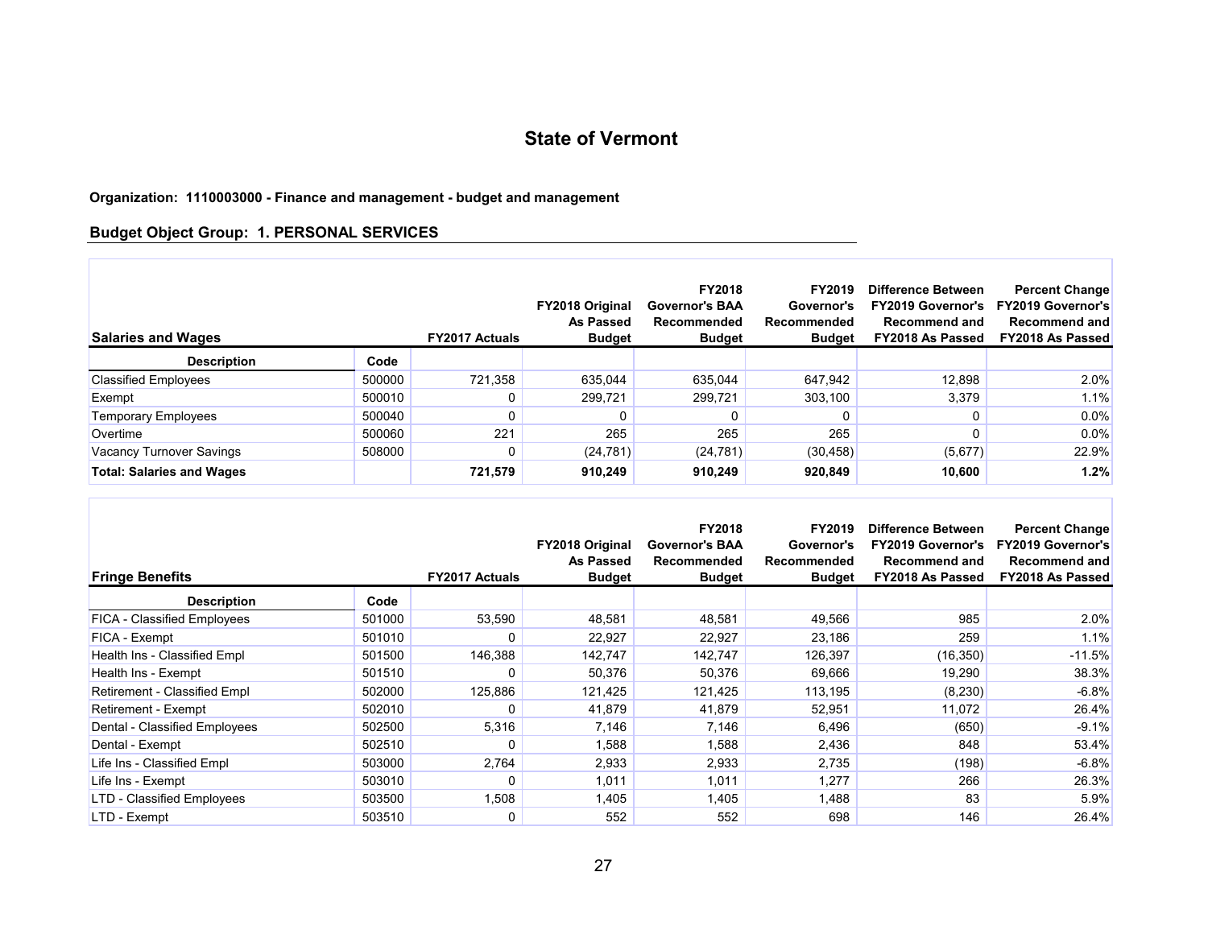# State of Vermont

**Organization: 1110003000 - Finance and management - budget and management**

## Budget Object Group: 1. PERSONAL SERVICES

| Salaries and Wages | | FY2017 Actuals | FY2018 Original As Passed Budget | FY2018 Governor's BAA Recommended Budget | FY2019 Governor's Recommended Budget | Difference Between FY2019 Governor's Recommend and FY2018 As Passed | Percent Change FY2019 Governor's Recommend and FY2018 As Passed |
|---|---|---|---|---|---|---|---|
| **Description** | **Code** | | | | | | |
| Classified Employees | 500000 | 721,358 | 635,044 | 635,044 | 647,942 | 12,898 | 2.0% |
| Exempt | 500010 | 0 | 299,721 | 299,721 | 303,100 | 3,379 | 1.1% |
| Temporary Employees | 500040 | 0 | 0 | 0 | 0 | 0 | 0.0% |
| Overtime | 500060 | 221 | 265 | 265 | 265 | 0 | 0.0% |
| Vacancy Turnover Savings | 508000 | 0 | (24,781) | (24,781) | (30,458) | (5,677) | 22.9% |
| **Total: Salaries and Wages** | | **721,579** | **910,249** | **910,249** | **920,849** | **10,600** | **1.2%** |

| Fringe Benefits | | FY2017 Actuals | FY2018 Original As Passed Budget | FY2018 Governor's BAA Recommended Budget | FY2019 Governor's Recommended Budget | Difference Between FY2019 Governor's Recommend and FY2018 As Passed | Percent Change FY2019 Governor's Recommend and FY2018 As Passed |
|---|---|---|---|---|---|---|---|
| **Description** | **Code** | | | | | | |
| FICA - Classified Employees | 501000 | 53,590 | 48,581 | 48,581 | 49,566 | 985 | 2.0% |
| FICA - Exempt | 501010 | 0 | 22,927 | 22,927 | 23,186 | 259 | 1.1% |
| Health Ins - Classified Empl | 501500 | 146,388 | 142,747 | 142,747 | 126,397 | (16,350) | -11.5% |
| Health Ins - Exempt | 501510 | 0 | 50,376 | 50,376 | 69,666 | 19,290 | 38.3% |
| Retirement - Classified Empl | 502000 | 125,886 | 121,425 | 121,425 | 113,195 | (8,230) | -6.8% |
| Retirement - Exempt | 502010 | 0 | 41,879 | 41,879 | 52,951 | 11,072 | 26.4% |
| Dental - Classified Employees | 502500 | 5,316 | 7,146 | 7,146 | 6,496 | (650) | -9.1% |
| Dental - Exempt | 502510 | 0 | 1,588 | 1,588 | 2,436 | 848 | 53.4% |
| Life Ins - Classified Empl | 503000 | 2,764 | 2,933 | 2,933 | 2,735 | (198) | -6.8% |
| Life Ins - Exempt | 503010 | 0 | 1,011 | 1,011 | 1,277 | 266 | 26.3% |
| LTD - Classified Employees | 503500 | 1,508 | 1,405 | 1,405 | 1,488 | 83 | 5.9% |
| LTD - Exempt | 503510 | 0 | 552 | 552 | 698 | 146 | 26.4% |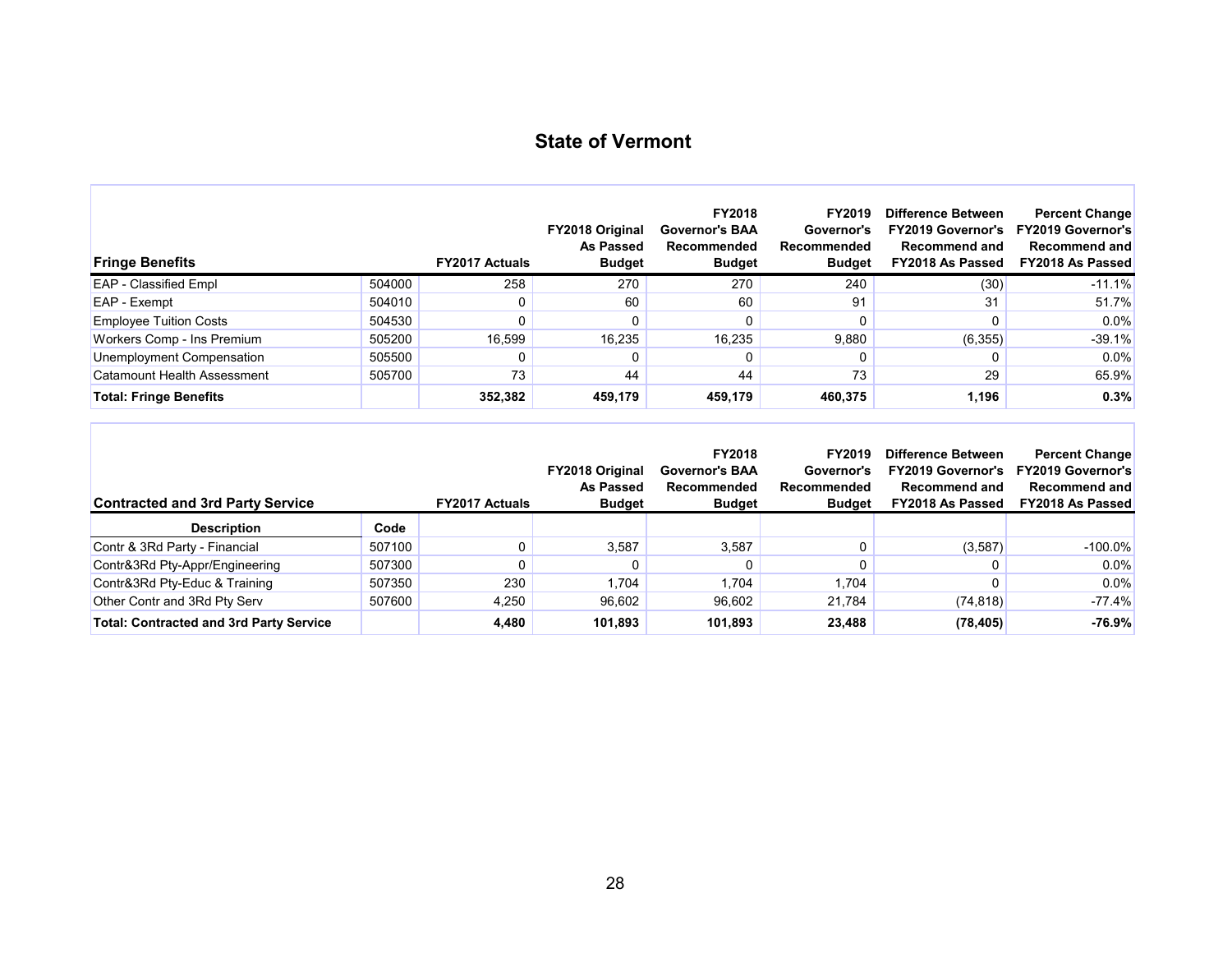## State of Vermont

| Fringe Benefits | | FY2017 Actuals | FY2018 Original As Passed Budget | FY2018 Governor's BAA Recommended Budget | FY2019 Governor's Recommended Budget | Difference Between FY2019 Governor's Recommend and FY2018 As Passed | Percent Change FY2019 Governor's Recommend and FY2018 As Passed |
|---|---|---|---|---|---|---|---|
| EAP - Classified Empl | 504000 | 258 | 270 | 270 | 240 | (30) | -11.1% |
| EAP - Exempt | 504010 | 0 | 60 | 60 | 91 | 31 | 51.7% |
| Employee Tuition Costs | 504530 | 0 | 0 | 0 | 0 | 0 | 0.0% |
| Workers Comp - Ins Premium | 505200 | 16,599 | 16,235 | 16,235 | 9,880 | (6,355) | -39.1% |
| Unemployment Compensation | 505500 | 0 | 0 | 0 | 0 | 0 | 0.0% |
| Catamount Health Assessment | 505700 | 73 | 44 | 44 | 73 | 29 | 65.9% |
| **Total: Fringe Benefits** | | **352,382** | **459,179** | **459,179** | **460,375** | **1,196** | **0.3%** |

| Contracted and 3rd Party Service | | FY2017 Actuals | FY2018 Original As Passed Budget | FY2018 Governor's BAA Recommended Budget | FY2019 Governor's Recommended Budget | Difference Between FY2019 Governor's Recommend and FY2018 As Passed | Percent Change FY2019 Governor's Recommend and FY2018 As Passed |
|---|---|---|---|---|---|---|---|
| **Description** | **Code** | | | | | | |
| Contr & 3Rd Party - Financial | 507100 | 0 | 3,587 | 3,587 | 0 | (3,587) | -100.0% |
| Contr&3Rd Pty-Appr/Engineering | 507300 | 0 | 0 | 0 | 0 | 0 | 0.0% |
| Contr&3Rd Pty-Educ & Training | 507350 | 230 | 1,704 | 1,704 | 1,704 | 0 | 0.0% |
| Other Contr and 3Rd Pty Serv | 507600 | 4,250 | 96,602 | 96,602 | 21,784 | (74,818) | -77.4% |
| **Total: Contracted and 3rd Party Service** | | **4,480** | **101,893** | **101,893** | **23,488** | **(78,405)** | **-76.9%** |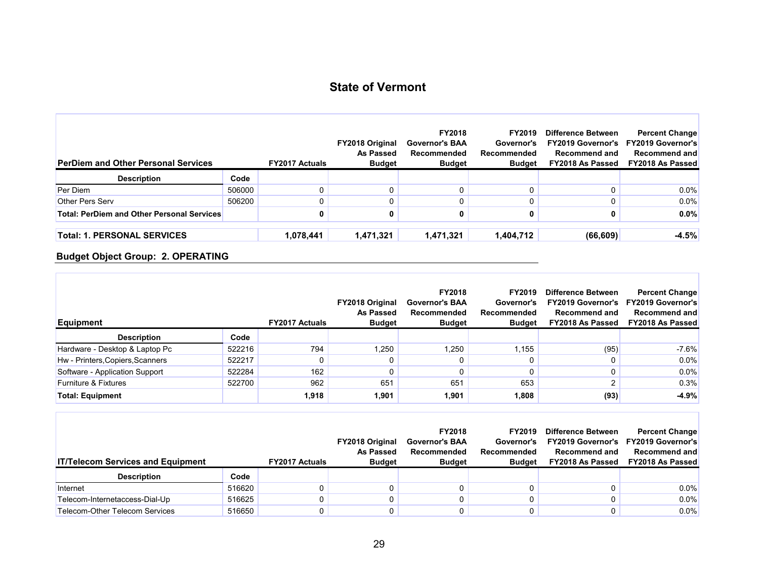## State of Vermont

| PerDiem and Other Personal Services | | FY2017 Actuals | FY2018 Original As Passed Budget | FY2018 Governor's BAA Recommended Budget | FY2019 Governor's Recommended Budget | Difference Between FY2019 Governor's Recommend and FY2018 As Passed | Percent Change FY2019 Governor's Recommend and FY2018 As Passed |
|---|---|---|---|---|---|---|---|
| **Description** | **Code** | | | | | | |
| Per Diem | 506000 | 0 | 0 | 0 | 0 | 0 | 0.0% |
| Other Pers Serv | 506200 | 0 | 0 | 0 | 0 | 0 | 0.0% |
| **Total: PerDiem and Other Personal Services** | | **0** | **0** | **0** | **0** | **0** | **0.0%** |
| **Total: 1. PERSONAL SERVICES** | | **1,078,441** | **1,471,321** | **1,471,321** | **1,404,712** | **(66,609)** | **-4.5%** |

### Budget Object Group: 2. OPERATING

| Equipment | | FY2017 Actuals | FY2018 Original As Passed Budget | FY2018 Governor's BAA Recommended Budget | FY2019 Governor's Recommended Budget | Difference Between FY2019 Governor's Recommend and FY2018 As Passed | Percent Change FY2019 Governor's Recommend and FY2018 As Passed |
|---|---|---|---|---|---|---|---|
| **Description** | **Code** | | | | | | |
| Hardware - Desktop & Laptop Pc | 522216 | 794 | 1,250 | 1,250 | 1,155 | (95) | -7.6% |
| Hw - Printers,Copiers,Scanners | 522217 | 0 | 0 | 0 | 0 | 0 | 0.0% |
| Software - Application Support | 522284 | 162 | 0 | 0 | 0 | 0 | 0.0% |
| Furniture & Fixtures | 522700 | 962 | 651 | 651 | 653 | 2 | 0.3% |
| **Total: Equipment** | | **1,918** | **1,901** | **1,901** | **1,808** | **(93)** | **-4.9%** |

| IT/Telecom Services and Equipment | | FY2017 Actuals | FY2018 Original As Passed Budget | FY2018 Governor's BAA Recommended Budget | FY2019 Governor's Recommended Budget | Difference Between FY2019 Governor's Recommend and FY2018 As Passed | Percent Change FY2019 Governor's Recommend and FY2018 As Passed |
|---|---|---|---|---|---|---|---|
| **Description** | **Code** | | | | | | |
| Internet | 516620 | 0 | 0 | 0 | 0 | 0 | 0.0% |
| Telecom-Internetaccess-Dial-Up | 516625 | 0 | 0 | 0 | 0 | 0 | 0.0% |
| Telecom-Other Telecom Services | 516650 | 0 | 0 | 0 | 0 | 0 | 0.0% |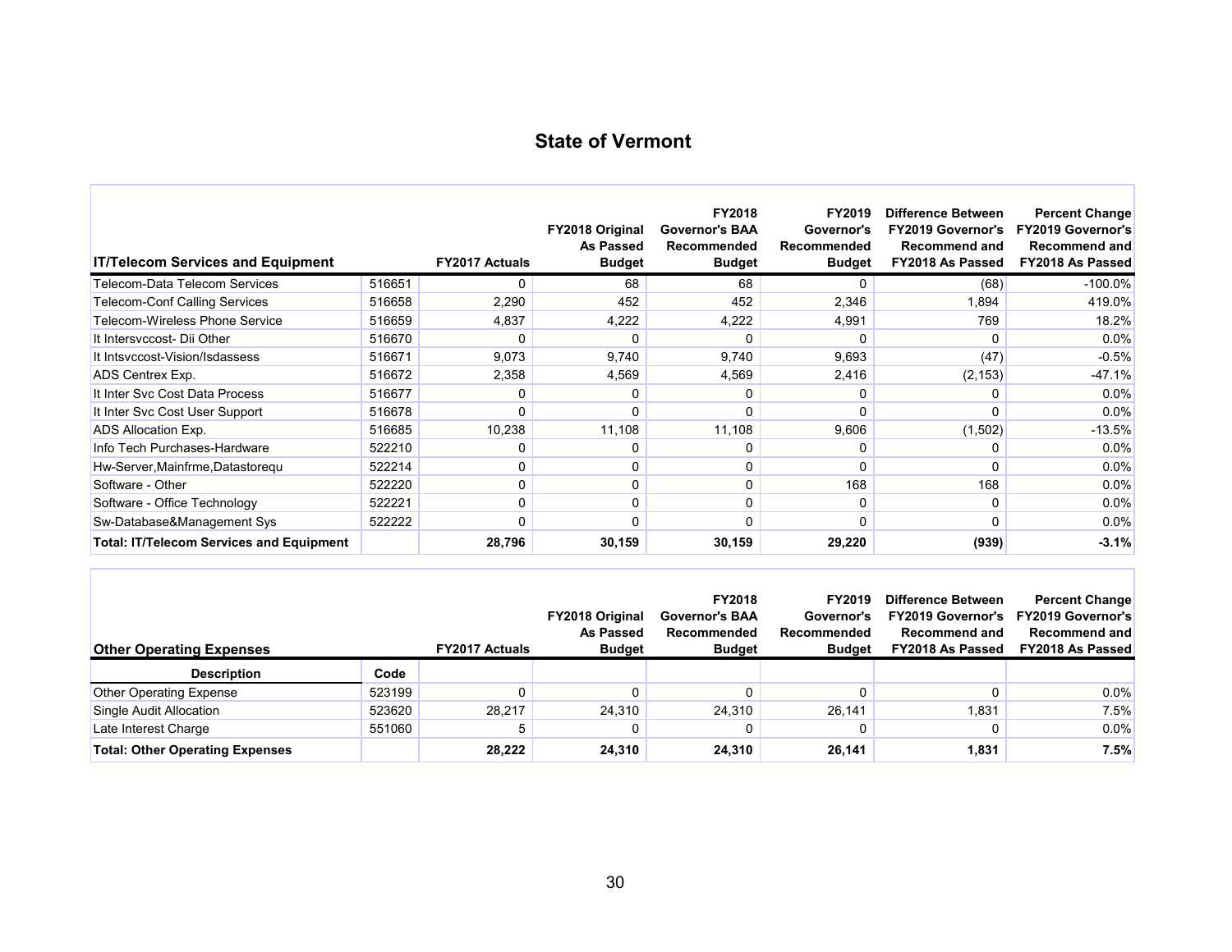## State of Vermont

| IT/Telecom Services and Equipment | | FY2017 Actuals | FY2018 Original As Passed Budget | FY2018 Governor's BAA Recommended Budget | FY2019 Governor's Recommended Budget | Difference Between FY2019 Governor's Recommend and FY2018 As Passed | Percent Change FY2019 Governor's Recommend and FY2018 As Passed |
|---|---|---|---|---|---|---|---|
| Telecom-Data Telecom Services | 516651 | 0 | 68 | 68 | 0 | (68) | -100.0% |
| Telecom-Conf Calling Services | 516658 | 2,290 | 452 | 452 | 2,346 | 1,894 | 419.0% |
| Telecom-Wireless Phone Service | 516659 | 4,837 | 4,222 | 4,222 | 4,991 | 769 | 18.2% |
| It Intersvccost- Dii Other | 516670 | 0 | 0 | 0 | 0 | 0 | 0.0% |
| It Intsvccost-Vision/Isdassess | 516671 | 9,073 | 9,740 | 9,740 | 9,693 | (47) | -0.5% |
| ADS Centrex Exp. | 516672 | 2,358 | 4,569 | 4,569 | 2,416 | (2,153) | -47.1% |
| It Inter Svc Cost Data Process | 516677 | 0 | 0 | 0 | 0 | 0 | 0.0% |
| It Inter Svc Cost User Support | 516678 | 0 | 0 | 0 | 0 | 0 | 0.0% |
| ADS Allocation Exp. | 516685 | 10,238 | 11,108 | 11,108 | 9,606 | (1,502) | -13.5% |
| Info Tech Purchases-Hardware | 522210 | 0 | 0 | 0 | 0 | 0 | 0.0% |
| Hw-Server,Mainfrme,Datastorequ | 522214 | 0 | 0 | 0 | 0 | 0 | 0.0% |
| Software - Other | 522220 | 0 | 0 | 0 | 168 | 168 | 0.0% |
| Software - Office Technology | 522221 | 0 | 0 | 0 | 0 | 0 | 0.0% |
| Sw-Database&Management Sys | 522222 | 0 | 0 | 0 | 0 | 0 | 0.0% |
| **Total: IT/Telecom Services and Equipment** | | **28,796** | **30,159** | **30,159** | **29,220** | **(939)** | **-3.1%** |

| Other Operating Expenses | | FY2017 Actuals | FY2018 Original As Passed Budget | FY2018 Governor's BAA Recommended Budget | FY2019 Governor's Recommended Budget | Difference Between FY2019 Governor's Recommend and FY2018 As Passed | Percent Change FY2019 Governor's Recommend and FY2018 As Passed |
|---|---|---|---|---|---|---|---|
| **Description** | **Code** | | | | | | |
| Other Operating Expense | 523199 | 0 | 0 | 0 | 0 | 0 | 0.0% |
| Single Audit Allocation | 523620 | 28,217 | 24,310 | 24,310 | 26,141 | 1,831 | 7.5% |
| Late Interest Charge | 551060 | 5 | 0 | 0 | 0 | 0 | 0.0% |
| **Total: Other Operating Expenses** | | **28,222** | **24,310** | **24,310** | **26,141** | **1,831** | **7.5%** |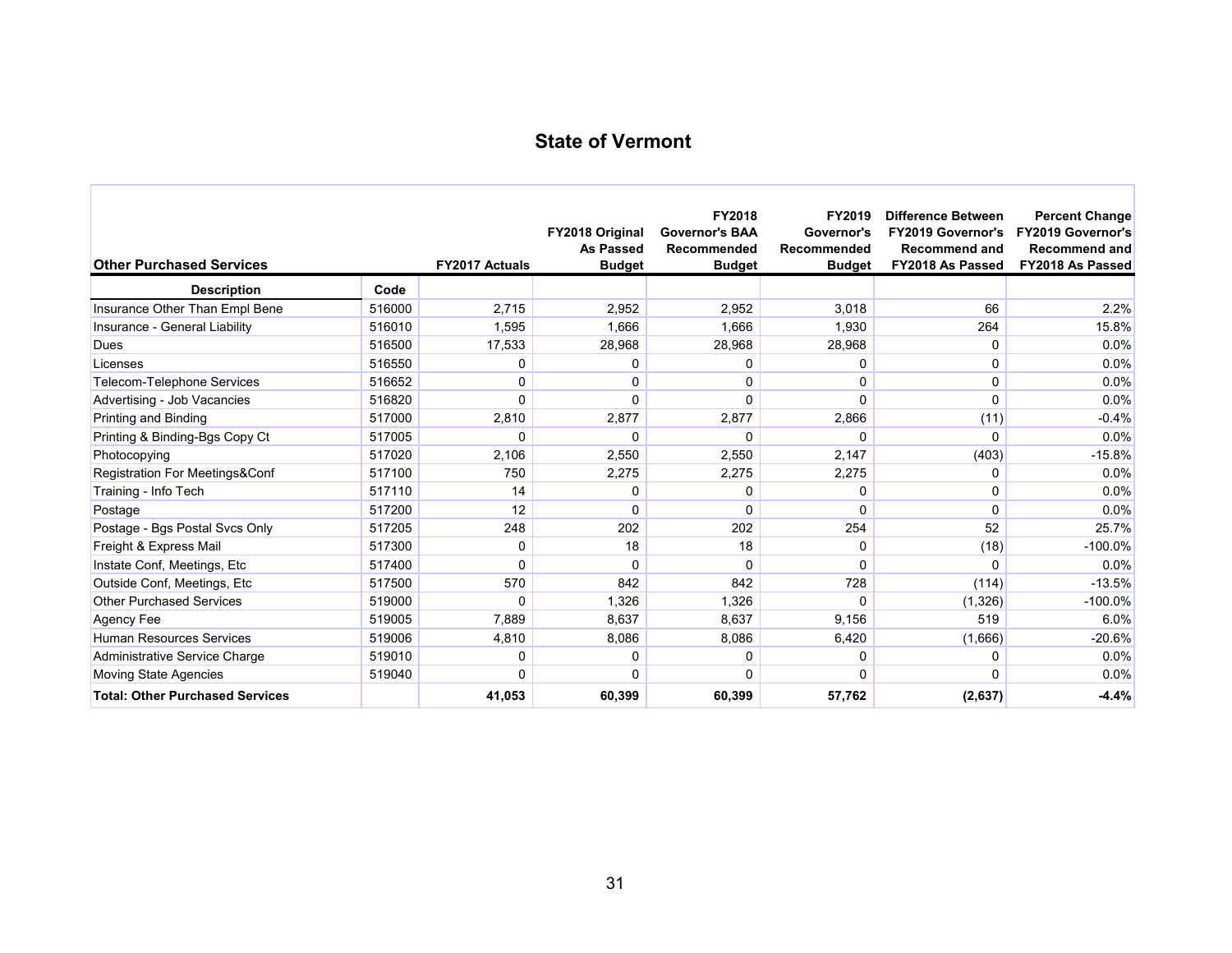# State of Vermont

| Other Purchased Services | | FY2017 Actuals | FY2018 Original As Passed Budget | FY2018 Governor's BAA Recommended Budget | FY2019 Governor's Recommended Budget | Difference Between FY2019 Governor's Recommend and FY2018 As Passed | Percent Change FY2019 Governor's Recommend and FY2018 As Passed |
|---|---|---|---|---|---|---|---|
| **Description** | **Code** | | | | | | |
| Insurance Other Than Empl Bene | 516000 | 2,715 | 2,952 | 2,952 | 3,018 | 66 | 2.2% |
| Insurance - General Liability | 516010 | 1,595 | 1,666 | 1,666 | 1,930 | 264 | 15.8% |
| Dues | 516500 | 17,533 | 28,968 | 28,968 | 28,968 | 0 | 0.0% |
| Licenses | 516550 | 0 | 0 | 0 | 0 | 0 | 0.0% |
| Telecom-Telephone Services | 516652 | 0 | 0 | 0 | 0 | 0 | 0.0% |
| Advertising - Job Vacancies | 516820 | 0 | 0 | 0 | 0 | 0 | 0.0% |
| Printing and Binding | 517000 | 2,810 | 2,877 | 2,877 | 2,866 | (11) | -0.4% |
| Printing & Binding-Bgs Copy Ct | 517005 | 0 | 0 | 0 | 0 | 0 | 0.0% |
| Photocopying | 517020 | 2,106 | 2,550 | 2,550 | 2,147 | (403) | -15.8% |
| Registration For Meetings&Conf | 517100 | 750 | 2,275 | 2,275 | 2,275 | 0 | 0.0% |
| Training - Info Tech | 517110 | 14 | 0 | 0 | 0 | 0 | 0.0% |
| Postage | 517200 | 12 | 0 | 0 | 0 | 0 | 0.0% |
| Postage - Bgs Postal Svcs Only | 517205 | 248 | 202 | 202 | 254 | 52 | 25.7% |
| Freight & Express Mail | 517300 | 0 | 18 | 18 | 0 | (18) | -100.0% |
| Instate Conf, Meetings, Etc | 517400 | 0 | 0 | 0 | 0 | 0 | 0.0% |
| Outside Conf, Meetings, Etc | 517500 | 570 | 842 | 842 | 728 | (114) | -13.5% |
| Other Purchased Services | 519000 | 0 | 1,326 | 1,326 | 0 | (1,326) | -100.0% |
| Agency Fee | 519005 | 7,889 | 8,637 | 8,637 | 9,156 | 519 | 6.0% |
| Human Resources Services | 519006 | 4,810 | 8,086 | 8,086 | 6,420 | (1,666) | -20.6% |
| Administrative Service Charge | 519010 | 0 | 0 | 0 | 0 | 0 | 0.0% |
| Moving State Agencies | 519040 | 0 | 0 | 0 | 0 | 0 | 0.0% |
| **Total: Other Purchased Services** | | **41,053** | **60,399** | **60,399** | **57,762** | **(2,637)** | **-4.4%** |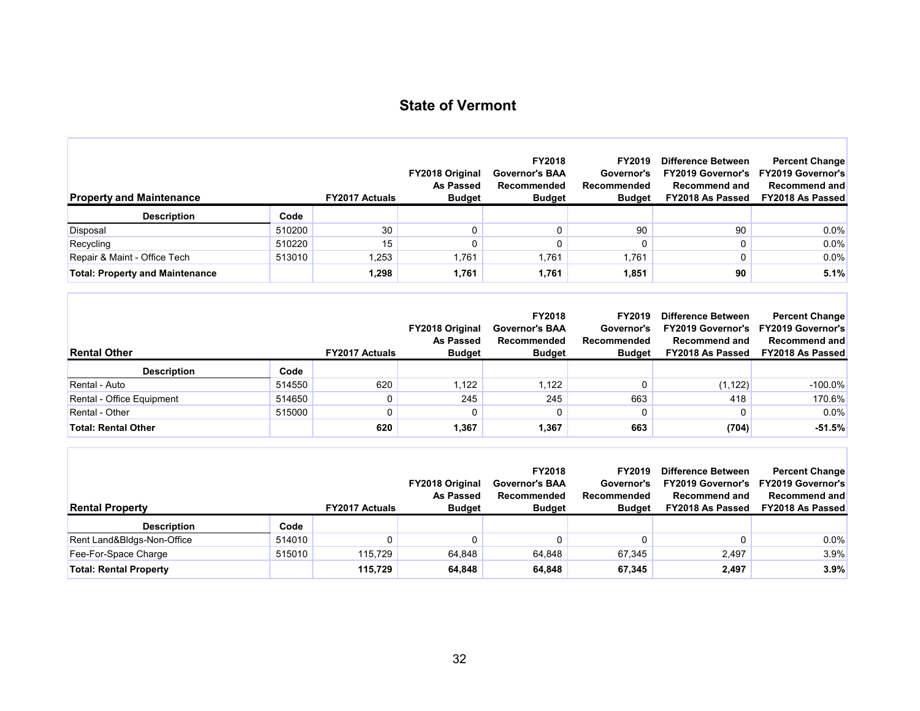# State of Vermont

| Property and Maintenance | | FY2017 Actuals | FY2018 Original As Passed Budget | FY2018 Governor's BAA Recommended Budget | FY2019 Governor's Recommended Budget | Difference Between FY2019 Governor's Recommend and FY2018 As Passed | Percent Change FY2019 Governor's Recommend and FY2018 As Passed |
|---|---|---|---|---|---|---|---|
| **Description** | **Code** | | | | | | |
| Disposal | 510200 | 30 | 0 | 0 | 90 | 90 | 0.0% |
| Recycling | 510220 | 15 | 0 | 0 | 0 | 0 | 0.0% |
| Repair & Maint - Office Tech | 513010 | 1,253 | 1,761 | 1,761 | 1,761 | 0 | 0.0% |
| **Total: Property and Maintenance** | | **1,298** | **1,761** | **1,761** | **1,851** | **90** | **5.1%** |

| Rental Other | | FY2017 Actuals | FY2018 Original As Passed Budget | FY2018 Governor's BAA Recommended Budget | FY2019 Governor's Recommended Budget | Difference Between FY2019 Governor's Recommend and FY2018 As Passed | Percent Change FY2019 Governor's Recommend and FY2018 As Passed |
|---|---|---|---|---|---|---|---|
| **Description** | **Code** | | | | | | |
| Rental - Auto | 514550 | 620 | 1,122 | 1,122 | 0 | (1,122) | -100.0% |
| Rental - Office Equipment | 514650 | 0 | 245 | 245 | 663 | 418 | 170.6% |
| Rental - Other | 515000 | 0 | 0 | 0 | 0 | 0 | 0.0% |
| **Total: Rental Other** | | **620** | **1,367** | **1,367** | **663** | **(704)** | **-51.5%** |

| Rental Property | | FY2017 Actuals | FY2018 Original As Passed Budget | FY2018 Governor's BAA Recommended Budget | FY2019 Governor's Recommended Budget | Difference Between FY2019 Governor's Recommend and FY2018 As Passed | Percent Change FY2019 Governor's Recommend and FY2018 As Passed |
|---|---|---|---|---|---|---|---|
| **Description** | **Code** | | | | | | |
| Rent Land&Bldgs-Non-Office | 514010 | 0 | 0 | 0 | 0 | 0 | 0.0% |
| Fee-For-Space Charge | 515010 | 115,729 | 64,848 | 64,848 | 67,345 | 2,497 | 3.9% |
| **Total: Rental Property** | | **115,729** | **64,848** | **64,848** | **67,345** | **2,497** | **3.9%** |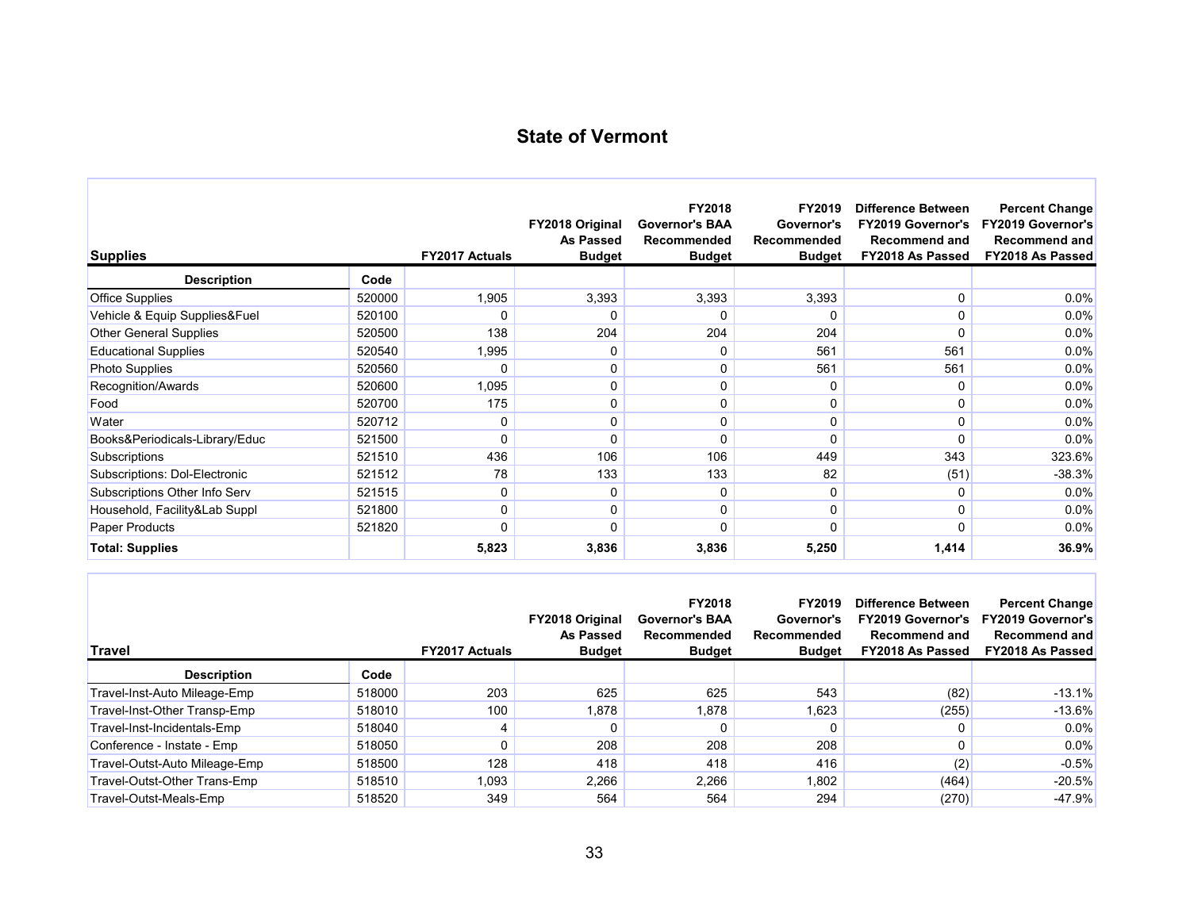# State of Vermont

| Supplies | | FY2017 Actuals | FY2018 Original As Passed Budget | FY2018 Governor's BAA Recommended Budget | FY2019 Governor's Recommended Budget | Difference Between FY2019 Governor's Recommend and FY2018 As Passed | Percent Change FY2019 Governor's Recommend and FY2018 As Passed |
|---|---|---|---|---|---|---|---|
| **Description** | **Code** | | | | | | |
| Office Supplies | 520000 | 1,905 | 3,393 | 3,393 | 3,393 | 0 | 0.0% |
| Vehicle & Equip Supplies&Fuel | 520100 | 0 | 0 | 0 | 0 | 0 | 0.0% |
| Other General Supplies | 520500 | 138 | 204 | 204 | 204 | 0 | 0.0% |
| Educational Supplies | 520540 | 1,995 | 0 | 0 | 561 | 561 | 0.0% |
| Photo Supplies | 520560 | 0 | 0 | 0 | 561 | 561 | 0.0% |
| Recognition/Awards | 520600 | 1,095 | 0 | 0 | 0 | 0 | 0.0% |
| Food | 520700 | 175 | 0 | 0 | 0 | 0 | 0.0% |
| Water | 520712 | 0 | 0 | 0 | 0 | 0 | 0.0% |
| Books&Periodicals-Library/Educ | 521500 | 0 | 0 | 0 | 0 | 0 | 0.0% |
| Subscriptions | 521510 | 436 | 106 | 106 | 449 | 343 | 323.6% |
| Subscriptions: Dol-Electronic | 521512 | 78 | 133 | 133 | 82 | (51) | -38.3% |
| Subscriptions Other Info Serv | 521515 | 0 | 0 | 0 | 0 | 0 | 0.0% |
| Household, Facility&Lab Suppl | 521800 | 0 | 0 | 0 | 0 | 0 | 0.0% |
| Paper Products | 521820 | 0 | 0 | 0 | 0 | 0 | 0.0% |
| **Total: Supplies** | | **5,823** | **3,836** | **3,836** | **5,250** | **1,414** | **36.9%** |

| Travel | | FY2017 Actuals | FY2018 Original As Passed Budget | FY2018 Governor's BAA Recommended Budget | FY2019 Governor's Recommended Budget | Difference Between FY2019 Governor's Recommend and FY2018 As Passed | Percent Change FY2019 Governor's Recommend and FY2018 As Passed |
|---|---|---|---|---|---|---|---|
| **Description** | **Code** | | | | | | |
| Travel-Inst-Auto Mileage-Emp | 518000 | 203 | 625 | 625 | 543 | (82) | -13.1% |
| Travel-Inst-Other Transp-Emp | 518010 | 100 | 1,878 | 1,878 | 1,623 | (255) | -13.6% |
| Travel-Inst-Incidentals-Emp | 518040 | 4 | 0 | 0 | 0 | 0 | 0.0% |
| Conference - Instate - Emp | 518050 | 0 | 208 | 208 | 208 | 0 | 0.0% |
| Travel-Outst-Auto Mileage-Emp | 518500 | 128 | 418 | 418 | 416 | (2) | -0.5% |
| Travel-Outst-Other Trans-Emp | 518510 | 1,093 | 2,266 | 2,266 | 1,802 | (464) | -20.5% |
| Travel-Outst-Meals-Emp | 518520 | 349 | 564 | 564 | 294 | (270) | -47.9% |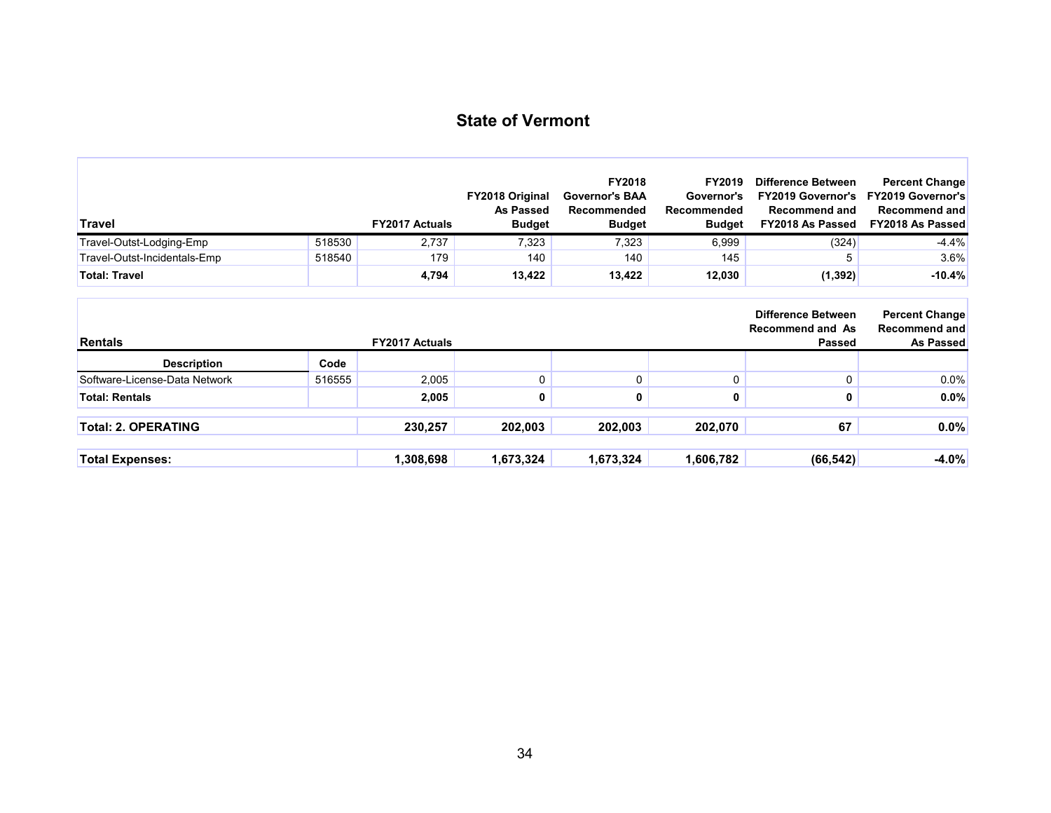# State of Vermont

| Travel | | FY2017 Actuals | FY2018 Original As Passed Budget | FY2018 Governor's BAA Recommended Budget | FY2019 Governor's Recommended Budget | Difference Between FY2019 Governor's Recommend and FY2018 As Passed | Percent Change FY2019 Governor's Recommend and FY2018 As Passed |
|---|---|---|---|---|---|---|---|
| Travel-Outst-Lodging-Emp | 518530 | 2,737 | 7,323 | 7,323 | 6,999 | (324) | -4.4% |
| Travel-Outst-Incidentals-Emp | 518540 | 179 | 140 | 140 | 145 | 5 | 3.6% |
| **Total: Travel** | | **4,794** | **13,422** | **13,422** | **12,030** | **(1,392)** | **-10.4%** |

| Rentals | | FY2017 Actuals | | | | Difference Between Recommend and As Passed | Percent Change Recommend and As Passed |
|---|---|---|---|---|---|---|---|
| **Description** | **Code** | | | | | | |
| Software-License-Data Network | 516555 | 2,005 | 0 | 0 | 0 | 0 | 0.0% |
| **Total: Rentals** | | **2,005** | **0** | **0** | **0** | **0** | **0.0%** |
| **Total: 2. OPERATING** | | **230,257** | **202,003** | **202,003** | **202,070** | **67** | **0.0%** |
| **Total Expenses:** | | **1,308,698** | **1,673,324** | **1,673,324** | **1,606,782** | **(66,542)** | **-4.0%** |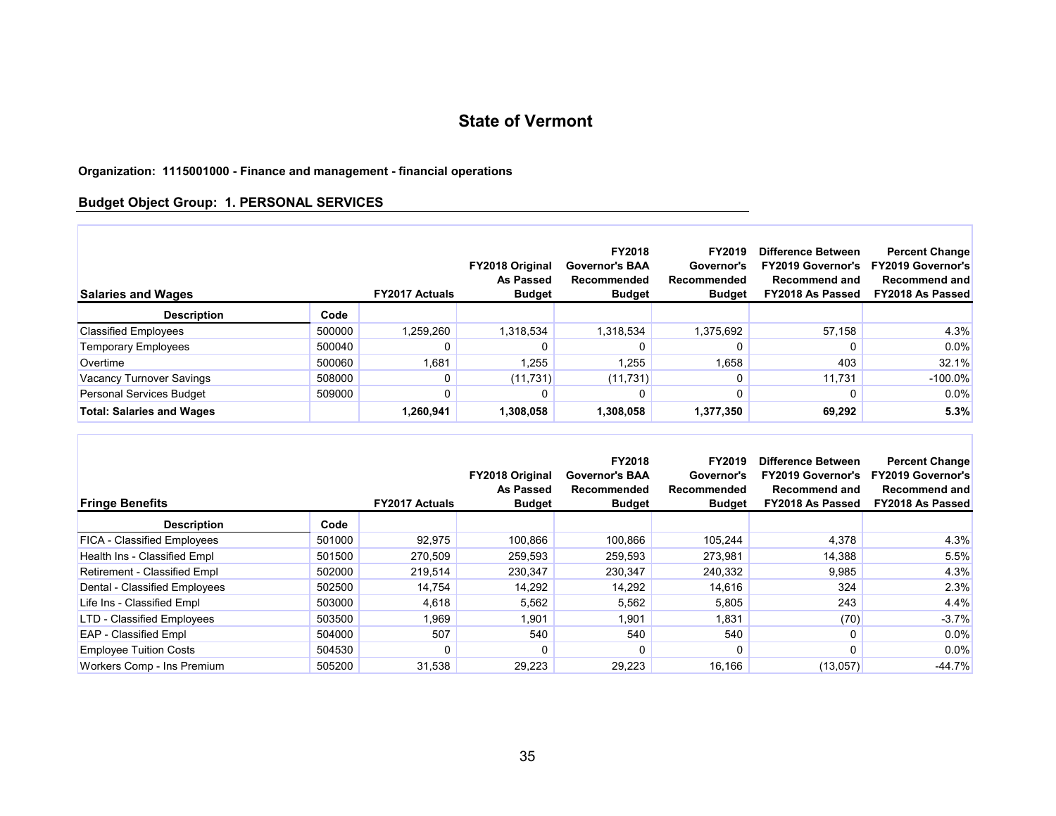# State of Vermont

**Organization: 1115001000 - Finance and management - financial operations**

## Budget Object Group: 1. PERSONAL SERVICES

| Salaries and Wages | | FY2017 Actuals | FY2018 Original As Passed Budget | FY2018 Governor's BAA Recommended Budget | FY2019 Governor's Recommended Budget | Difference Between FY2019 Governor's Recommend and FY2018 As Passed | Percent Change FY2019 Governor's Recommend and FY2018 As Passed |
|---|---|---|---|---|---|---|---|
| **Description** | **Code** | | | | | | |
| Classified Employees | 500000 | 1,259,260 | 1,318,534 | 1,318,534 | 1,375,692 | 57,158 | 4.3% |
| Temporary Employees | 500040 | 0 | 0 | 0 | 0 | 0 | 0.0% |
| Overtime | 500060 | 1,681 | 1,255 | 1,255 | 1,658 | 403 | 32.1% |
| Vacancy Turnover Savings | 508000 | 0 | (11,731) | (11,731) | 0 | 11,731 | -100.0% |
| Personal Services Budget | 509000 | 0 | 0 | 0 | 0 | 0 | 0.0% |
| **Total: Salaries and Wages** | | **1,260,941** | **1,308,058** | **1,308,058** | **1,377,350** | **69,292** | **5.3%** |

| Fringe Benefits | | FY2017 Actuals | FY2018 Original As Passed Budget | FY2018 Governor's BAA Recommended Budget | FY2019 Governor's Recommended Budget | Difference Between FY2019 Governor's Recommend and FY2018 As Passed | Percent Change FY2019 Governor's Recommend and FY2018 As Passed |
|---|---|---|---|---|---|---|---|
| **Description** | **Code** | | | | | | |
| FICA - Classified Employees | 501000 | 92,975 | 100,866 | 100,866 | 105,244 | 4,378 | 4.3% |
| Health Ins - Classified Empl | 501500 | 270,509 | 259,593 | 259,593 | 273,981 | 14,388 | 5.5% |
| Retirement - Classified Empl | 502000 | 219,514 | 230,347 | 230,347 | 240,332 | 9,985 | 4.3% |
| Dental - Classified Employees | 502500 | 14,754 | 14,292 | 14,292 | 14,616 | 324 | 2.3% |
| Life Ins - Classified Empl | 503000 | 4,618 | 5,562 | 5,562 | 5,805 | 243 | 4.4% |
| LTD - Classified Employees | 503500 | 1,969 | 1,901 | 1,901 | 1,831 | (70) | -3.7% |
| EAP - Classified Empl | 504000 | 507 | 540 | 540 | 540 | 0 | 0.0% |
| Employee Tuition Costs | 504530 | 0 | 0 | 0 | 0 | 0 | 0.0% |
| Workers Comp - Ins Premium | 505200 | 31,538 | 29,223 | 29,223 | 16,166 | (13,057) | -44.7% |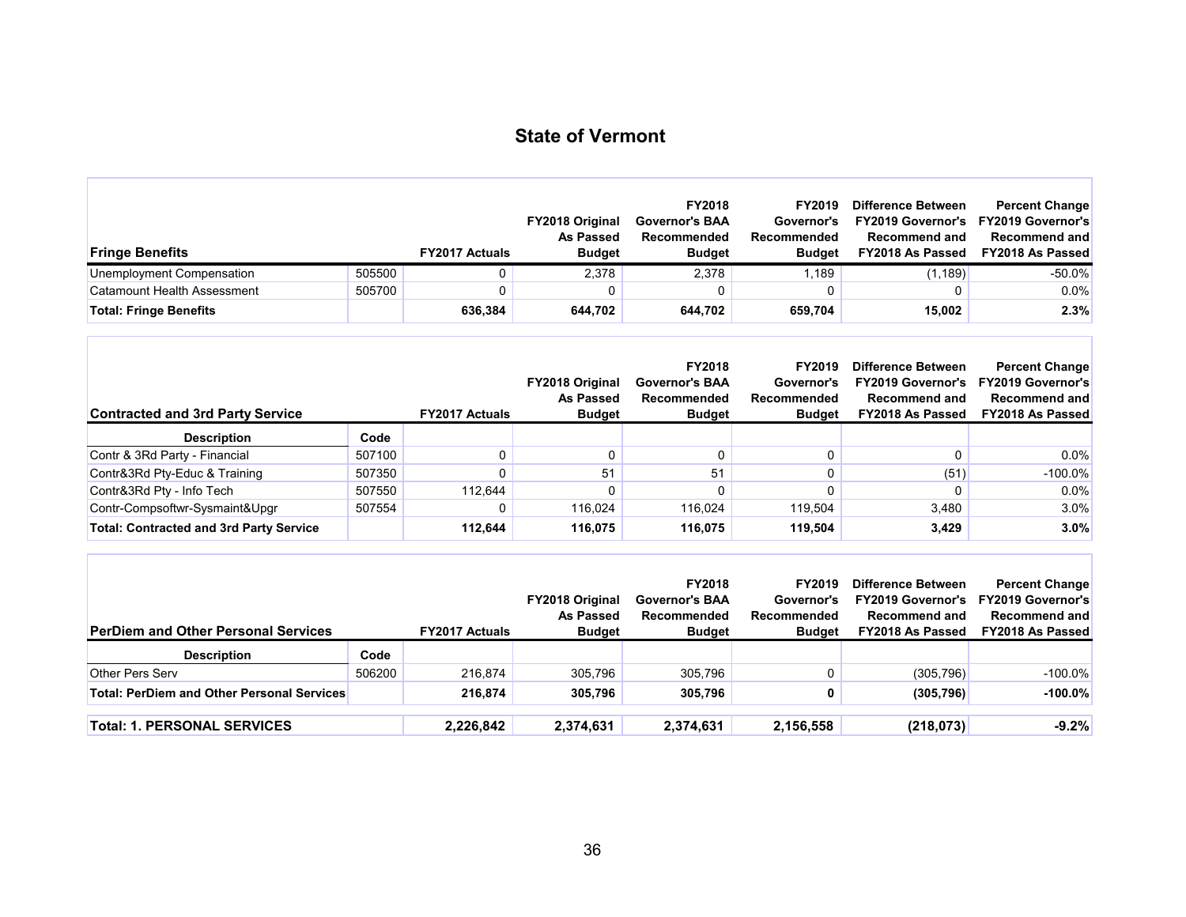# State of Vermont

| Fringe Benefits | | FY2017 Actuals | FY2018 Original As Passed Budget | FY2018 Governor's BAA Recommended Budget | FY2019 Governor's Recommended Budget | Difference Between FY2019 Governor's Recommend and FY2018 As Passed | Percent Change FY2019 Governor's Recommend and FY2018 As Passed |
|---|---|---|---|---|---|---|---|
| Unemployment Compensation | 505500 | 0 | 2,378 | 2,378 | 1,189 | (1,189) | -50.0% |
| Catamount Health Assessment | 505700 | 0 | 0 | 0 | 0 | 0 | 0.0% |
| **Total: Fringe Benefits** | | **636,384** | **644,702** | **644,702** | **659,704** | **15,002** | **2.3%** |

| Contracted and 3rd Party Service | | FY2017 Actuals | FY2018 Original As Passed Budget | FY2018 Governor's BAA Recommended Budget | FY2019 Governor's Recommended Budget | Difference Between FY2019 Governor's Recommend and FY2018 As Passed | Percent Change FY2019 Governor's Recommend and FY2018 As Passed |
|---|---|---|---|---|---|---|---|
| **Description** | **Code** | | | | | | |
| Contr & 3Rd Party - Financial | 507100 | 0 | 0 | 0 | 0 | 0 | 0.0% |
| Contr&3Rd Pty-Educ & Training | 507350 | 0 | 51 | 51 | 0 | (51) | -100.0% |
| Contr&3Rd Pty - Info Tech | 507550 | 112,644 | 0 | 0 | 0 | 0 | 0.0% |
| Contr-Compsoftwr-Sysmaint&Upgr | 507554 | 0 | 116,024 | 116,024 | 119,504 | 3,480 | 3.0% |
| **Total: Contracted and 3rd Party Service** | | **112,644** | **116,075** | **116,075** | **119,504** | **3,429** | **3.0%** |

| PerDiem and Other Personal Services | | FY2017 Actuals | FY2018 Original As Passed Budget | FY2018 Governor's BAA Recommended Budget | FY2019 Governor's Recommended Budget | Difference Between FY2019 Governor's Recommend and FY2018 As Passed | Percent Change FY2019 Governor's Recommend and FY2018 As Passed |
|---|---|---|---|---|---|---|---|
| **Description** | **Code** | | | | | | |
| Other Pers Serv | 506200 | 216,874 | 305,796 | 305,796 | 0 | (305,796) | -100.0% |
| **Total: PerDiem and Other Personal Services** | | **216,874** | **305,796** | **305,796** | **0** | **(305,796)** | **-100.0%** |
| **Total: 1. PERSONAL SERVICES** | | **2,226,842** | **2,374,631** | **2,374,631** | **2,156,558** | **(218,073)** | **-9.2%** |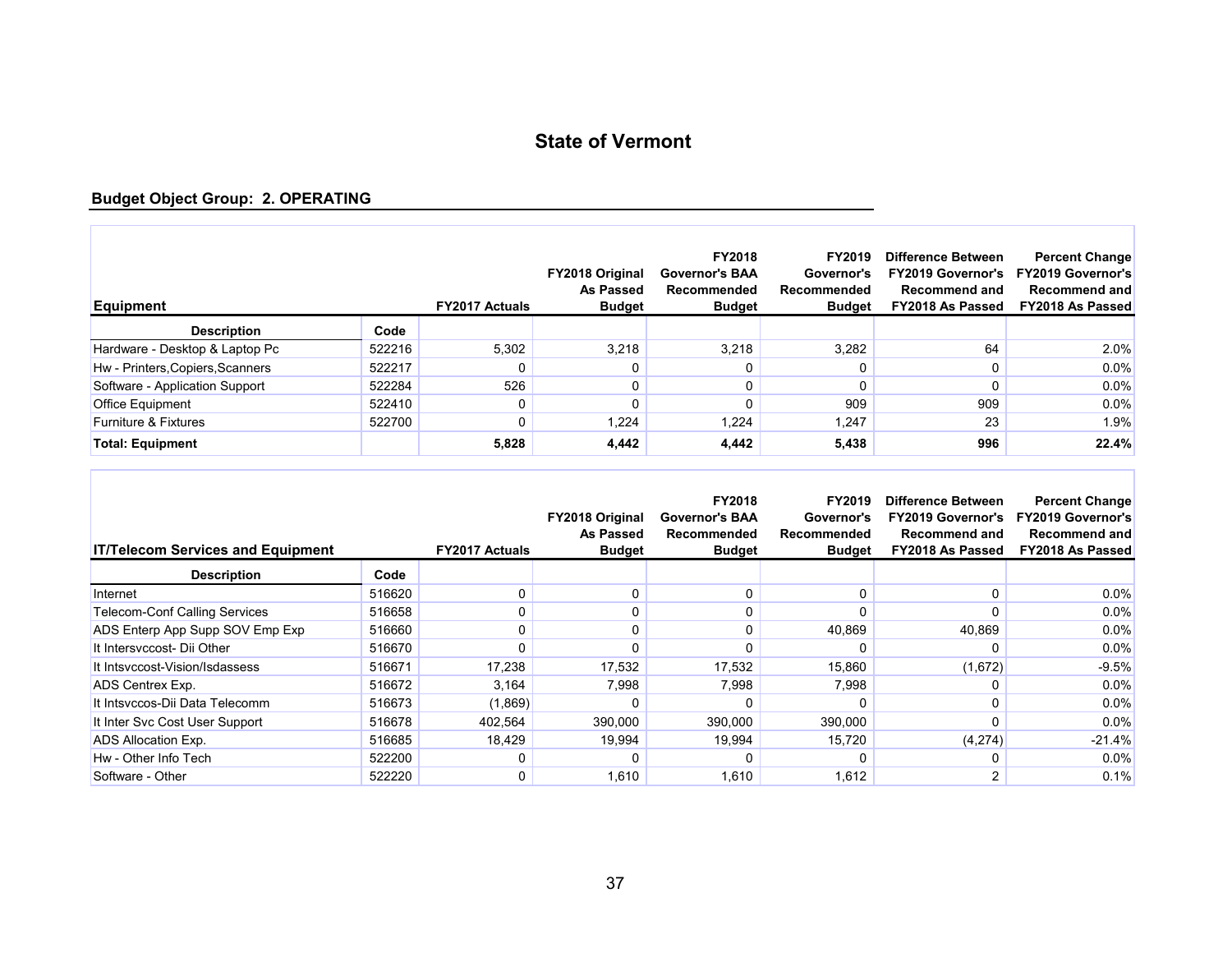# State of Vermont

## Budget Object Group: 2. OPERATING

| Equipment | | FY2017 Actuals | FY2018 Original As Passed Budget | FY2018 Governor's BAA Recommended Budget | FY2019 Governor's Recommended Budget | Difference Between FY2019 Governor's Recommend and FY2018 As Passed | Percent Change FY2019 Governor's Recommend and FY2018 As Passed |
|---|---|---|---|---|---|---|---|
| **Description** | **Code** | | | | | | |
| Hardware - Desktop & Laptop Pc | 522216 | 5,302 | 3,218 | 3,218 | 3,282 | 64 | 2.0% |
| Hw - Printers,Copiers,Scanners | 522217 | 0 | 0 | 0 | 0 | 0 | 0.0% |
| Software - Application Support | 522284 | 526 | 0 | 0 | 0 | 0 | 0.0% |
| Office Equipment | 522410 | 0 | 0 | 0 | 909 | 909 | 0.0% |
| Furniture & Fixtures | 522700 | 0 | 1,224 | 1,224 | 1,247 | 23 | 1.9% |
| **Total: Equipment** | | **5,828** | **4,442** | **4,442** | **5,438** | **996** | **22.4%** |

| IT/Telecom Services and Equipment | | FY2017 Actuals | FY2018 Original As Passed Budget | FY2018 Governor's BAA Recommended Budget | FY2019 Governor's Recommended Budget | Difference Between FY2019 Governor's Recommend and FY2018 As Passed | Percent Change FY2019 Governor's Recommend and FY2018 As Passed |
|---|---|---|---|---|---|---|---|
| **Description** | **Code** | | | | | | |
| Internet | 516620 | 0 | 0 | 0 | 0 | 0 | 0.0% |
| Telecom-Conf Calling Services | 516658 | 0 | 0 | 0 | 0 | 0 | 0.0% |
| ADS Enterp App Supp SOV Emp Exp | 516660 | 0 | 0 | 0 | 40,869 | 40,869 | 0.0% |
| It Intersvccost- Dii Other | 516670 | 0 | 0 | 0 | 0 | 0 | 0.0% |
| It Intsvccost-Vision/Isdassess | 516671 | 17,238 | 17,532 | 17,532 | 15,860 | (1,672) | -9.5% |
| ADS Centrex Exp. | 516672 | 3,164 | 7,998 | 7,998 | 7,998 | 0 | 0.0% |
| It Intsvccos-Dii Data Telecomm | 516673 | (1,869) | 0 | 0 | 0 | 0 | 0.0% |
| It Inter Svc Cost User Support | 516678 | 402,564 | 390,000 | 390,000 | 390,000 | 0 | 0.0% |
| ADS Allocation Exp. | 516685 | 18,429 | 19,994 | 19,994 | 15,720 | (4,274) | -21.4% |
| Hw - Other Info Tech | 522200 | 0 | 0 | 0 | 0 | 0 | 0.0% |
| Software - Other | 522220 | 0 | 1,610 | 1,610 | 1,612 | 2 | 0.1% |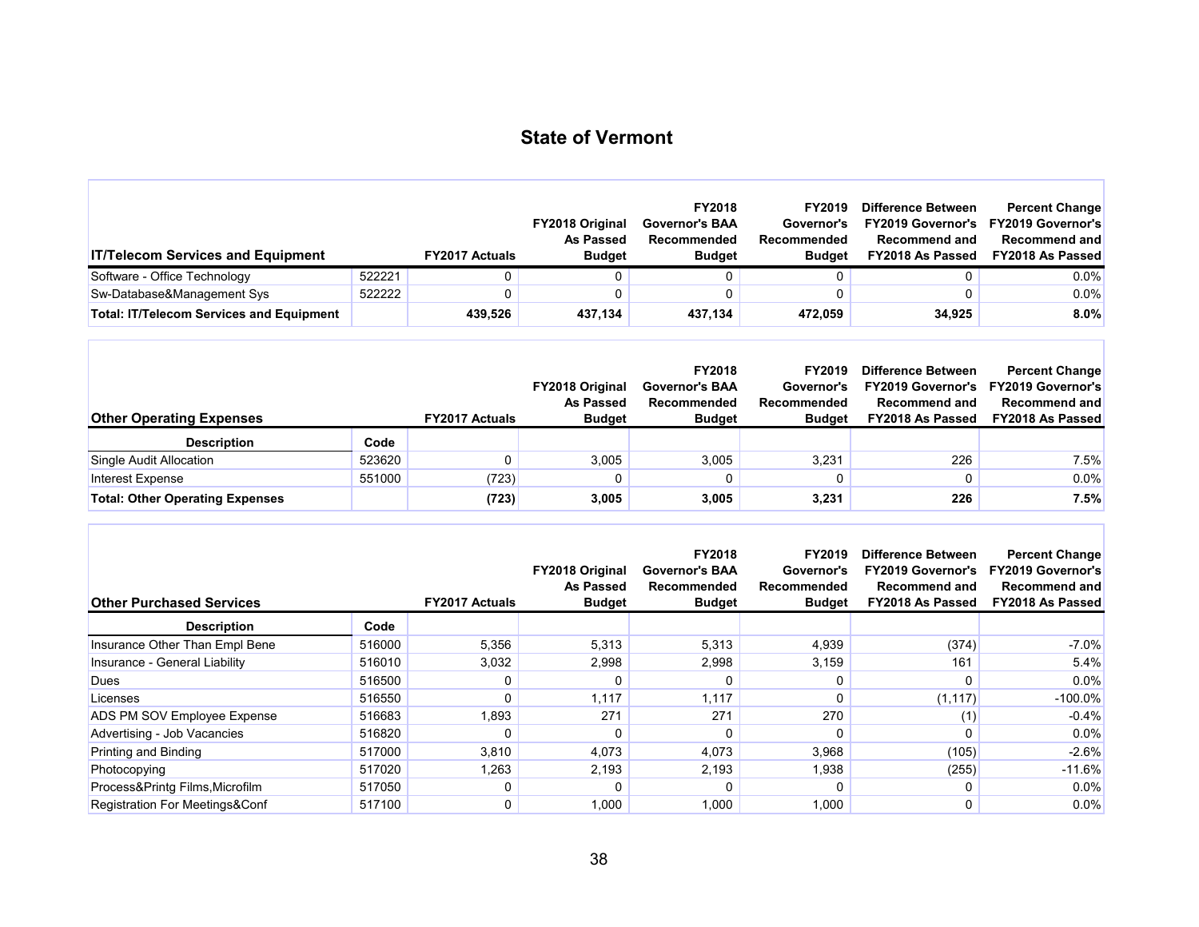## State of Vermont

| IT/Telecom Services and Equipment | | FY2017 Actuals | FY2018 Original As Passed Budget | FY2018 Governor's BAA Recommended Budget | FY2019 Governor's Recommended Budget | Difference Between FY2019 Governor's Recommend and FY2018 As Passed | Percent Change FY2019 Governor's Recommend and FY2018 As Passed |
|---|---|---|---|---|---|---|---|
| Software - Office Technology | 522221 | 0 | 0 | 0 | 0 | 0 | 0.0% |
| Sw-Database&Management Sys | 522222 | 0 | 0 | 0 | 0 | 0 | 0.0% |
| **Total: IT/Telecom Services and Equipment** | | **439,526** | **437,134** | **437,134** | **472,059** | **34,925** | **8.0%** |

| Other Operating Expenses | | FY2017 Actuals | FY2018 Original As Passed Budget | FY2018 Governor's BAA Recommended Budget | FY2019 Governor's Recommended Budget | Difference Between FY2019 Governor's Recommend and FY2018 As Passed | Percent Change FY2019 Governor's Recommend and FY2018 As Passed |
|---|---|---|---|---|---|---|---|
| **Description** | **Code** | | | | | | |
| Single Audit Allocation | 523620 | 0 | 3,005 | 3,005 | 3,231 | 226 | 7.5% |
| Interest Expense | 551000 | (723) | 0 | 0 | 0 | 0 | 0.0% |
| **Total: Other Operating Expenses** | | **(723)** | **3,005** | **3,005** | **3,231** | **226** | **7.5%** |

| Other Purchased Services | | FY2017 Actuals | FY2018 Original As Passed Budget | FY2018 Governor's BAA Recommended Budget | FY2019 Governor's Recommended Budget | Difference Between FY2019 Governor's Recommend and FY2018 As Passed | Percent Change FY2019 Governor's Recommend and FY2018 As Passed |
|---|---|---|---|---|---|---|---|
| **Description** | **Code** | | | | | | |
| Insurance Other Than Empl Bene | 516000 | 5,356 | 5,313 | 5,313 | 4,939 | (374) | -7.0% |
| Insurance - General Liability | 516010 | 3,032 | 2,998 | 2,998 | 3,159 | 161 | 5.4% |
| Dues | 516500 | 0 | 0 | 0 | 0 | 0 | 0.0% |
| Licenses | 516550 | 0 | 1,117 | 1,117 | 0 | (1,117) | -100.0% |
| ADS PM SOV Employee Expense | 516683 | 1,893 | 271 | 271 | 270 | (1) | -0.4% |
| Advertising - Job Vacancies | 516820 | 0 | 0 | 0 | 0 | 0 | 0.0% |
| Printing and Binding | 517000 | 3,810 | 4,073 | 4,073 | 3,968 | (105) | -2.6% |
| Photocopying | 517020 | 1,263 | 2,193 | 2,193 | 1,938 | (255) | -11.6% |
| Process&Printg Films,Microfilm | 517050 | 0 | 0 | 0 | 0 | 0 | 0.0% |
| Registration For Meetings&Conf | 517100 | 0 | 1,000 | 1,000 | 1,000 | 0 | 0.0% |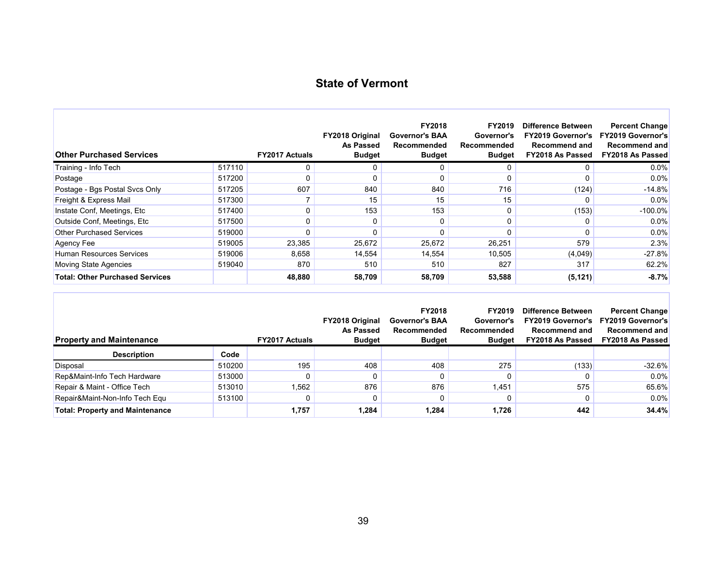# State of Vermont

| Other Purchased Services | | FY2017 Actuals | FY2018 Original As Passed Budget | FY2018 Governor's BAA Recommended Budget | FY2019 Governor's Recommended Budget | Difference Between FY2019 Governor's Recommend and FY2018 As Passed | Percent Change FY2019 Governor's Recommend and FY2018 As Passed |
|---|---|---|---|---|---|---|---|
| Training - Info Tech | 517110 | 0 | 0 | 0 | 0 | 0 | 0.0% |
| Postage | 517200 | 0 | 0 | 0 | 0 | 0 | 0.0% |
| Postage - Bgs Postal Svcs Only | 517205 | 607 | 840 | 840 | 716 | (124) | -14.8% |
| Freight & Express Mail | 517300 | 7 | 15 | 15 | 15 | 0 | 0.0% |
| Instate Conf, Meetings, Etc | 517400 | 0 | 153 | 153 | 0 | (153) | -100.0% |
| Outside Conf, Meetings, Etc | 517500 | 0 | 0 | 0 | 0 | 0 | 0.0% |
| Other Purchased Services | 519000 | 0 | 0 | 0 | 0 | 0 | 0.0% |
| Agency Fee | 519005 | 23,385 | 25,672 | 25,672 | 26,251 | 579 | 2.3% |
| Human Resources Services | 519006 | 8,658 | 14,554 | 14,554 | 10,505 | (4,049) | -27.8% |
| Moving State Agencies | 519040 | 870 | 510 | 510 | 827 | 317 | 62.2% |
| **Total: Other Purchased Services** | | **48,880** | **58,709** | **58,709** | **53,588** | **(5,121)** | **-8.7%** |

| Property and Maintenance | | FY2017 Actuals | FY2018 Original As Passed Budget | FY2018 Governor's BAA Recommended Budget | FY2019 Governor's Recommended Budget | Difference Between FY2019 Governor's Recommend and FY2018 As Passed | Percent Change FY2019 Governor's Recommend and FY2018 As Passed |
|---|---|---|---|---|---|---|---|
| **Description** | **Code** | | | | | | |
| Disposal | 510200 | 195 | 408 | 408 | 275 | (133) | -32.6% |
| Rep&Maint-Info Tech Hardware | 513000 | 0 | 0 | 0 | 0 | 0 | 0.0% |
| Repair & Maint - Office Tech | 513010 | 1,562 | 876 | 876 | 1,451 | 575 | 65.6% |
| Repair&Maint-Non-Info Tech Equ | 513100 | 0 | 0 | 0 | 0 | 0 | 0.0% |
| **Total: Property and Maintenance** | | **1,757** | **1,284** | **1,284** | **1,726** | **442** | **34.4%** |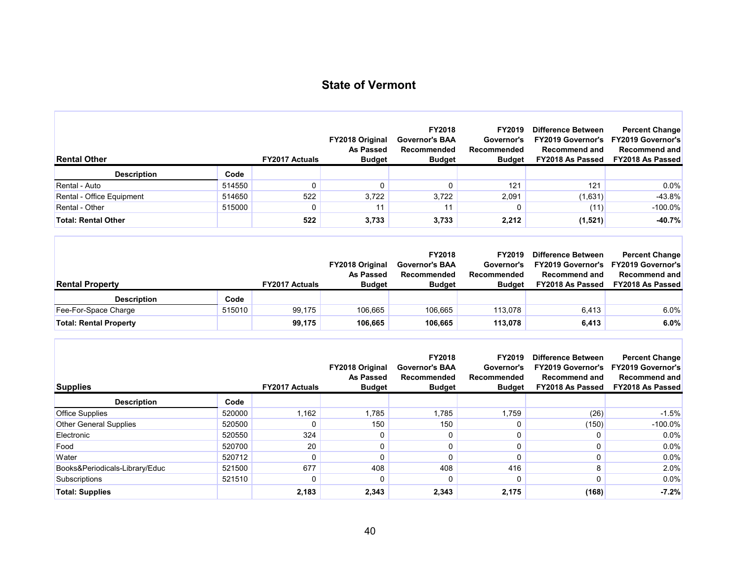## State of Vermont

| Rental Other | | FY2017 Actuals | FY2018 Original As Passed Budget | FY2018 Governor's BAA Recommended Budget | FY2019 Governor's Recommended Budget | Difference Between FY2019 Governor's Recommend and FY2018 As Passed | Percent Change FY2019 Governor's Recommend and FY2018 As Passed |
|---|---|---|---|---|---|---|---|
| **Description** | **Code** | | | | | | |
| Rental - Auto | 514550 | 0 | 0 | 0 | 121 | 121 | 0.0% |
| Rental - Office Equipment | 514650 | 522 | 3,722 | 3,722 | 2,091 | (1,631) | -43.8% |
| Rental - Other | 515000 | 0 | 11 | 11 | 0 | (11) | -100.0% |
| **Total: Rental Other** | | **522** | **3,733** | **3,733** | **2,212** | **(1,521)** | **-40.7%** |

| Rental Property | | FY2017 Actuals | FY2018 Original As Passed Budget | FY2018 Governor's BAA Recommended Budget | FY2019 Governor's Recommended Budget | Difference Between FY2019 Governor's Recommend and FY2018 As Passed | Percent Change FY2019 Governor's Recommend and FY2018 As Passed |
|---|---|---|---|---|---|---|---|
| **Description** | **Code** | | | | | | |
| Fee-For-Space Charge | 515010 | 99,175 | 106,665 | 106,665 | 113,078 | 6,413 | 6.0% |
| **Total: Rental Property** | | **99,175** | **106,665** | **106,665** | **113,078** | **6,413** | **6.0%** |

| Supplies | | FY2017 Actuals | FY2018 Original As Passed Budget | FY2018 Governor's BAA Recommended Budget | FY2019 Governor's Recommended Budget | Difference Between FY2019 Governor's Recommend and FY2018 As Passed | Percent Change FY2019 Governor's Recommend and FY2018 As Passed |
|---|---|---|---|---|---|---|---|
| **Description** | **Code** | | | | | | |
| Office Supplies | 520000 | 1,162 | 1,785 | 1,785 | 1,759 | (26) | -1.5% |
| Other General Supplies | 520500 | 0 | 150 | 150 | 0 | (150) | -100.0% |
| Electronic | 520550 | 324 | 0 | 0 | 0 | 0 | 0.0% |
| Food | 520700 | 20 | 0 | 0 | 0 | 0 | 0.0% |
| Water | 520712 | 0 | 0 | 0 | 0 | 0 | 0.0% |
| Books&Periodicals-Library/Educ | 521500 | 677 | 408 | 408 | 416 | 8 | 2.0% |
| Subscriptions | 521510 | 0 | 0 | 0 | 0 | 0 | 0.0% |
| **Total: Supplies** | | **2,183** | **2,343** | **2,343** | **2,175** | **(168)** | **-7.2%** |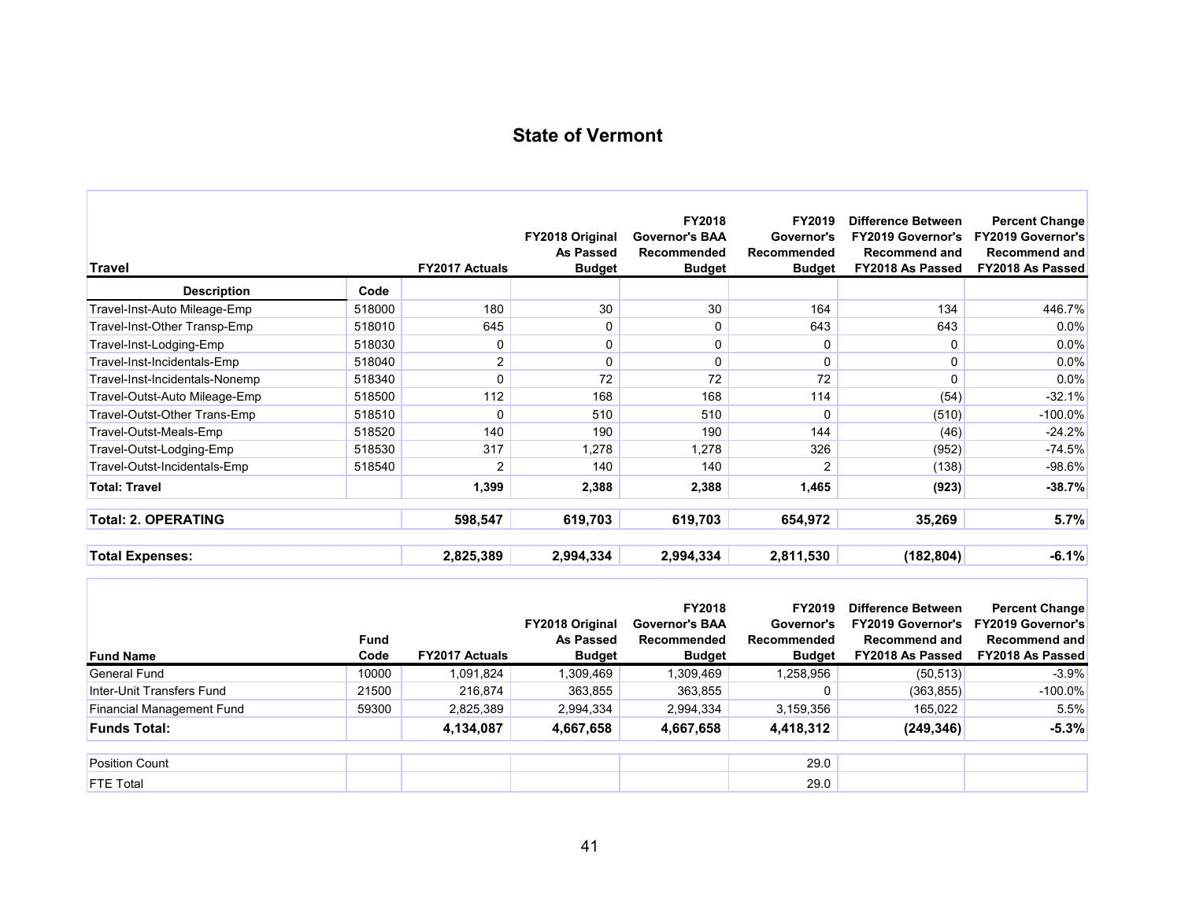## State of Vermont

| Travel | | FY2017 Actuals | FY2018 Original As Passed Budget | FY2018 Governor's BAA Recommended Budget | FY2019 Governor's Recommended Budget | Difference Between FY2019 Governor's Recommend and FY2018 As Passed | Percent Change FY2019 Governor's Recommend and FY2018 As Passed |
|---|---|---|---|---|---|---|---|
| **Description** | **Code** | | | | | | |
| Travel-Inst-Auto Mileage-Emp | 518000 | 180 | 30 | 30 | 164 | 134 | 446.7% |
| Travel-Inst-Other Transp-Emp | 518010 | 645 | 0 | 0 | 643 | 643 | 0.0% |
| Travel-Inst-Lodging-Emp | 518030 | 0 | 0 | 0 | 0 | 0 | 0.0% |
| Travel-Inst-Incidentals-Emp | 518040 | 2 | 0 | 0 | 0 | 0 | 0.0% |
| Travel-Inst-Incidentals-Nonemp | 518340 | 0 | 72 | 72 | 72 | 0 | 0.0% |
| Travel-Outst-Auto Mileage-Emp | 518500 | 112 | 168 | 168 | 114 | (54) | -32.1% |
| Travel-Outst-Other Trans-Emp | 518510 | 0 | 510 | 510 | 0 | (510) | -100.0% |
| Travel-Outst-Meals-Emp | 518520 | 140 | 190 | 190 | 144 | (46) | -24.2% |
| Travel-Outst-Lodging-Emp | 518530 | 317 | 1,278 | 1,278 | 326 | (952) | -74.5% |
| Travel-Outst-Incidentals-Emp | 518540 | 2 | 140 | 140 | 2 | (138) | -98.6% |
| **Total: Travel** | | **1,399** | **2,388** | **2,388** | **1,465** | **(923)** | **-38.7%** |
| **Total: 2. OPERATING** | | **598,547** | **619,703** | **619,703** | **654,972** | **35,269** | **5.7%** |
| **Total Expenses:** | | **2,825,389** | **2,994,334** | **2,994,334** | **2,811,530** | **(182,804)** | **-6.1%** |

| Fund Name | Fund Code | FY2017 Actuals | FY2018 Original As Passed Budget | FY2018 Governor's BAA Recommended Budget | FY2019 Governor's Recommended Budget | Difference Between FY2019 Governor's Recommend and FY2018 As Passed | Percent Change FY2019 Governor's Recommend and FY2018 As Passed |
|---|---|---|---|---|---|---|---|
| General Fund | 10000 | 1,091,824 | 1,309,469 | 1,309,469 | 1,258,956 | (50,513) | -3.9% |
| Inter-Unit Transfers Fund | 21500 | 216,874 | 363,855 | 363,855 | 0 | (363,855) | -100.0% |
| Financial Management Fund | 59300 | 2,825,389 | 2,994,334 | 2,994,334 | 3,159,356 | 165,022 | 5.5% |
| **Funds Total:** | | **4,134,087** | **4,667,658** | **4,667,658** | **4,418,312** | **(249,346)** | **-5.3%** |
| Position Count | | | | | 29.0 | | |
| FTE Total | | | | | 29.0 | | |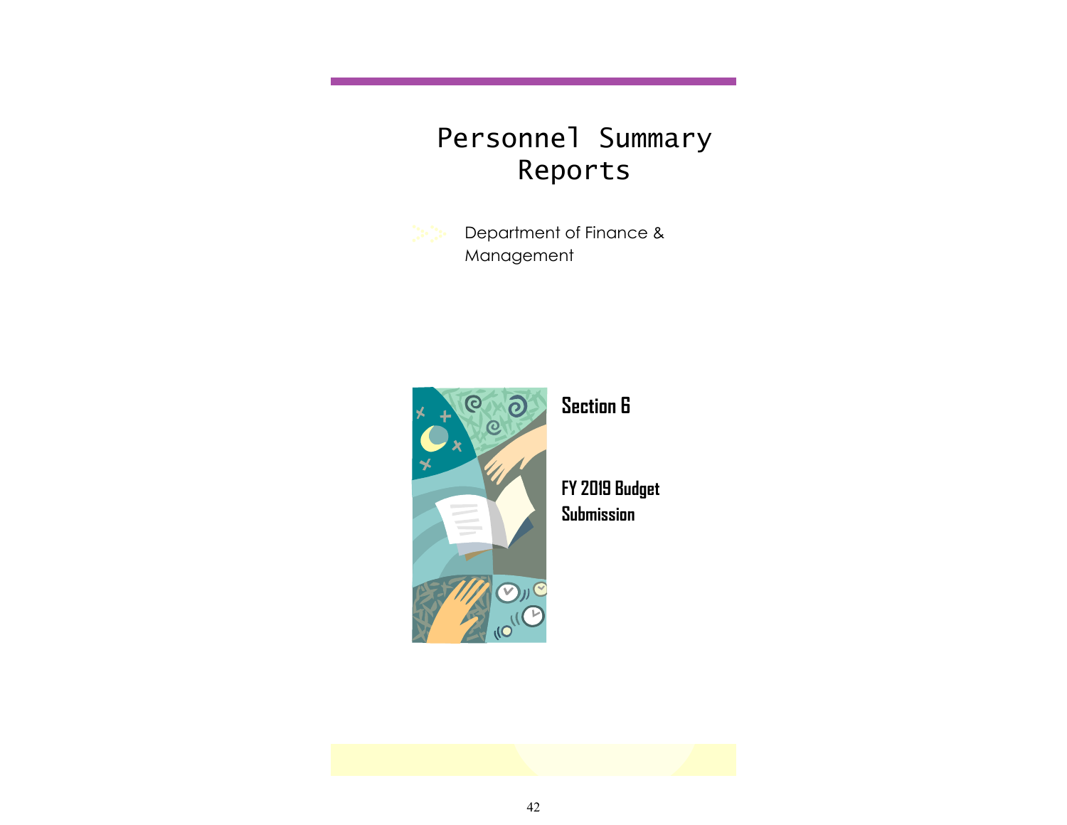# Personnel Summary Reports

Department of Finance & Management

## Section 6

**FY 2019 Budget Submission**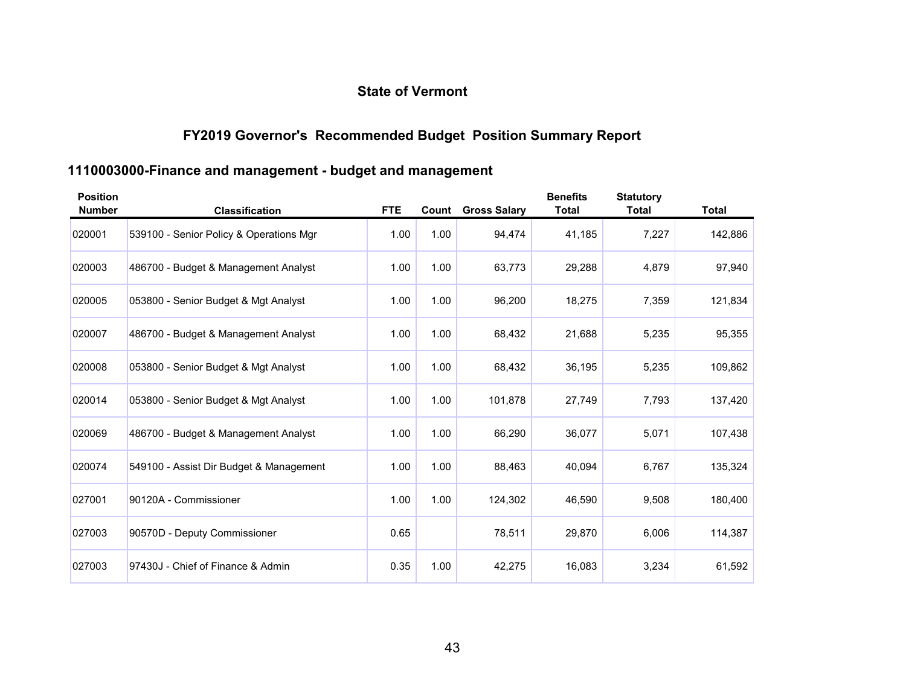## State of Vermont

## FY2019 Governor's Recommended Budget Position Summary Report

### 1110003000-Finance and management - budget and management

| Position Number | Classification | FTE | Count | Gross Salary | Benefits Total | Statutory Total | Total |
|---|---|---|---|---|---|---|---|
| 020001 | 539100 - Senior Policy & Operations Mgr | 1.00 | 1.00 | 94,474 | 41,185 | 7,227 | 142,886 |
| 020003 | 486700 - Budget & Management Analyst | 1.00 | 1.00 | 63,773 | 29,288 | 4,879 | 97,940 |
| 020005 | 053800 - Senior Budget & Mgt Analyst | 1.00 | 1.00 | 96,200 | 18,275 | 7,359 | 121,834 |
| 020007 | 486700 - Budget & Management Analyst | 1.00 | 1.00 | 68,432 | 21,688 | 5,235 | 95,355 |
| 020008 | 053800 - Senior Budget & Mgt Analyst | 1.00 | 1.00 | 68,432 | 36,195 | 5,235 | 109,862 |
| 020014 | 053800 - Senior Budget & Mgt Analyst | 1.00 | 1.00 | 101,878 | 27,749 | 7,793 | 137,420 |
| 020069 | 486700 - Budget & Management Analyst | 1.00 | 1.00 | 66,290 | 36,077 | 5,071 | 107,438 |
| 020074 | 549100 - Assist Dir Budget & Management | 1.00 | 1.00 | 88,463 | 40,094 | 6,767 | 135,324 |
| 027001 | 90120A - Commissioner | 1.00 | 1.00 | 124,302 | 46,590 | 9,508 | 180,400 |
| 027003 | 90570D - Deputy Commissioner | 0.65 | | 78,511 | 29,870 | 6,006 | 114,387 |
| 027003 | 97430J - Chief of Finance & Admin | 0.35 | 1.00 | 42,275 | 16,083 | 3,234 | 61,592 |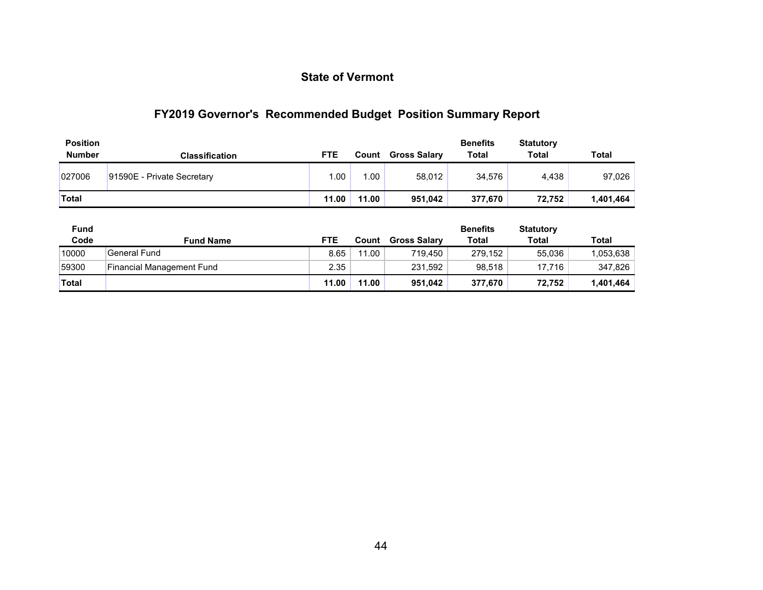## State of Vermont

## FY2019 Governor's Recommended Budget Position Summary Report

| Position Number | Classification | FTE | Count | Gross Salary | Benefits Total | Statutory Total | Total |
|---|---|---|---|---|---|---|---|
| 027006 | 91590E - Private Secretary | 1.00 | 1.00 | 58,012 | 34,576 | 4,438 | 97,026 |
| **Total** | | **11.00** | **11.00** | **951,042** | **377,670** | **72,752** | **1,401,464** |

| Fund Code | Fund Name | FTE | Count | Gross Salary | Benefits Total | Statutory Total | Total |
|---|---|---|---|---|---|---|---|
| 10000 | General Fund | 8.65 | 11.00 | 719,450 | 279,152 | 55,036 | 1,053,638 |
| 59300 | Financial Management Fund | 2.35 | | 231,592 | 98,518 | 17,716 | 347,826 |
| **Total** | | **11.00** | **11.00** | **951,042** | **377,670** | **72,752** | **1,401,464** |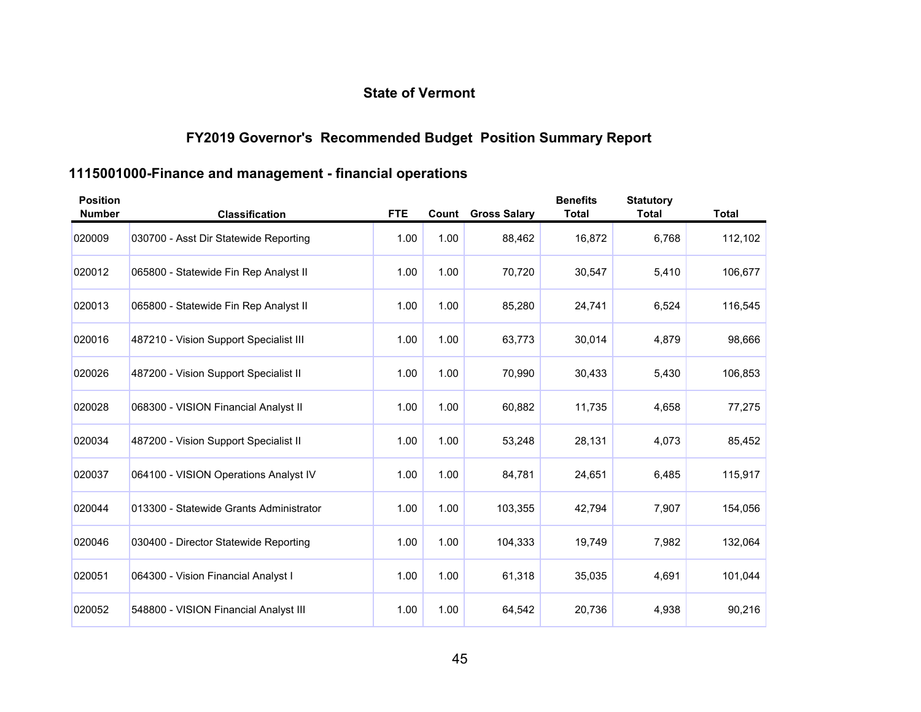## State of Vermont

## FY2019 Governor's Recommended Budget Position Summary Report

### 1115001000-Finance and management - financial operations

| Position Number | Classification | FTE | Count | Gross Salary | Benefits Total | Statutory Total | Total |
|---|---|---|---|---|---|---|---|
| 020009 | 030700 - Asst Dir Statewide Reporting | 1.00 | 1.00 | 88,462 | 16,872 | 6,768 | 112,102 |
| 020012 | 065800 - Statewide Fin Rep Analyst II | 1.00 | 1.00 | 70,720 | 30,547 | 5,410 | 106,677 |
| 020013 | 065800 - Statewide Fin Rep Analyst II | 1.00 | 1.00 | 85,280 | 24,741 | 6,524 | 116,545 |
| 020016 | 487210 - Vision Support Specialist III | 1.00 | 1.00 | 63,773 | 30,014 | 4,879 | 98,666 |
| 020026 | 487200 - Vision Support Specialist II | 1.00 | 1.00 | 70,990 | 30,433 | 5,430 | 106,853 |
| 020028 | 068300 - VISION Financial Analyst II | 1.00 | 1.00 | 60,882 | 11,735 | 4,658 | 77,275 |
| 020034 | 487200 - Vision Support Specialist II | 1.00 | 1.00 | 53,248 | 28,131 | 4,073 | 85,452 |
| 020037 | 064100 - VISION Operations Analyst IV | 1.00 | 1.00 | 84,781 | 24,651 | 6,485 | 115,917 |
| 020044 | 013300 - Statewide Grants Administrator | 1.00 | 1.00 | 103,355 | 42,794 | 7,907 | 154,056 |
| 020046 | 030400 - Director Statewide Reporting | 1.00 | 1.00 | 104,333 | 19,749 | 7,982 | 132,064 |
| 020051 | 064300 - Vision Financial Analyst I | 1.00 | 1.00 | 61,318 | 35,035 | 4,691 | 101,044 |
| 020052 | 548800 - VISION Financial Analyst III | 1.00 | 1.00 | 64,542 | 20,736 | 4,938 | 90,216 |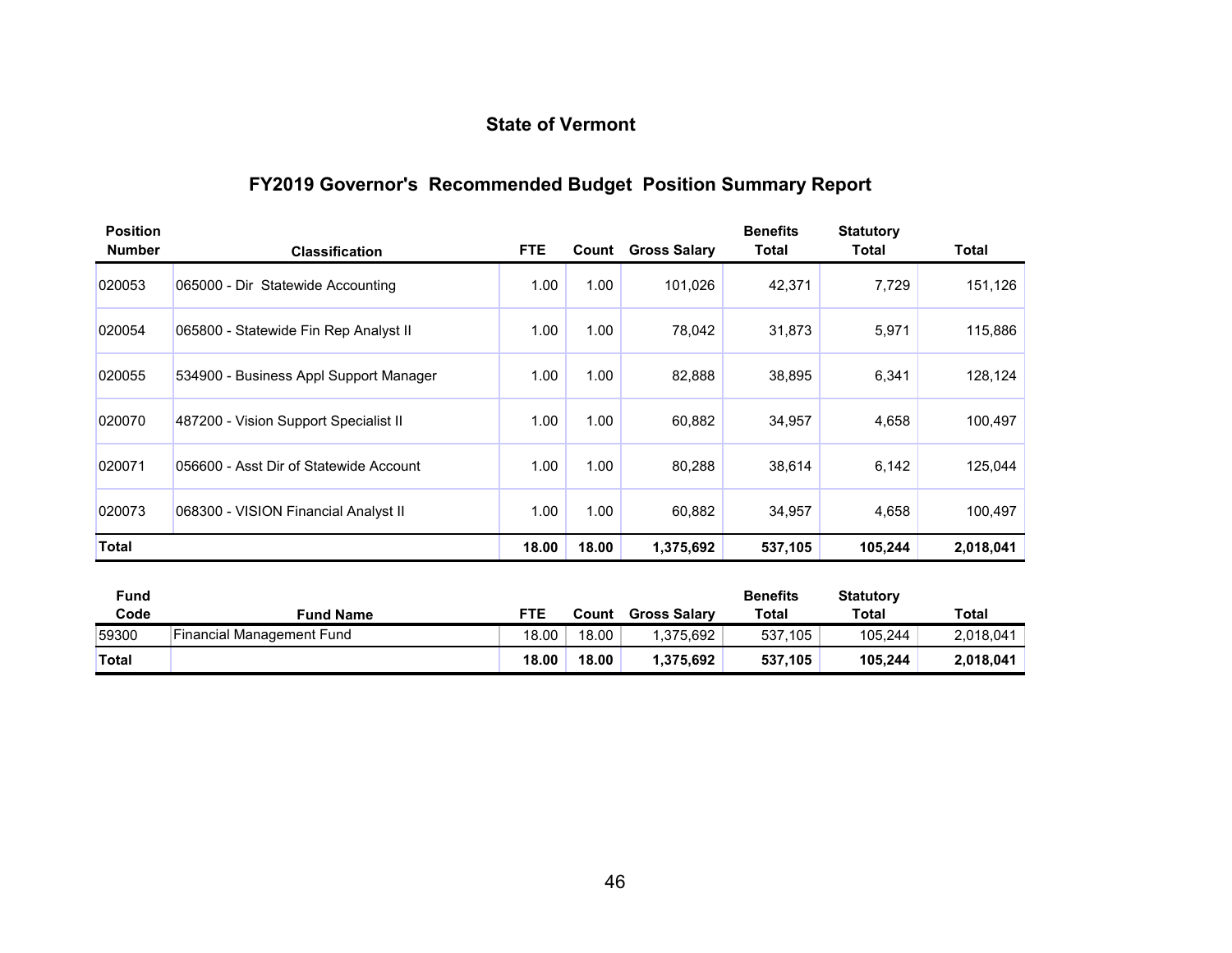## State of Vermont

## FY2019 Governor's Recommended Budget Position Summary Report

| Position Number | Classification | FTE | Count | Gross Salary | Benefits Total | Statutory Total | Total |
|---|---|---|---|---|---|---|---|
| 020053 | 065000 - Dir Statewide Accounting | 1.00 | 1.00 | 101,026 | 42,371 | 7,729 | 151,126 |
| 020054 | 065800 - Statewide Fin Rep Analyst II | 1.00 | 1.00 | 78,042 | 31,873 | 5,971 | 115,886 |
| 020055 | 534900 - Business Appl Support Manager | 1.00 | 1.00 | 82,888 | 38,895 | 6,341 | 128,124 |
| 020070 | 487200 - Vision Support Specialist II | 1.00 | 1.00 | 60,882 | 34,957 | 4,658 | 100,497 |
| 020071 | 056600 - Asst Dir of Statewide Account | 1.00 | 1.00 | 80,288 | 38,614 | 6,142 | 125,044 |
| 020073 | 068300 - VISION Financial Analyst II | 1.00 | 1.00 | 60,882 | 34,957 | 4,658 | 100,497 |
| **Total** | | **18.00** | **18.00** | **1,375,692** | **537,105** | **105,244** | **2,018,041** |

| Fund Code | Fund Name | FTE | Count | Gross Salary | Benefits Total | Statutory Total | Total |
|---|---|---|---|---|---|---|---|
| 59300 | Financial Management Fund | 18.00 | 18.00 | 1,375,692 | 537,105 | 105,244 | 2,018,041 |
| **Total** | | **18.00** | **18.00** | **1,375,692** | **537,105** | **105,244** | **2,018,041** |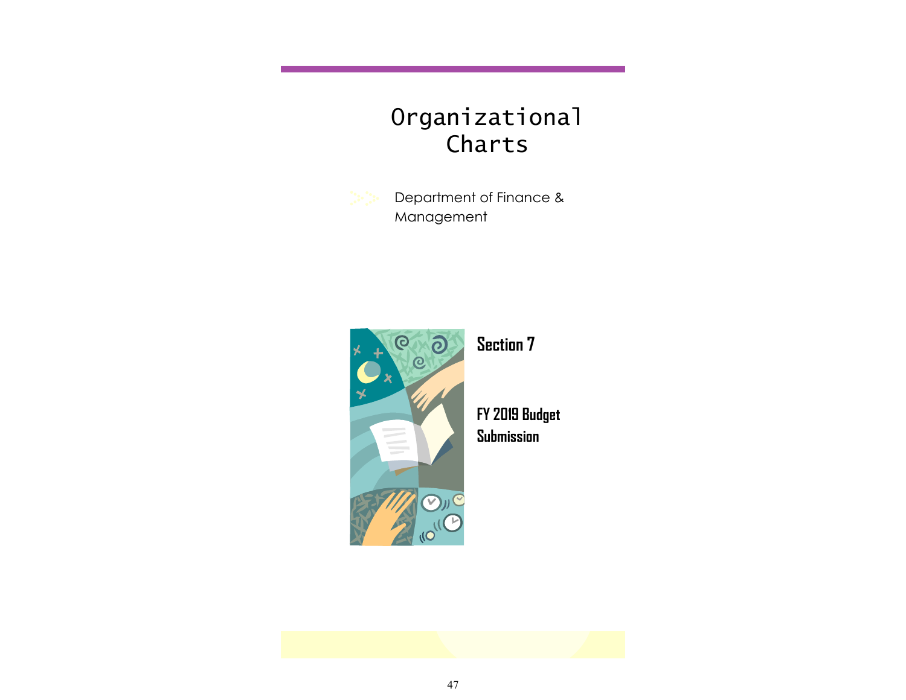# Organizational Charts

Department of Finance & Management

**Section 7**

**FY 2019 Budget Submission**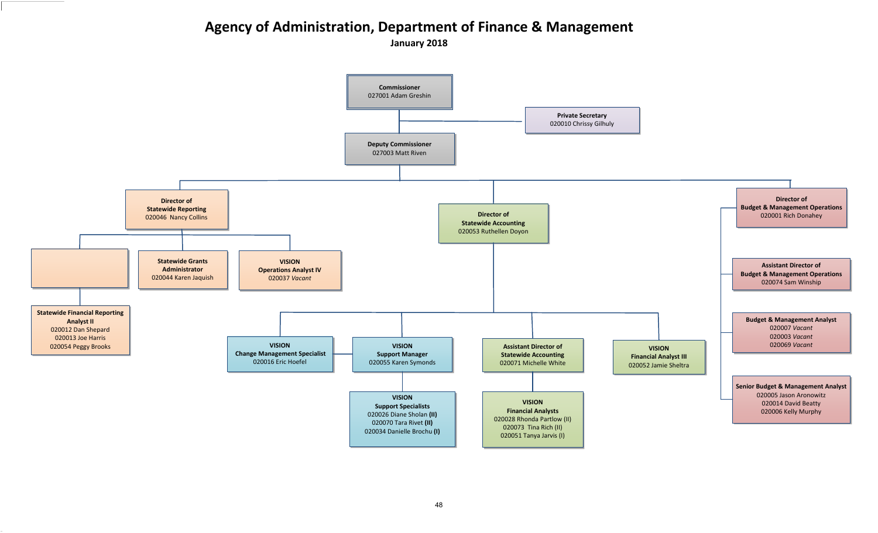# Agency of Administration, Department of Finance & Management

**January 2018**

- **Commissioner**
  027001 Adam Greshin
  - **Private Secretary**
    020010 Chrissy Gilhuly
  - **Deputy Commissioner**
    027003 Matt Riven
    - **Director of Statewide Reporting**
      020046 Nancy Collins
      - (unlabeled position)
        - **Statewide Financial Reporting Analyst II**
          020012 Dan Shepard
          020013 Joe Harris
          020054 Peggy Brooks
      - **Statewide Grants Administrator**
        020044 Karen Jaquish
      - **VISION Operations Analyst IV**
        020037 *Vacant*
    - **Director of Statewide Accounting**
      020053 Ruthellen Doyon
      - **VISION Change Management Specialist**
        020016 Eric Hoefel
      - **VISION Support Manager**
        020055 Karen Symonds
        - **VISION Support Specialists**
          020026 Diane Sholan **(II)**
          020070 Tara Rivet **(II)**
          020034 Danielle Brochu **(I)**
      - **Assistant Director of Statewide Accounting**
        020071 Michelle White
        - **VISION Financial Analysts**
          020028 Rhonda Partlow (II)
          020073 Tina Rich (II)
          020051 Tanya Jarvis (I)
      - **VISION Financial Analyst III**
        020052 Jamie Sheltra
    - **Director of Budget & Management Operations**
      020001 Rich Donahey
      - **Assistant Director of Budget & Management Operations**
        020074 Sam Winship
      - **Budget & Management Analyst**
        020007 *Vacant*
        020003 *Vacant*
        020069 *Vacant*
      - **Senior Budget & Management Analyst**
        020005 Jason Aronowitz
        020014 David Beatty
        020006 Kelly Murphy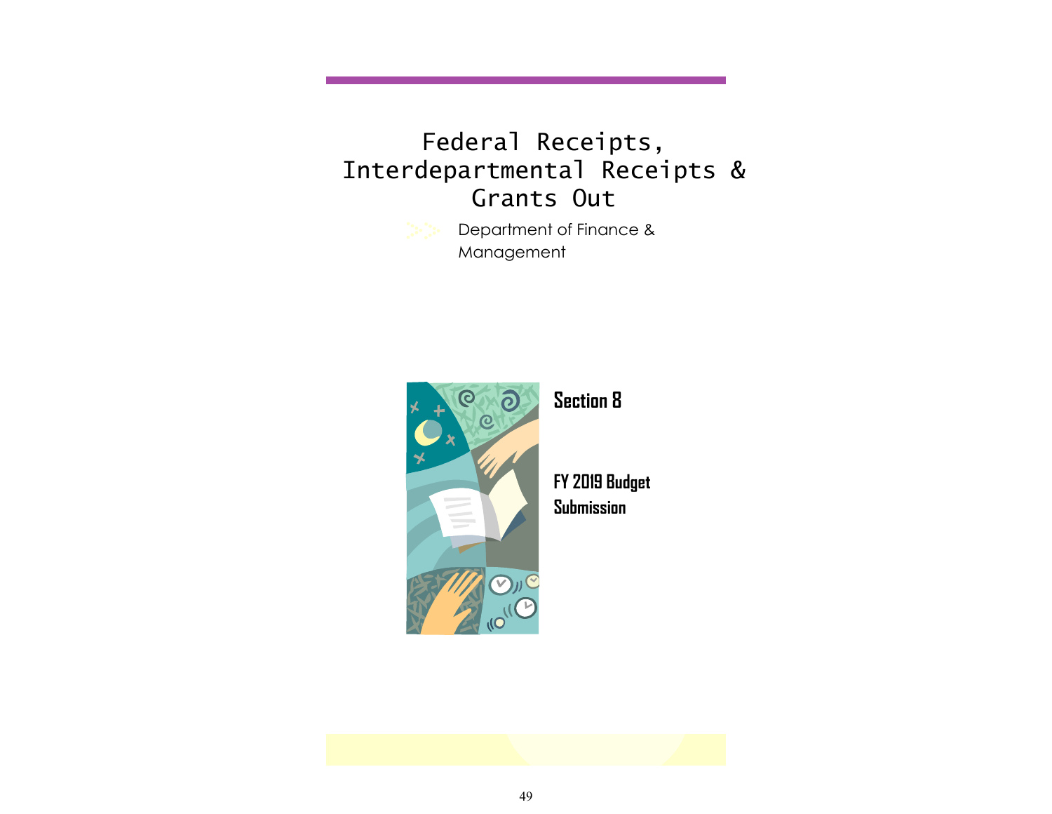# Federal Receipts, Interdepartmental Receipts & Grants Out

Department of Finance & Management

**Section 8**

**FY 2019 Budget Submission**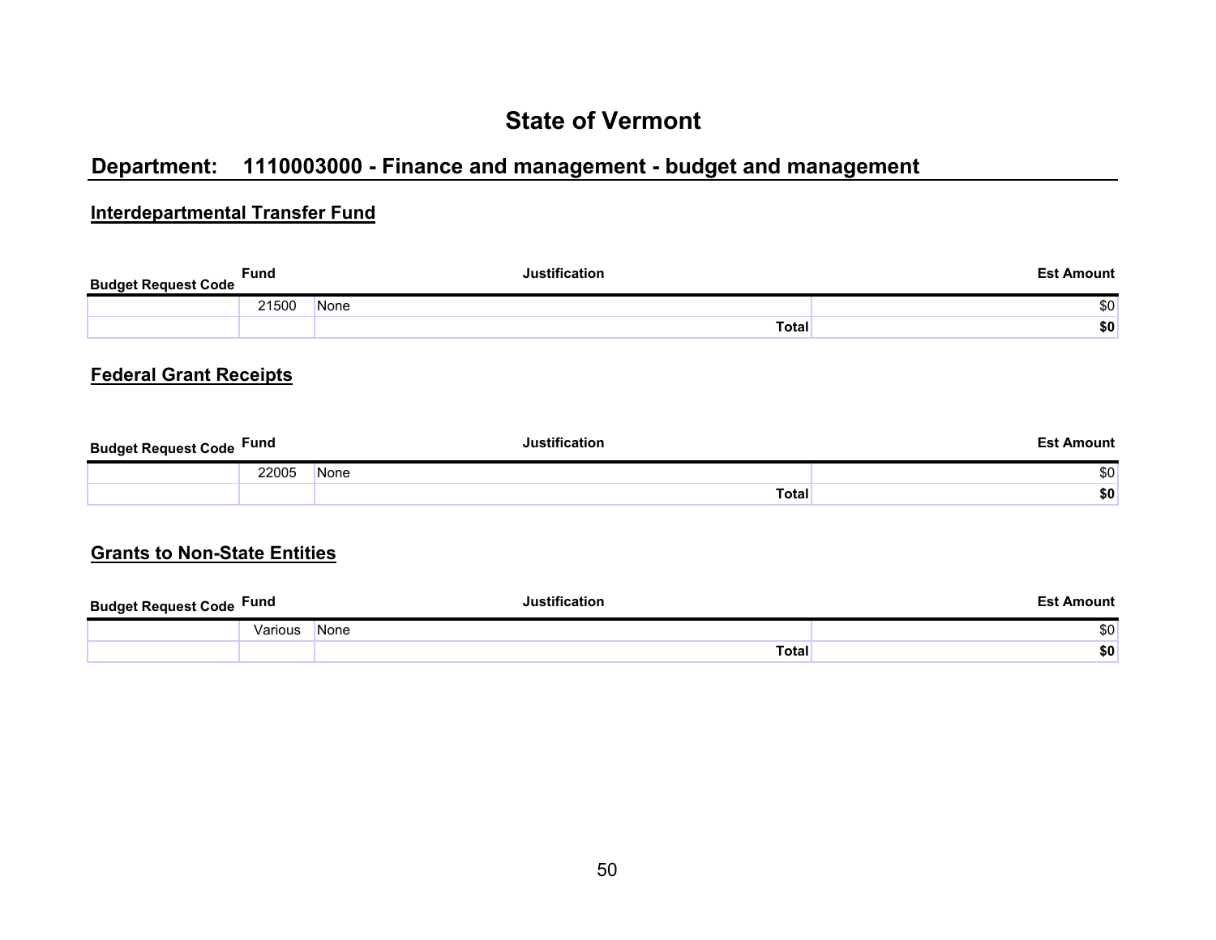# State of Vermont

## Department: 1110003000 - Finance and management - budget and management

### Interdepartmental Transfer Fund

| Budget Request Code | Fund | Justification | Est Amount |
|---|---|---|---|
| | 21500 | None | $0 |
| | | **Total** | **$0** |

### Federal Grant Receipts

| Budget Request Code | Fund | Justification | Est Amount |
|---|---|---|---|
| | 22005 | None | $0 |
| | | **Total** | **$0** |

### Grants to Non-State Entities

| Budget Request Code | Fund | Justification | Est Amount |
|---|---|---|---|
| | Various | None | $0 |
| | | **Total** | **$0** |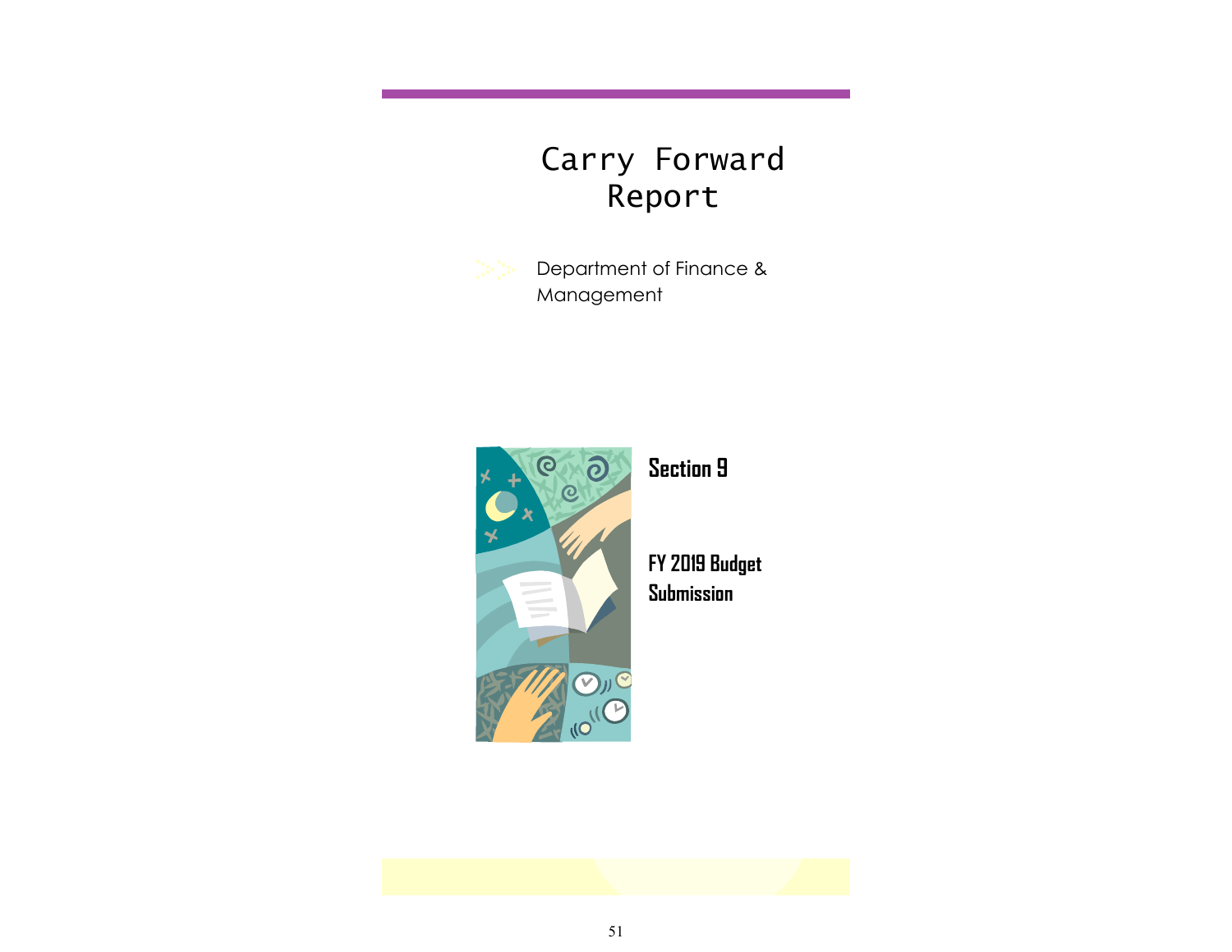# Carry Forward Report

Department of Finance & Management

**Section 9**

**FY 2019 Budget Submission**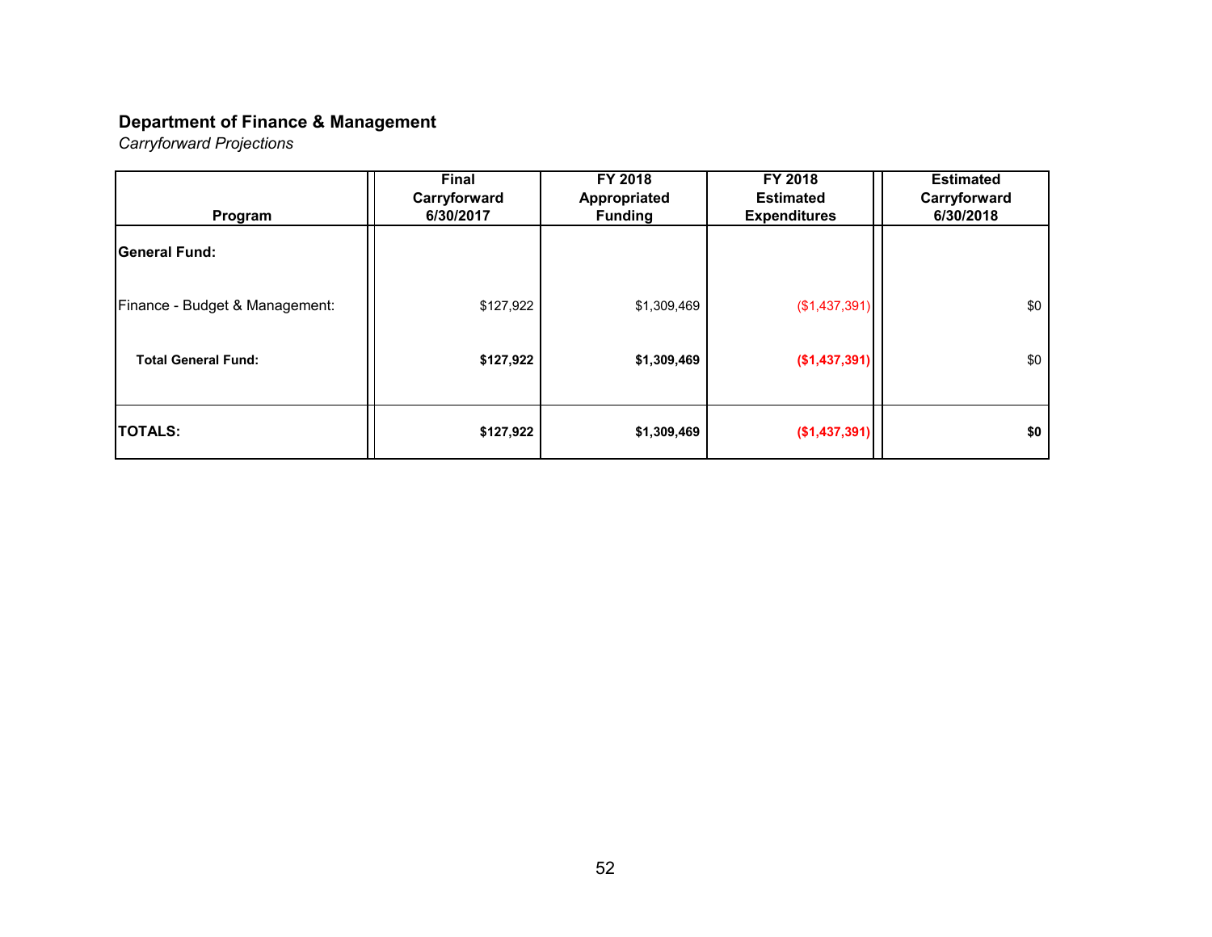**Department of Finance & Management**

*Carryforward Projections*

| Program | Final Carryforward 6/30/2017 | FY 2018 Appropriated Funding | FY 2018 Estimated Expenditures | Estimated Carryforward 6/30/2018 |
|---|---|---|---|---|
| **General Fund:** | | | | |
| Finance - Budget & Management: | $127,922 | $1,309,469 | ($1,437,391) | $0 |
| **Total General Fund:** | **$127,922** | **$1,309,469** | **($1,437,391)** | $0 |
| **TOTALS:** | **$127,922** | **$1,309,469** | **($1,437,391)** | **$0** |